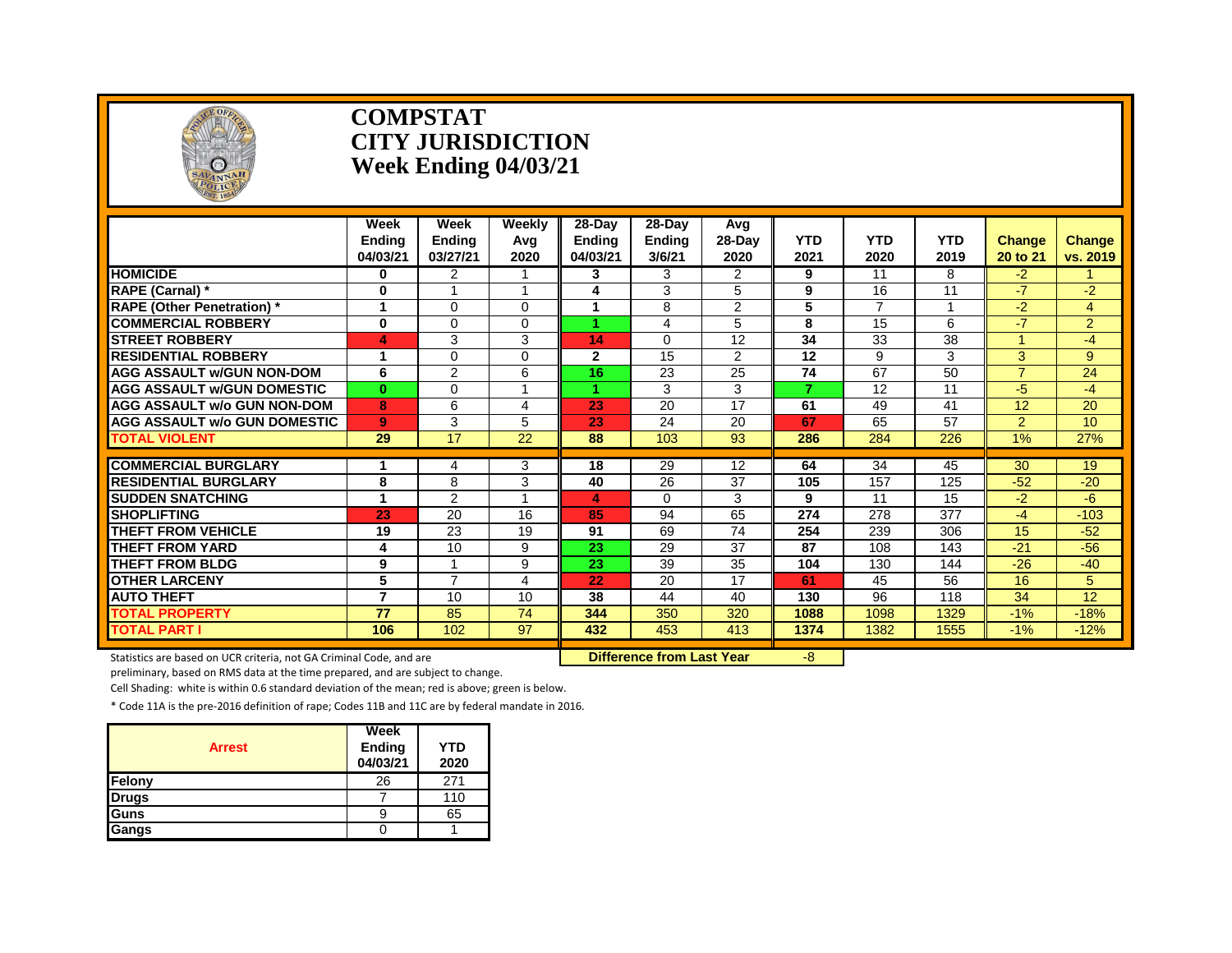# COMPSTAT
# CITY JURISDICTION
# Week Ending 04/03/21

| | Week Ending 04/03/21 | Week Ending 03/27/21 | Weekly Avg 2020 | 28-Day Ending 04/03/21 | 28-Day Ending 3/6/21 | Avg 28-Day 2020 | YTD 2021 | YTD 2020 | YTD 2019 | Change 20 to 21 | Change vs. 2019 |
|---|---|---|---|---|---|---|---|---|---|---|---|
| **HOMICIDE** | 0 | 2 | 1 | 3 | 3 | 2 | 9 | 11 | 8 | -2 | 1 |
| **RAPE (Carnal) *** | 0 | 1 | 1 | 4 | 3 | 5 | 9 | 16 | 11 | -7 | -2 |
| **RAPE (Other Penetration) *** | 1 | 0 | 0 | 1 | 8 | 2 | 5 | 7 | 1 | -2 | 4 |
| **COMMERCIAL ROBBERY** | 0 | 0 | 0 | 1 | 4 | 5 | 8 | 15 | 6 | -7 | 2 |
| **STREET ROBBERY** | 4 | 3 | 3 | 14 | 0 | 12 | 34 | 33 | 38 | 1 | -4 |
| **RESIDENTIAL ROBBERY** | 1 | 0 | 0 | 2 | 15 | 2 | 12 | 9 | 3 | 3 | 9 |
| **AGG ASSAULT w/GUN NON-DOM** | 6 | 2 | 6 | 16 | 23 | 25 | 74 | 67 | 50 | 7 | 24 |
| **AGG ASSAULT w/GUN DOMESTIC** | 0 | 0 | 1 | 1 | 3 | 3 | 7 | 12 | 11 | -5 | -4 |
| **AGG ASSAULT w/o GUN NON-DOM** | 8 | 6 | 4 | 23 | 20 | 17 | 61 | 49 | 41 | 12 | 20 |
| **AGG ASSAULT w/o GUN DOMESTIC** | 9 | 3 | 5 | 23 | 24 | 20 | 67 | 65 | 57 | 2 | 10 |
| **TOTAL VIOLENT** | 29 | 17 | 22 | 88 | 103 | 93 | 286 | 284 | 226 | 1% | 27% |
| **COMMERCIAL BURGLARY** | 1 | 4 | 3 | 18 | 29 | 12 | 64 | 34 | 45 | 30 | 19 |
| **RESIDENTIAL BURGLARY** | 8 | 8 | 3 | 40 | 26 | 37 | 105 | 157 | 125 | -52 | -20 |
| **SUDDEN SNATCHING** | 1 | 2 | 1 | 4 | 0 | 3 | 9 | 11 | 15 | -2 | -6 |
| **SHOPLIFTING** | 23 | 20 | 16 | 85 | 94 | 65 | 274 | 278 | 377 | -4 | -103 |
| **THEFT FROM VEHICLE** | 19 | 23 | 19 | 91 | 69 | 74 | 254 | 239 | 306 | 15 | -52 |
| **THEFT FROM YARD** | 4 | 10 | 9 | 23 | 29 | 37 | 87 | 108 | 143 | -21 | -56 |
| **THEFT FROM BLDG** | 9 | 1 | 9 | 23 | 39 | 35 | 104 | 130 | 144 | -26 | -40 |
| **OTHER LARCENY** | 5 | 7 | 4 | 22 | 20 | 17 | 61 | 45 | 56 | 16 | 5 |
| **AUTO THEFT** | 7 | 10 | 10 | 38 | 44 | 40 | 130 | 96 | 118 | 34 | 12 |
| **TOTAL PROPERTY** | 77 | 85 | 74 | 344 | 350 | 320 | 1088 | 1098 | 1329 | -1% | -18% |
| **TOTAL PART I** | 106 | 102 | 97 | 432 | 453 | 413 | 1374 | 1382 | 1555 | -1% | -12% |

**Difference from Last Year**: -8

Statistics are based on UCR criteria, not GA Criminal Code, and are preliminary, based on RMS data at the time prepared, and are subject to change.

Cell Shading: white is within 0.6 standard deviation of the mean; red is above; green is below.

* Code 11A is the pre-2016 definition of rape; Codes 11B and 11C are by federal mandate in 2016.

| Arrest | Week Ending 04/03/21 | YTD 2020 |
|---|---|---|
| Felony | 26 | 271 |
| Drugs | 7 | 110 |
| Guns | 9 | 65 |
| Gangs | 0 | 1 |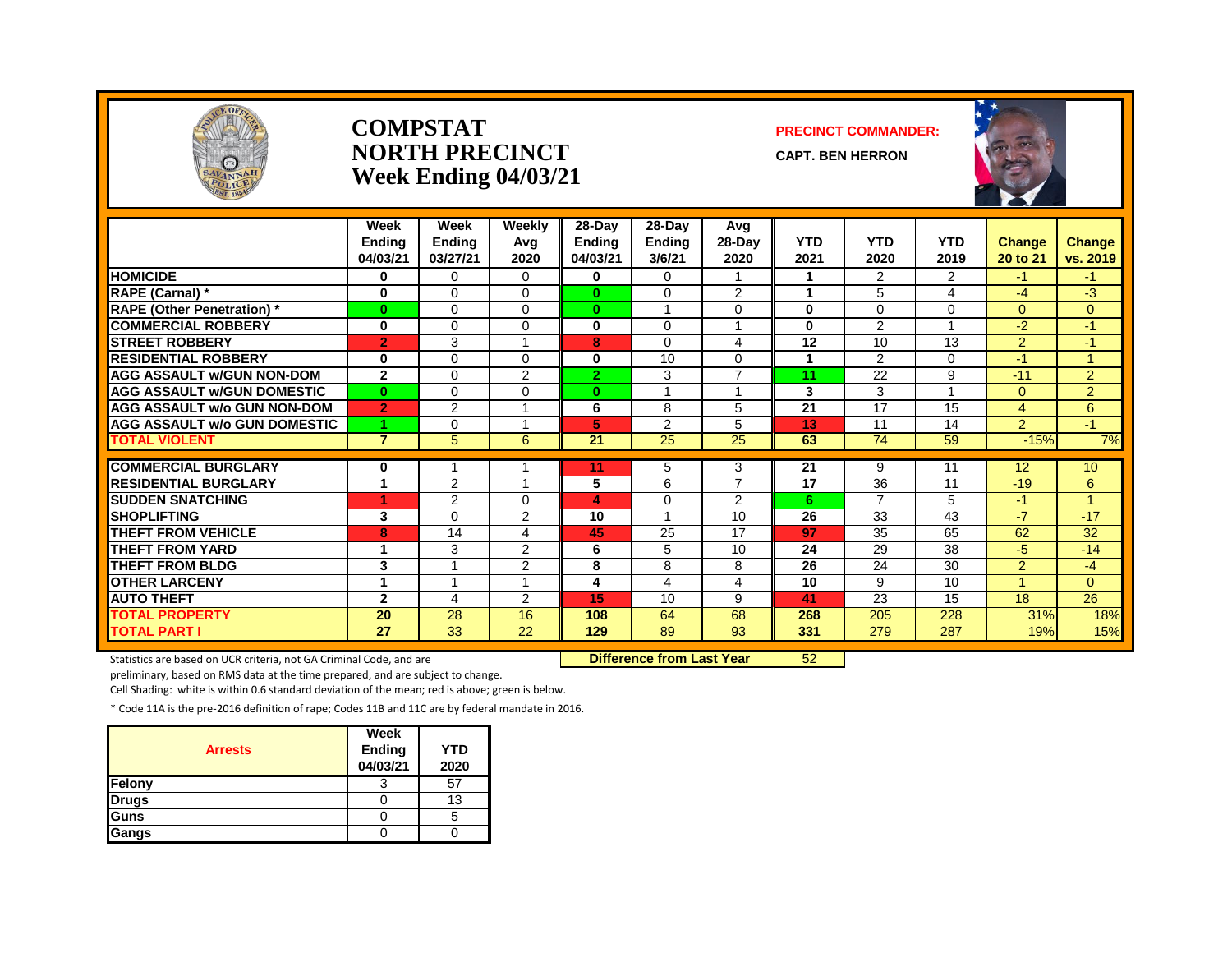# COMPSTAT
# NORTH PRECINCT
# Week Ending 04/03/21

**PRECINCT COMMANDER:**

**CAPT. BEN HERRON**

| | Week Ending 04/03/21 | Week Ending 03/27/21 | Weekly Avg 2020 | 28-Day Ending 04/03/21 | 28-Day Ending 3/6/21 | Avg 28-Day 2020 | YTD 2021 | YTD 2020 | YTD 2019 | Change 20 to 21 | Change vs. 2019 |
|---|---|---|---|---|---|---|---|---|---|---|---|
| HOMICIDE | 0 | 0 | 0 | 0 | 0 | 1 | 1 | 2 | 2 | -1 | -1 |
| RAPE (Carnal) * | 0 | 0 | 0 | 0 | 0 | 2 | 1 | 5 | 4 | -4 | -3 |
| RAPE (Other Penetration) * | 0 | 0 | 0 | 0 | 1 | 0 | 0 | 0 | 0 | 0 | 0 |
| COMMERCIAL ROBBERY | 0 | 0 | 0 | 0 | 0 | 1 | 0 | 2 | 1 | -2 | -1 |
| STREET ROBBERY | 2 | 3 | 1 | 8 | 0 | 4 | 12 | 10 | 13 | 2 | -1 |
| RESIDENTIAL ROBBERY | 0 | 0 | 0 | 0 | 10 | 0 | 1 | 2 | 0 | -1 | 1 |
| AGG ASSAULT w/GUN NON-DOM | 2 | 0 | 2 | 2 | 3 | 7 | 11 | 22 | 9 | -11 | 2 |
| AGG ASSAULT w/GUN DOMESTIC | 0 | 0 | 0 | 0 | 1 | 1 | 3 | 3 | 1 | 0 | 2 |
| AGG ASSAULT w/o GUN NON-DOM | 2 | 2 | 1 | 6 | 8 | 5 | 21 | 17 | 15 | 4 | 6 |
| AGG ASSAULT w/o GUN DOMESTIC | 1 | 0 | 1 | 5 | 2 | 5 | 13 | 11 | 14 | 2 | -1 |
| TOTAL VIOLENT | 7 | 5 | 6 | 21 | 25 | 25 | 63 | 74 | 59 | -15% | 7% |
| COMMERCIAL BURGLARY | 0 | 1 | 1 | 11 | 5 | 3 | 21 | 9 | 11 | 12 | 10 |
| RESIDENTIAL BURGLARY | 1 | 2 | 1 | 5 | 6 | 7 | 17 | 36 | 11 | -19 | 6 |
| SUDDEN SNATCHING | 1 | 2 | 0 | 4 | 0 | 2 | 6 | 7 | 5 | -1 | 1 |
| SHOPLIFTING | 3 | 0 | 2 | 10 | 1 | 10 | 26 | 33 | 43 | -7 | -17 |
| THEFT FROM VEHICLE | 8 | 14 | 4 | 45 | 25 | 17 | 97 | 35 | 65 | 62 | 32 |
| THEFT FROM YARD | 1 | 3 | 2 | 6 | 5 | 10 | 24 | 29 | 38 | -5 | -14 |
| THEFT FROM BLDG | 3 | 1 | 2 | 8 | 8 | 8 | 26 | 24 | 30 | 2 | -4 |
| OTHER LARCENY | 1 | 1 | 1 | 4 | 4 | 4 | 10 | 9 | 10 | 1 | 0 |
| AUTO THEFT | 2 | 4 | 2 | 15 | 10 | 9 | 41 | 23 | 15 | 18 | 26 |
| TOTAL PROPERTY | 20 | 28 | 16 | 108 | 64 | 68 | 268 | 205 | 228 | 31% | 18% |
| TOTAL PART I | 27 | 33 | 22 | 129 | 89 | 93 | 331 | 279 | 287 | 19% | 15% |

**Difference from Last Year** 52

Statistics are based on UCR criteria, not GA Criminal Code, and are preliminary, based on RMS data at the time prepared, and are subject to change.

Cell Shading: white is within 0.6 standard deviation of the mean; red is above; green is below.

* Code 11A is the pre-2016 definition of rape; Codes 11B and 11C are by federal mandate in 2016.

| Arrests | Week Ending 04/03/21 | YTD 2020 |
|---|---|---|
| Felony | 3 | 57 |
| Drugs | 0 | 13 |
| Guns | 0 | 5 |
| Gangs | 0 | 0 |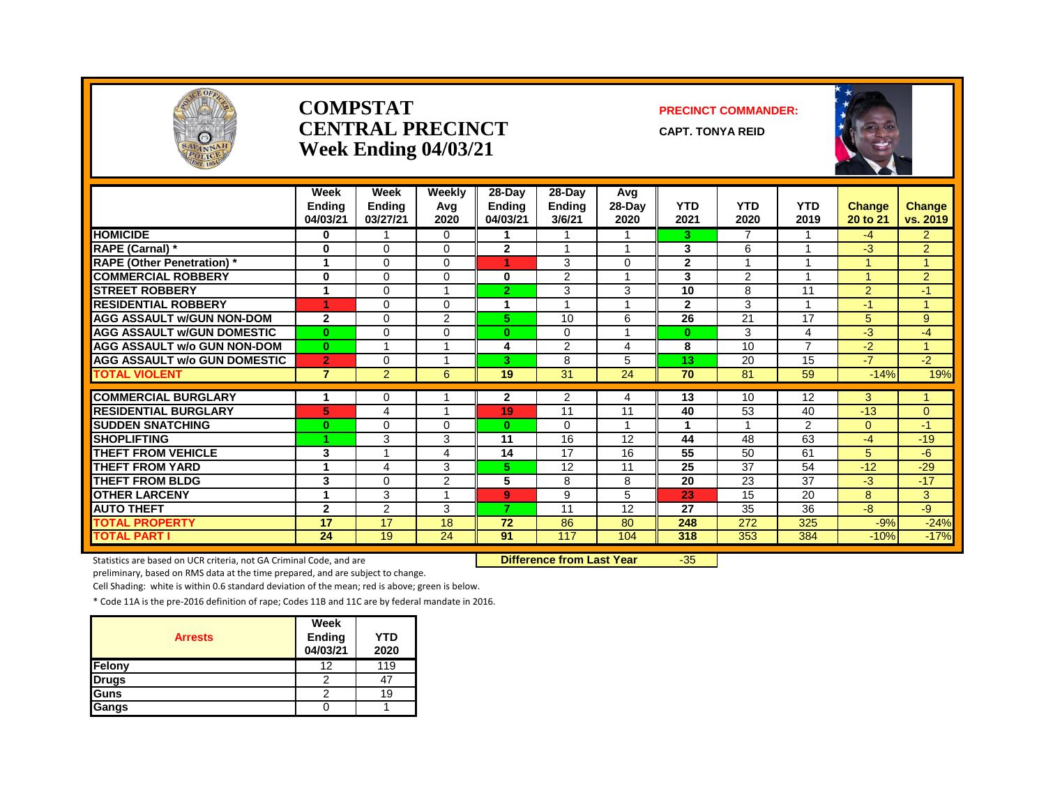# COMPSTAT
# CENTRAL PRECINCT
# Week Ending 04/03/21

**PRECINCT COMMANDER:**

**CAPT. TONYA REID**

| | Week Ending 04/03/21 | Week Ending 03/27/21 | Weekly Avg 2020 | 28-Day Ending 04/03/21 | 28-Day Ending 3/6/21 | Avg 28-Day 2020 | YTD 2021 | YTD 2020 | YTD 2019 | Change 20 to 21 | Change vs. 2019 |
|---|---|---|---|---|---|---|---|---|---|---|---|
| **HOMICIDE** | 0 | 1 | 0 | 1 | 1 | 1 | 3 | 7 | 1 | -4 | 2 |
| **RAPE (Carnal) *** | 0 | 0 | 0 | 2 | 1 | 1 | 3 | 6 | 1 | -3 | 2 |
| **RAPE (Other Penetration) *** | 1 | 0 | 0 | 1 | 3 | 0 | 2 | 1 | 1 | 1 | 1 |
| **COMMERCIAL ROBBERY** | 0 | 0 | 0 | 0 | 2 | 1 | 3 | 2 | 1 | 1 | 2 |
| **STREET ROBBERY** | 1 | 0 | 1 | 2 | 3 | 3 | 10 | 8 | 11 | 2 | -1 |
| **RESIDENTIAL ROBBERY** | 1 | 0 | 0 | 1 | 1 | 1 | 2 | 3 | 1 | -1 | 1 |
| **AGG ASSAULT w/GUN NON-DOM** | 2 | 0 | 2 | 5 | 10 | 6 | 26 | 21 | 17 | 5 | 9 |
| **AGG ASSAULT w/GUN DOMESTIC** | 0 | 0 | 0 | 0 | 0 | 1 | 0 | 3 | 4 | -3 | -4 |
| **AGG ASSAULT w/o GUN NON-DOM** | 0 | 1 | 1 | 4 | 2 | 4 | 8 | 10 | 7 | -2 | 1 |
| **AGG ASSAULT w/o GUN DOMESTIC** | 2 | 0 | 1 | 3 | 8 | 5 | 13 | 20 | 15 | -7 | -2 |
| **TOTAL VIOLENT** | 7 | 2 | 6 | 19 | 31 | 24 | 70 | 81 | 59 | -14% | 19% |
| **COMMERCIAL BURGLARY** | 1 | 0 | 1 | 2 | 2 | 4 | 13 | 10 | 12 | 3 | 1 |
| **RESIDENTIAL BURGLARY** | 5 | 4 | 1 | 19 | 11 | 11 | 40 | 53 | 40 | -13 | 0 |
| **SUDDEN SNATCHING** | 0 | 0 | 0 | 0 | 0 | 1 | 1 | 1 | 2 | 0 | -1 |
| **SHOPLIFTING** | 1 | 3 | 3 | 11 | 16 | 12 | 44 | 48 | 63 | -4 | -19 |
| **THEFT FROM VEHICLE** | 3 | 1 | 4 | 14 | 17 | 16 | 55 | 50 | 61 | 5 | -6 |
| **THEFT FROM YARD** | 1 | 4 | 3 | 5 | 12 | 11 | 25 | 37 | 54 | -12 | -29 |
| **THEFT FROM BLDG** | 3 | 0 | 2 | 5 | 8 | 8 | 20 | 23 | 37 | -3 | -17 |
| **OTHER LARCENY** | 1 | 3 | 1 | 9 | 9 | 5 | 23 | 15 | 20 | 8 | 3 |
| **AUTO THEFT** | 2 | 2 | 3 | 7 | 11 | 12 | 27 | 35 | 36 | -8 | -9 |
| **TOTAL PROPERTY** | 17 | 17 | 18 | 72 | 86 | 80 | 248 | 272 | 325 | -9% | -24% |
| **TOTAL PART I** | 24 | 19 | 24 | 91 | 117 | 104 | 318 | 353 | 384 | -10% | -17% |

**Difference from Last Year** -35

Statistics are based on UCR criteria, not GA Criminal Code, and are preliminary, based on RMS data at the time prepared, and are subject to change.

Cell Shading: white is within 0.6 standard deviation of the mean; red is above; green is below.

* Code 11A is the pre-2016 definition of rape; Codes 11B and 11C are by federal mandate in 2016.

| Arrests | Week Ending 04/03/21 | YTD 2020 |
|---|---|---|
| **Felony** | 12 | 119 |
| **Drugs** | 2 | 47 |
| **Guns** | 2 | 19 |
| **Gangs** | 0 | 1 |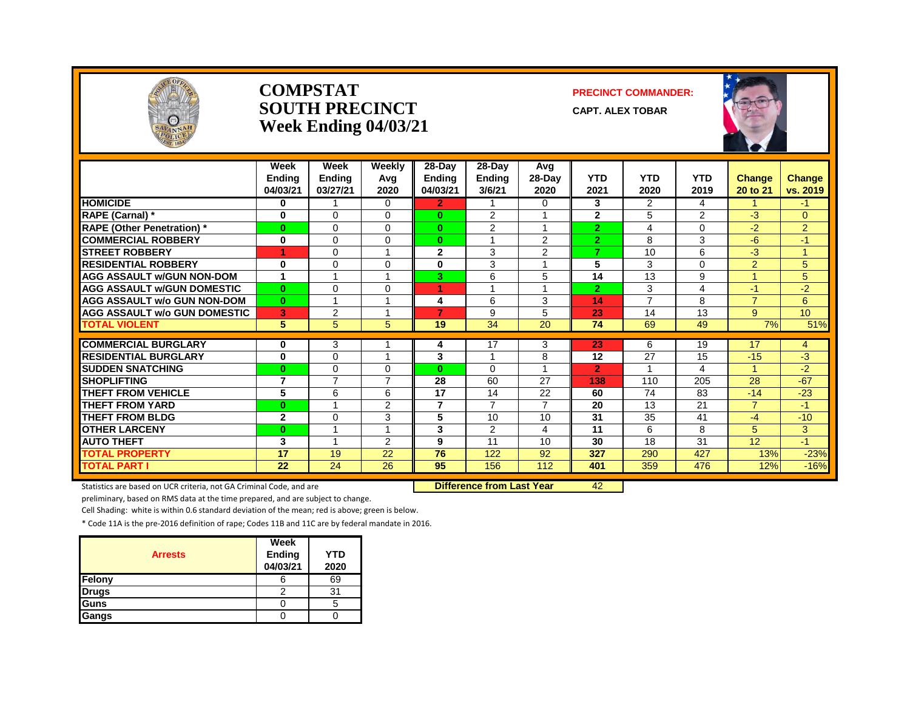# COMPSTAT
# SOUTH PRECINCT
## Week Ending 04/03/21

**PRECINCT COMMANDER:**

**CAPT. ALEX TOBAR**

| | Week Ending 04/03/21 | Week Ending 03/27/21 | Weekly Avg 2020 | 28-Day Ending 04/03/21 | 28-Day Ending 3/6/21 | Avg 28-Day 2020 | YTD 2021 | YTD 2020 | YTD 2019 | Change 20 to 21 | Change vs. 2019 |
|---|---|---|---|---|---|---|---|---|---|---|---|
| HOMICIDE | 0 | 1 | 0 | 2 | 1 | 0 | 3 | 2 | 4 | 1 | -1 |
| RAPE (Carnal) * | 0 | 0 | 0 | 0 | 2 | 1 | 2 | 5 | 2 | -3 | 0 |
| RAPE (Other Penetration) * | 0 | 0 | 0 | 0 | 2 | 1 | 2 | 4 | 0 | -2 | 2 |
| COMMERCIAL ROBBERY | 0 | 0 | 0 | 0 | 1 | 2 | 2 | 8 | 3 | -6 | -1 |
| STREET ROBBERY | 1 | 0 | 1 | 2 | 3 | 2 | 7 | 10 | 6 | -3 | 1 |
| RESIDENTIAL ROBBERY | 0 | 0 | 0 | 0 | 3 | 1 | 5 | 3 | 0 | 2 | 5 |
| AGG ASSAULT w/GUN NON-DOM | 1 | 1 | 1 | 3 | 6 | 5 | 14 | 13 | 9 | 1 | 5 |
| AGG ASSAULT w/GUN DOMESTIC | 0 | 0 | 0 | 1 | 1 | 1 | 2 | 3 | 4 | -1 | -2 |
| AGG ASSAULT w/o GUN NON-DOM | 0 | 1 | 1 | 4 | 6 | 3 | 14 | 7 | 8 | 7 | 6 |
| AGG ASSAULT w/o GUN DOMESTIC | 3 | 2 | 1 | 7 | 9 | 5 | 23 | 14 | 13 | 9 | 10 |
| TOTAL VIOLENT | 5 | 5 | 5 | 19 | 34 | 20 | 74 | 69 | 49 | 7% | 51% |
| COMMERCIAL BURGLARY | 0 | 3 | 1 | 4 | 17 | 3 | 23 | 6 | 19 | 17 | 4 |
| RESIDENTIAL BURGLARY | 0 | 0 | 1 | 3 | 1 | 8 | 12 | 27 | 15 | -15 | -3 |
| SUDDEN SNATCHING | 0 | 0 | 0 | 0 | 0 | 1 | 2 | 1 | 4 | 1 | -2 |
| SHOPLIFTING | 7 | 7 | 7 | 28 | 60 | 27 | 138 | 110 | 205 | 28 | -67 |
| THEFT FROM VEHICLE | 5 | 6 | 6 | 17 | 14 | 22 | 60 | 74 | 83 | -14 | -23 |
| THEFT FROM YARD | 0 | 1 | 2 | 7 | 7 | 7 | 20 | 13 | 21 | 7 | -1 |
| THEFT FROM BLDG | 2 | 0 | 3 | 5 | 10 | 10 | 31 | 35 | 41 | -4 | -10 |
| OTHER LARCENY | 0 | 1 | 1 | 3 | 2 | 4 | 11 | 6 | 8 | 5 | 3 |
| AUTO THEFT | 3 | 1 | 2 | 9 | 11 | 10 | 30 | 18 | 31 | 12 | -1 |
| TOTAL PROPERTY | 17 | 19 | 22 | 76 | 122 | 92 | 327 | 290 | 427 | 13% | -23% |
| TOTAL PART I | 22 | 24 | 26 | 95 | 156 | 112 | 401 | 359 | 476 | 12% | -16% |

**Difference from Last Year** 42

Statistics are based on UCR criteria, not GA Criminal Code, and are preliminary, based on RMS data at the time prepared, and are subject to change.

Cell Shading: white is within 0.6 standard deviation of the mean; red is above; green is below.

* Code 11A is the pre-2016 definition of rape; Codes 11B and 11C are by federal mandate in 2016.

| Arrests | Week Ending 04/03/21 | YTD 2020 |
|---|---|---|
| Felony | 6 | 69 |
| Drugs | 2 | 31 |
| Guns | 0 | 5 |
| Gangs | 0 | 0 |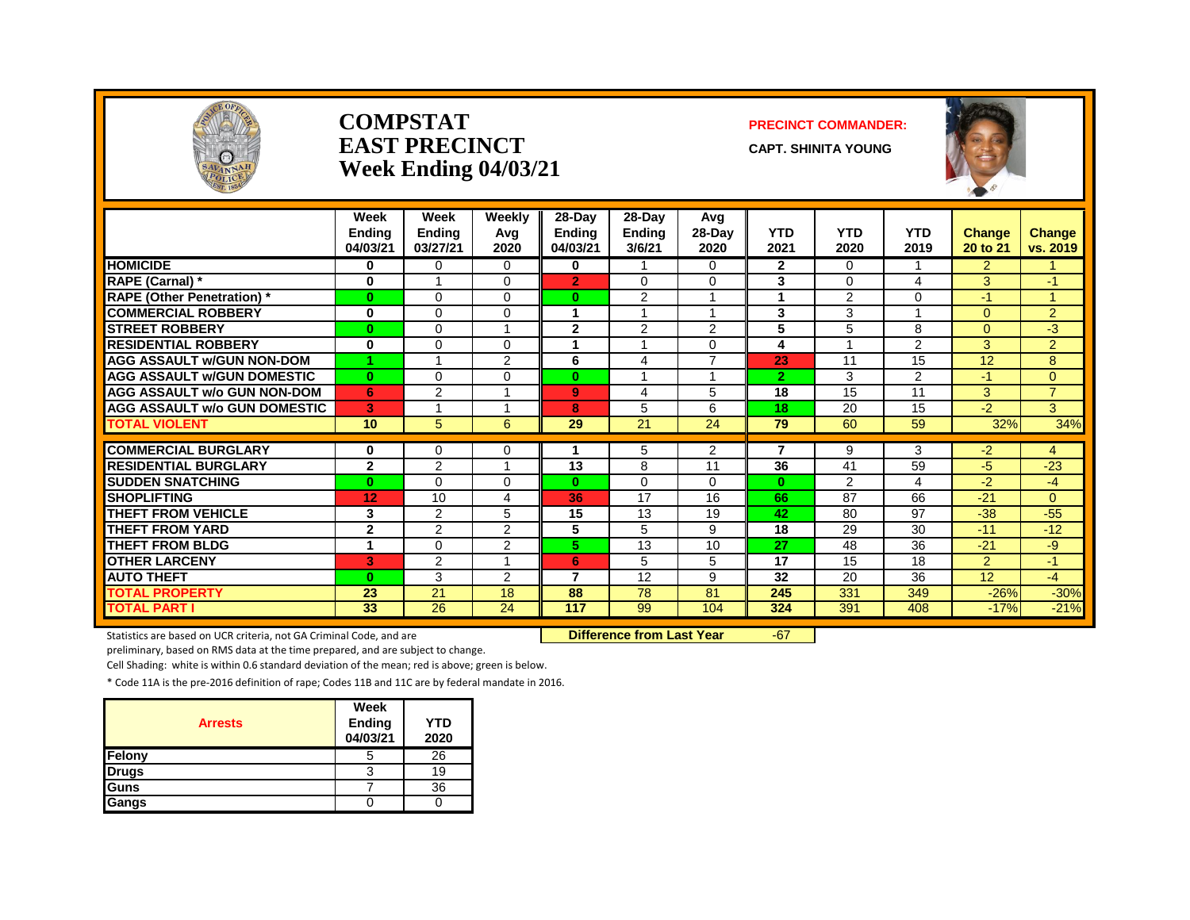# COMPSTAT
# EAST PRECINCT
# Week Ending 04/03/21

**PRECINCT COMMANDER:**

**CAPT. SHINITA YOUNG**

| | Week Ending 04/03/21 | Week Ending 03/27/21 | Weekly Avg 2020 | 28-Day Ending 04/03/21 | 28-Day Ending 3/6/21 | Avg 28-Day 2020 | YTD 2021 | YTD 2020 | YTD 2019 | Change 20 to 21 | Change vs. 2019 |
|---|---|---|---|---|---|---|---|---|---|---|---|
| HOMICIDE | 0 | 0 | 0 | 0 | 1 | 0 | 2 | 0 | 1 | 2 | 1 |
| RAPE (Carnal) * | 0 | 1 | 0 | 2 | 0 | 0 | 3 | 0 | 4 | 3 | -1 |
| RAPE (Other Penetration) * | 0 | 0 | 0 | 0 | 2 | 1 | 1 | 2 | 0 | -1 | 1 |
| COMMERCIAL ROBBERY | 0 | 0 | 0 | 1 | 1 | 1 | 3 | 3 | 1 | 0 | 2 |
| STREET ROBBERY | 0 | 0 | 1 | 2 | 2 | 2 | 5 | 5 | 8 | 0 | -3 |
| RESIDENTIAL ROBBERY | 0 | 0 | 0 | 1 | 1 | 0 | 4 | 1 | 2 | 3 | 2 |
| AGG ASSAULT w/GUN NON-DOM | 1 | 1 | 2 | 6 | 4 | 7 | 23 | 11 | 15 | 12 | 8 |
| AGG ASSAULT w/GUN DOMESTIC | 0 | 0 | 0 | 0 | 1 | 1 | 2 | 3 | 2 | -1 | 0 |
| AGG ASSAULT w/o GUN NON-DOM | 6 | 2 | 1 | 9 | 4 | 5 | 18 | 15 | 11 | 3 | 7 |
| AGG ASSAULT w/o GUN DOMESTIC | 3 | 1 | 1 | 8 | 5 | 6 | 18 | 20 | 15 | -2 | 3 |
| TOTAL VIOLENT | 10 | 5 | 6 | 29 | 21 | 24 | 79 | 60 | 59 | 32% | 34% |
| COMMERCIAL BURGLARY | 0 | 0 | 0 | 1 | 5 | 2 | 7 | 9 | 3 | -2 | 4 |
| RESIDENTIAL BURGLARY | 2 | 2 | 1 | 13 | 8 | 11 | 36 | 41 | 59 | -5 | -23 |
| SUDDEN SNATCHING | 0 | 0 | 0 | 0 | 0 | 0 | 0 | 2 | 4 | -2 | -4 |
| SHOPLIFTING | 12 | 10 | 4 | 36 | 17 | 16 | 66 | 87 | 66 | -21 | 0 |
| THEFT FROM VEHICLE | 3 | 2 | 5 | 15 | 13 | 19 | 42 | 80 | 97 | -38 | -55 |
| THEFT FROM YARD | 2 | 2 | 2 | 5 | 5 | 9 | 18 | 29 | 30 | -11 | -12 |
| THEFT FROM BLDG | 1 | 0 | 2 | 5 | 13 | 10 | 27 | 48 | 36 | -21 | -9 |
| OTHER LARCENY | 3 | 2 | 1 | 6 | 5 | 5 | 17 | 15 | 18 | 2 | -1 |
| AUTO THEFT | 0 | 3 | 2 | 7 | 12 | 9 | 32 | 20 | 36 | 12 | -4 |
| TOTAL PROPERTY | 23 | 21 | 18 | 88 | 78 | 81 | 245 | 331 | 349 | -26% | -30% |
| TOTAL PART I | 33 | 26 | 24 | 117 | 99 | 104 | 324 | 391 | 408 | -17% | -21% |

**Difference from Last Year** -67

Statistics are based on UCR criteria, not GA Criminal Code, and are preliminary, based on RMS data at the time prepared, and are subject to change.

Cell Shading: white is within 0.6 standard deviation of the mean; red is above; green is below.

* Code 11A is the pre-2016 definition of rape; Codes 11B and 11C are by federal mandate in 2016.

| Arrests | Week Ending 04/03/21 | YTD 2020 |
|---|---|---|
| Felony | 5 | 26 |
| Drugs | 3 | 19 |
| Guns | 7 | 36 |
| Gangs | 0 | 0 |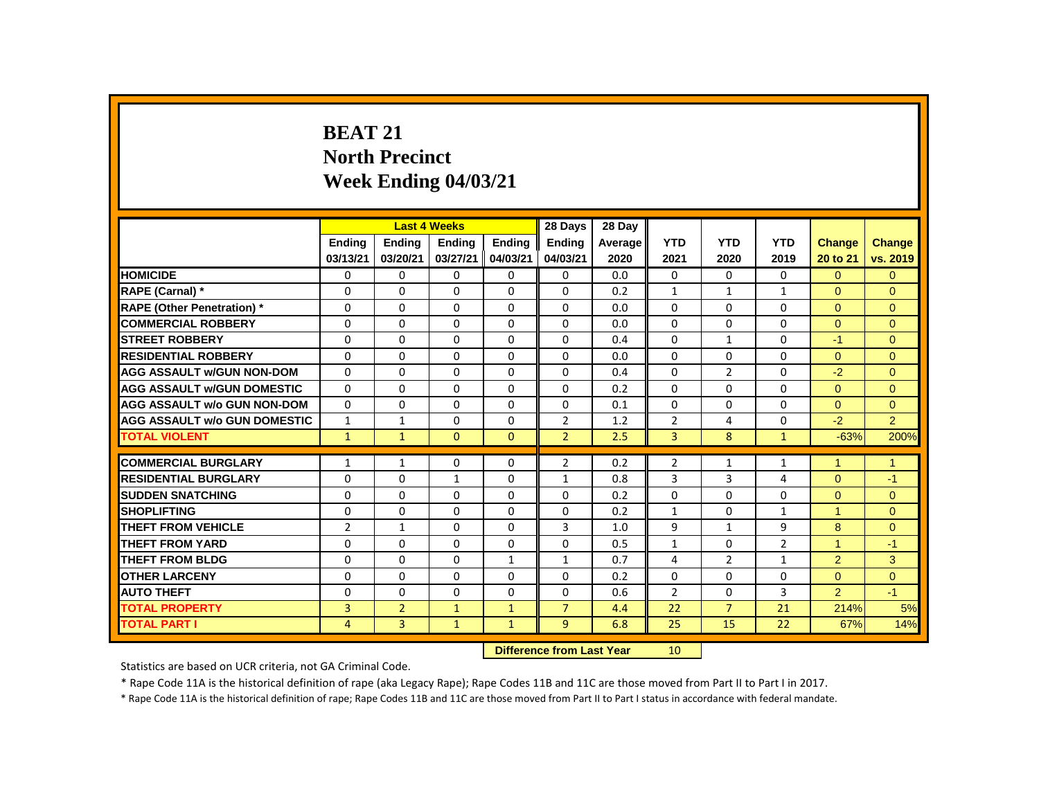# BEAT 21
## North Precinct
## Week Ending 04/03/21

| | Last 4 Weeks | | | | 28 Days | 28 Day | | | | | |
|---|---|---|---|---|---|---|---|---|---|---|---|
| | Ending 03/13/21 | Ending 03/20/21 | Ending 03/27/21 | Ending 04/03/21 | Ending 04/03/21 | Average 2020 | YTD 2021 | YTD 2020 | YTD 2019 | Change 20 to 21 | Change vs. 2019 |
| HOMICIDE | 0 | 0 | 0 | 0 | 0 | 0.0 | 0 | 0 | 0 | 0 | 0 |
| RAPE (Carnal) * | 0 | 0 | 0 | 0 | 0 | 0.2 | 1 | 1 | 1 | 0 | 0 |
| RAPE (Other Penetration) * | 0 | 0 | 0 | 0 | 0 | 0.0 | 0 | 0 | 0 | 0 | 0 |
| COMMERCIAL ROBBERY | 0 | 0 | 0 | 0 | 0 | 0.0 | 0 | 0 | 0 | 0 | 0 |
| STREET ROBBERY | 0 | 0 | 0 | 0 | 0 | 0.4 | 0 | 1 | 0 | -1 | 0 |
| RESIDENTIAL ROBBERY | 0 | 0 | 0 | 0 | 0 | 0.0 | 0 | 0 | 0 | 0 | 0 |
| AGG ASSAULT w/GUN NON-DOM | 0 | 0 | 0 | 0 | 0 | 0.4 | 0 | 2 | 0 | -2 | 0 |
| AGG ASSAULT w/GUN DOMESTIC | 0 | 0 | 0 | 0 | 0 | 0.2 | 0 | 0 | 0 | 0 | 0 |
| AGG ASSAULT w/o GUN NON-DOM | 0 | 0 | 0 | 0 | 0 | 0.1 | 0 | 0 | 0 | 0 | 0 |
| AGG ASSAULT w/o GUN DOMESTIC | 1 | 1 | 0 | 0 | 2 | 1.2 | 2 | 4 | 0 | -2 | 2 |
| TOTAL VIOLENT | 1 | 1 | 0 | 0 | 2 | 2.5 | 3 | 8 | 1 | -63% | 200% |
| COMMERCIAL BURGLARY | 1 | 1 | 0 | 0 | 2 | 0.2 | 2 | 1 | 1 | 1 | 1 |
| RESIDENTIAL BURGLARY | 0 | 0 | 1 | 0 | 1 | 0.8 | 3 | 3 | 4 | 0 | -1 |
| SUDDEN SNATCHING | 0 | 0 | 0 | 0 | 0 | 0.2 | 0 | 0 | 0 | 0 | 0 |
| SHOPLIFTING | 0 | 0 | 0 | 0 | 0 | 0.2 | 1 | 0 | 1 | 1 | 0 |
| THEFT FROM VEHICLE | 2 | 1 | 0 | 0 | 3 | 1.0 | 9 | 1 | 9 | 8 | 0 |
| THEFT FROM YARD | 0 | 0 | 0 | 0 | 0 | 0.5 | 1 | 0 | 2 | 1 | -1 |
| THEFT FROM BLDG | 0 | 0 | 0 | 1 | 1 | 0.7 | 4 | 2 | 1 | 2 | 3 |
| OTHER LARCENY | 0 | 0 | 0 | 0 | 0 | 0.2 | 0 | 0 | 0 | 0 | 0 |
| AUTO THEFT | 0 | 0 | 0 | 0 | 0 | 0.6 | 2 | 0 | 3 | 2 | -1 |
| TOTAL PROPERTY | 3 | 2 | 1 | 1 | 7 | 4.4 | 22 | 7 | 21 | 214% | 5% |
| TOTAL PART I | 4 | 3 | 1 | 1 | 9 | 6.8 | 25 | 15 | 22 | 67% | 14% |

**Difference from Last Year** 10

Statistics are based on UCR criteria, not GA Criminal Code.

* Rape Code 11A is the historical definition of rape (aka Legacy Rape); Rape Codes 11B and 11C are those moved from Part II to Part I in 2017.

* Rape Code 11A is the historical definition of rape; Rape Codes 11B and 11C are those moved from Part II to Part I status in accordance with federal mandate.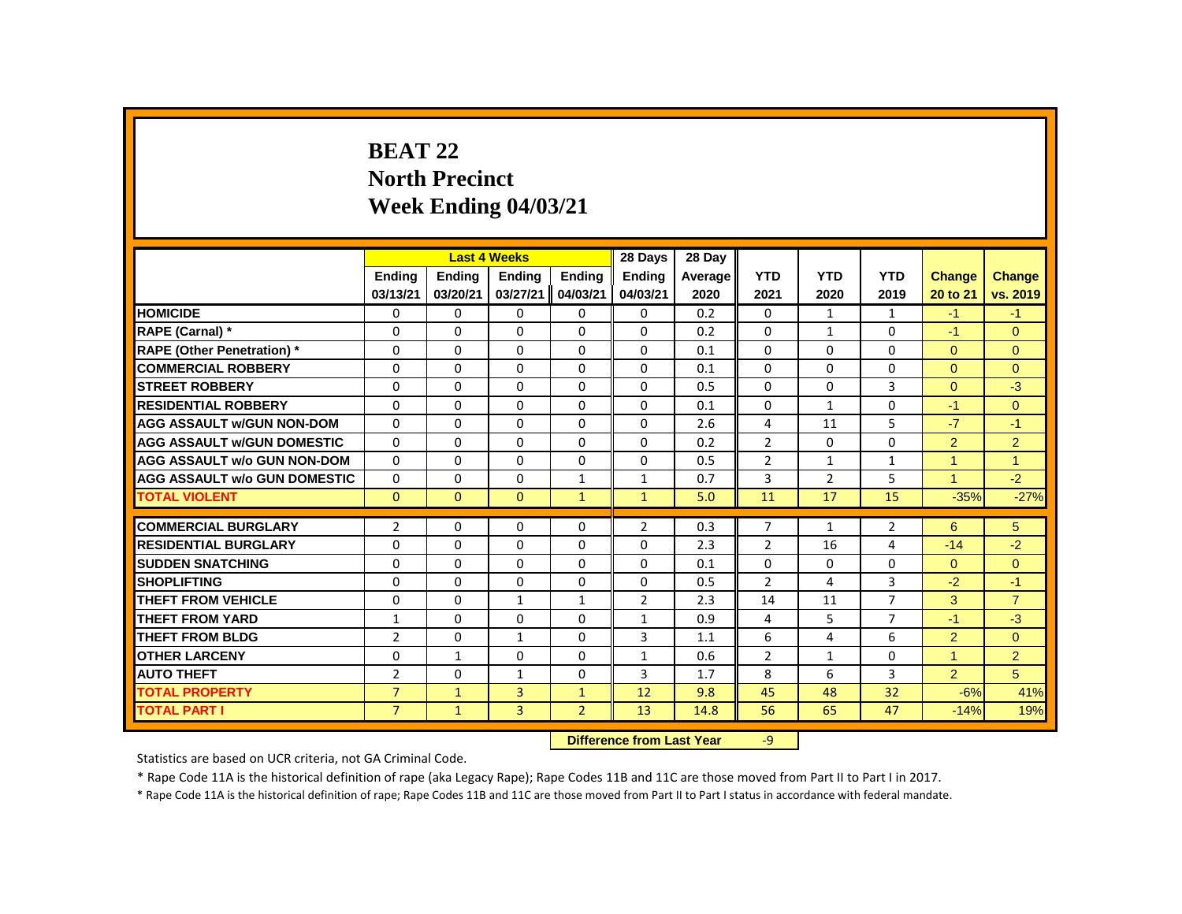# BEAT 22
## North Precinct
## Week Ending 04/03/21

| | Last 4 Weeks | | | | 28 Days | 28 Day | | | | | |
|---|---|---|---|---|---|---|---|---|---|---|---|
| | Ending 03/13/21 | Ending 03/20/21 | Ending 03/27/21 | Ending 04/03/21 | Ending 04/03/21 | Average 2020 | YTD 2021 | YTD 2020 | YTD 2019 | Change 20 to 21 | Change vs. 2019 |
| HOMICIDE | 0 | 0 | 0 | 0 | 0 | 0.2 | 0 | 1 | 1 | -1 | -1 |
| RAPE (Carnal) * | 0 | 0 | 0 | 0 | 0 | 0.2 | 0 | 1 | 0 | -1 | 0 |
| RAPE (Other Penetration) * | 0 | 0 | 0 | 0 | 0 | 0.1 | 0 | 0 | 0 | 0 | 0 |
| COMMERCIAL ROBBERY | 0 | 0 | 0 | 0 | 0 | 0.1 | 0 | 0 | 0 | 0 | 0 |
| STREET ROBBERY | 0 | 0 | 0 | 0 | 0 | 0.5 | 0 | 0 | 3 | 0 | -3 |
| RESIDENTIAL ROBBERY | 0 | 0 | 0 | 0 | 0 | 0.1 | 0 | 1 | 0 | -1 | 0 |
| AGG ASSAULT w/GUN NON-DOM | 0 | 0 | 0 | 0 | 0 | 2.6 | 4 | 11 | 5 | -7 | -1 |
| AGG ASSAULT w/GUN DOMESTIC | 0 | 0 | 0 | 0 | 0 | 0.2 | 2 | 0 | 0 | 2 | 2 |
| AGG ASSAULT w/o GUN NON-DOM | 0 | 0 | 0 | 0 | 0 | 0.5 | 2 | 1 | 1 | 1 | 1 |
| AGG ASSAULT w/o GUN DOMESTIC | 0 | 0 | 0 | 1 | 1 | 0.7 | 3 | 2 | 5 | 1 | -2 |
| TOTAL VIOLENT | 0 | 0 | 0 | 1 | 1 | 5.0 | 11 | 17 | 15 | -35% | -27% |
| COMMERCIAL BURGLARY | 2 | 0 | 0 | 0 | 2 | 0.3 | 7 | 1 | 2 | 6 | 5 |
| RESIDENTIAL BURGLARY | 0 | 0 | 0 | 0 | 0 | 2.3 | 2 | 16 | 4 | -14 | -2 |
| SUDDEN SNATCHING | 0 | 0 | 0 | 0 | 0 | 0.1 | 0 | 0 | 0 | 0 | 0 |
| SHOPLIFTING | 0 | 0 | 0 | 0 | 0 | 0.5 | 2 | 4 | 3 | -2 | -1 |
| THEFT FROM VEHICLE | 0 | 0 | 1 | 1 | 2 | 2.3 | 14 | 11 | 7 | 3 | 7 |
| THEFT FROM YARD | 1 | 0 | 0 | 0 | 1 | 0.9 | 4 | 5 | 7 | -1 | -3 |
| THEFT FROM BLDG | 2 | 0 | 1 | 0 | 3 | 1.1 | 6 | 4 | 6 | 2 | 0 |
| OTHER LARCENY | 0 | 1 | 0 | 0 | 1 | 0.6 | 2 | 1 | 0 | 1 | 2 |
| AUTO THEFT | 2 | 0 | 1 | 0 | 3 | 1.7 | 8 | 6 | 3 | 2 | 5 |
| TOTAL PROPERTY | 7 | 1 | 3 | 1 | 12 | 9.8 | 45 | 48 | 32 | -6% | 41% |
| TOTAL PART I | 7 | 1 | 3 | 2 | 13 | 14.8 | 56 | 65 | 47 | -14% | 19% |

**Difference from Last Year** -9

Statistics are based on UCR criteria, not GA Criminal Code.

* Rape Code 11A is the historical definition of rape (aka Legacy Rape); Rape Codes 11B and 11C are those moved from Part II to Part I in 2017.

* Rape Code 11A is the historical definition of rape; Rape Codes 11B and 11C are those moved from Part II to Part I status in accordance with federal mandate.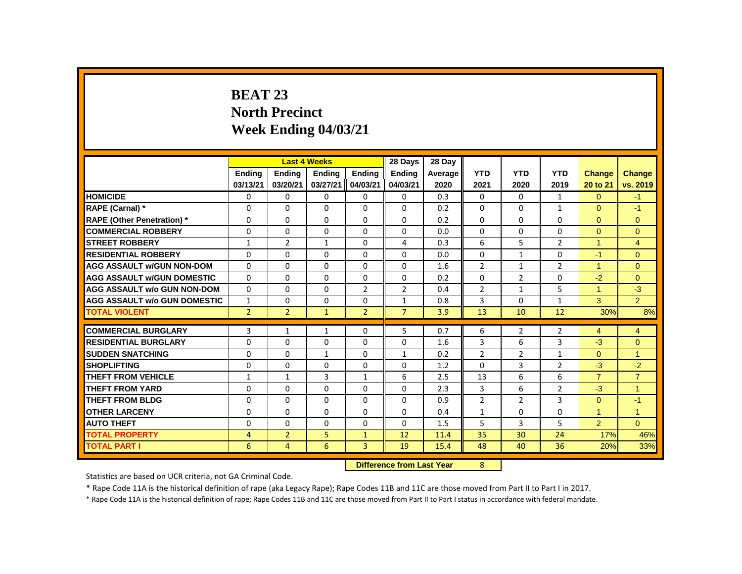# BEAT 23
## North Precinct
## Week Ending 04/03/21

| | Last 4 Weeks | | | | 28 Days | 28 Day | YTD | YTD | YTD | Change | Change |
|---|---|---|---|---|---|---|---|---|---|---|---|
| | Ending 03/13/21 | Ending 03/20/21 | Ending 03/27/21 | Ending 04/03/21 | Ending 04/03/21 | Average 2020 | 2021 | 2020 | 2019 | 20 to 21 | vs. 2019 |
| HOMICIDE | 0 | 0 | 0 | 0 | 0 | 0.3 | 0 | 0 | 1 | 0 | -1 |
| RAPE (Carnal) * | 0 | 0 | 0 | 0 | 0 | 0.2 | 0 | 0 | 1 | 0 | -1 |
| RAPE (Other Penetration) * | 0 | 0 | 0 | 0 | 0 | 0.2 | 0 | 0 | 0 | 0 | 0 |
| COMMERCIAL ROBBERY | 0 | 0 | 0 | 0 | 0 | 0.0 | 0 | 0 | 0 | 0 | 0 |
| STREET ROBBERY | 1 | 2 | 1 | 0 | 4 | 0.3 | 6 | 5 | 2 | 1 | 4 |
| RESIDENTIAL ROBBERY | 0 | 0 | 0 | 0 | 0 | 0.0 | 0 | 1 | 0 | -1 | 0 |
| AGG ASSAULT w/GUN NON-DOM | 0 | 0 | 0 | 0 | 0 | 1.6 | 2 | 1 | 2 | 1 | 0 |
| AGG ASSAULT w/GUN DOMESTIC | 0 | 0 | 0 | 0 | 0 | 0.2 | 0 | 2 | 0 | -2 | 0 |
| AGG ASSAULT w/o GUN NON-DOM | 0 | 0 | 0 | 2 | 2 | 0.4 | 2 | 1 | 5 | 1 | -3 |
| AGG ASSAULT w/o GUN DOMESTIC | 1 | 0 | 0 | 0 | 1 | 0.8 | 3 | 0 | 1 | 3 | 2 |
| TOTAL VIOLENT | 2 | 2 | 1 | 2 | 7 | 3.9 | 13 | 10 | 12 | 30% | 8% |
| COMMERCIAL BURGLARY | 3 | 1 | 1 | 0 | 5 | 0.7 | 6 | 2 | 2 | 4 | 4 |
| RESIDENTIAL BURGLARY | 0 | 0 | 0 | 0 | 0 | 1.6 | 3 | 6 | 3 | -3 | 0 |
| SUDDEN SNATCHING | 0 | 0 | 1 | 0 | 1 | 0.2 | 2 | 2 | 1 | 0 | 1 |
| SHOPLIFTING | 0 | 0 | 0 | 0 | 0 | 1.2 | 0 | 3 | 2 | -3 | -2 |
| THEFT FROM VEHICLE | 1 | 1 | 3 | 1 | 6 | 2.5 | 13 | 6 | 6 | 7 | 7 |
| THEFT FROM YARD | 0 | 0 | 0 | 0 | 0 | 2.3 | 3 | 6 | 2 | -3 | 1 |
| THEFT FROM BLDG | 0 | 0 | 0 | 0 | 0 | 0.9 | 2 | 2 | 3 | 0 | -1 |
| OTHER LARCENY | 0 | 0 | 0 | 0 | 0 | 0.4 | 1 | 0 | 0 | 1 | 1 |
| AUTO THEFT | 0 | 0 | 0 | 0 | 0 | 1.5 | 5 | 3 | 5 | 2 | 0 |
| TOTAL PROPERTY | 4 | 2 | 5 | 1 | 12 | 11.4 | 35 | 30 | 24 | 17% | 46% |
| TOTAL PART I | 6 | 4 | 6 | 3 | 19 | 15.4 | 48 | 40 | 36 | 20% | 33% |

**Difference from Last Year** 8

Statistics are based on UCR criteria, not GA Criminal Code.

* Rape Code 11A is the historical definition of rape (aka Legacy Rape); Rape Codes 11B and 11C are those moved from Part II to Part I in 2017.

* Rape Code 11A is the historical definition of rape; Rape Codes 11B and 11C are those moved from Part II to Part I status in accordance with federal mandate.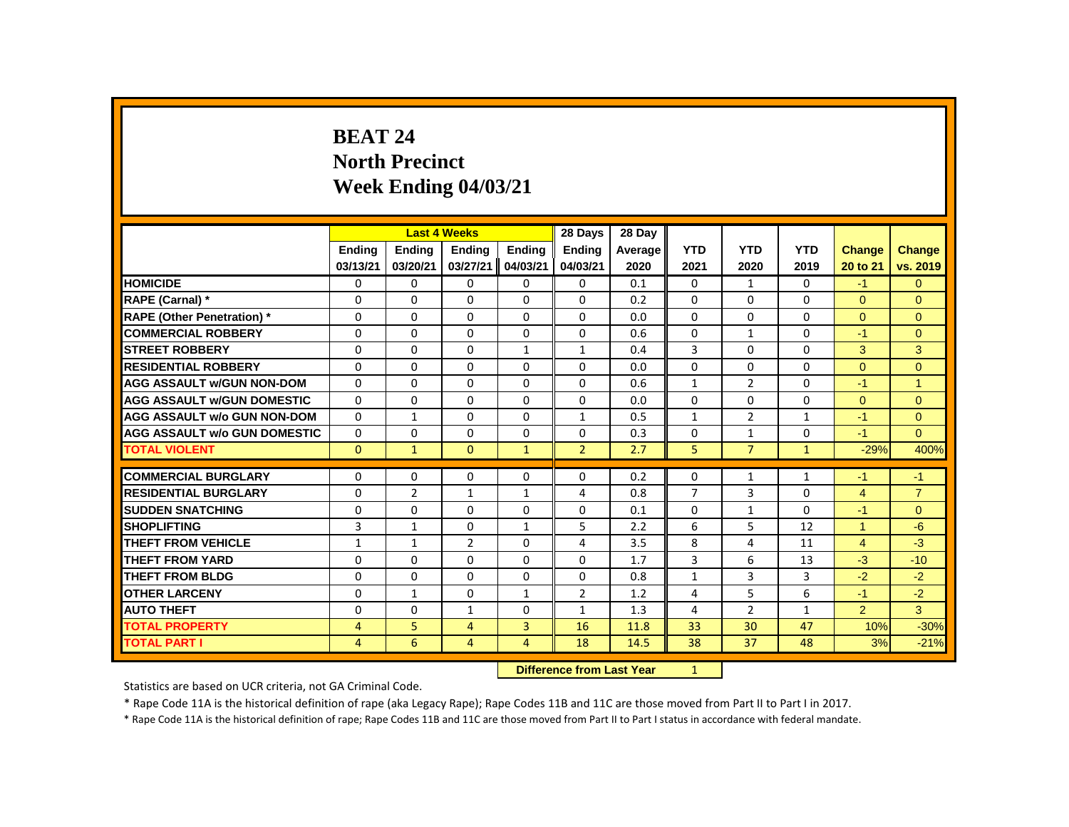# BEAT 24
# North Precinct
# Week Ending 04/03/21

| | Last 4 Weeks | | | | 28 Days | 28 Day | | | | | |
|---|---|---|---|---|---|---|---|---|---|---|---|
| | Ending 03/13/21 | Ending 03/20/21 | Ending 03/27/21 | Ending 04/03/21 | Ending 04/03/21 | Average 2020 | YTD 2021 | YTD 2020 | YTD 2019 | Change 20 to 21 | Change vs. 2019 |
| HOMICIDE | 0 | 0 | 0 | 0 | 0 | 0.1 | 0 | 1 | 0 | -1 | 0 |
| RAPE (Carnal) * | 0 | 0 | 0 | 0 | 0 | 0.2 | 0 | 0 | 0 | 0 | 0 |
| RAPE (Other Penetration) * | 0 | 0 | 0 | 0 | 0 | 0.0 | 0 | 0 | 0 | 0 | 0 |
| COMMERCIAL ROBBERY | 0 | 0 | 0 | 0 | 0 | 0.6 | 0 | 1 | 0 | -1 | 0 |
| STREET ROBBERY | 0 | 0 | 0 | 1 | 1 | 0.4 | 3 | 0 | 0 | 3 | 3 |
| RESIDENTIAL ROBBERY | 0 | 0 | 0 | 0 | 0 | 0.0 | 0 | 0 | 0 | 0 | 0 |
| AGG ASSAULT w/GUN NON-DOM | 0 | 0 | 0 | 0 | 0 | 0.6 | 1 | 2 | 0 | -1 | 1 |
| AGG ASSAULT w/GUN DOMESTIC | 0 | 0 | 0 | 0 | 0 | 0.0 | 0 | 0 | 0 | 0 | 0 |
| AGG ASSAULT w/o GUN NON-DOM | 0 | 1 | 0 | 0 | 1 | 0.5 | 1 | 2 | 1 | -1 | 0 |
| AGG ASSAULT w/o GUN DOMESTIC | 0 | 0 | 0 | 0 | 0 | 0.3 | 0 | 1 | 0 | -1 | 0 |
| TOTAL VIOLENT | 0 | 1 | 0 | 1 | 2 | 2.7 | 5 | 7 | 1 | -29% | 400% |
| COMMERCIAL BURGLARY | 0 | 0 | 0 | 0 | 0 | 0.2 | 0 | 1 | 1 | -1 | -1 |
| RESIDENTIAL BURGLARY | 0 | 2 | 1 | 1 | 4 | 0.8 | 7 | 3 | 0 | 4 | 7 |
| SUDDEN SNATCHING | 0 | 0 | 0 | 0 | 0 | 0.1 | 0 | 1 | 0 | -1 | 0 |
| SHOPLIFTING | 3 | 1 | 0 | 1 | 5 | 2.2 | 6 | 5 | 12 | 1 | -6 |
| THEFT FROM VEHICLE | 1 | 1 | 2 | 0 | 4 | 3.5 | 8 | 4 | 11 | 4 | -3 |
| THEFT FROM YARD | 0 | 0 | 0 | 0 | 0 | 1.7 | 3 | 6 | 13 | -3 | -10 |
| THEFT FROM BLDG | 0 | 0 | 0 | 0 | 0 | 0.8 | 1 | 3 | 3 | -2 | -2 |
| OTHER LARCENY | 0 | 1 | 0 | 1 | 2 | 1.2 | 4 | 5 | 6 | -1 | -2 |
| AUTO THEFT | 0 | 0 | 1 | 0 | 1 | 1.3 | 4 | 2 | 1 | 2 | 3 |
| TOTAL PROPERTY | 4 | 5 | 4 | 3 | 16 | 11.8 | 33 | 30 | 47 | 10% | -30% |
| TOTAL PART I | 4 | 6 | 4 | 4 | 18 | 14.5 | 38 | 37 | 48 | 3% | -21% |

**Difference from Last Year** 1

Statistics are based on UCR criteria, not GA Criminal Code.

* Rape Code 11A is the historical definition of rape (aka Legacy Rape); Rape Codes 11B and 11C are those moved from Part II to Part I in 2017.

* Rape Code 11A is the historical definition of rape; Rape Codes 11B and 11C are those moved from Part II to Part I status in accordance with federal mandate.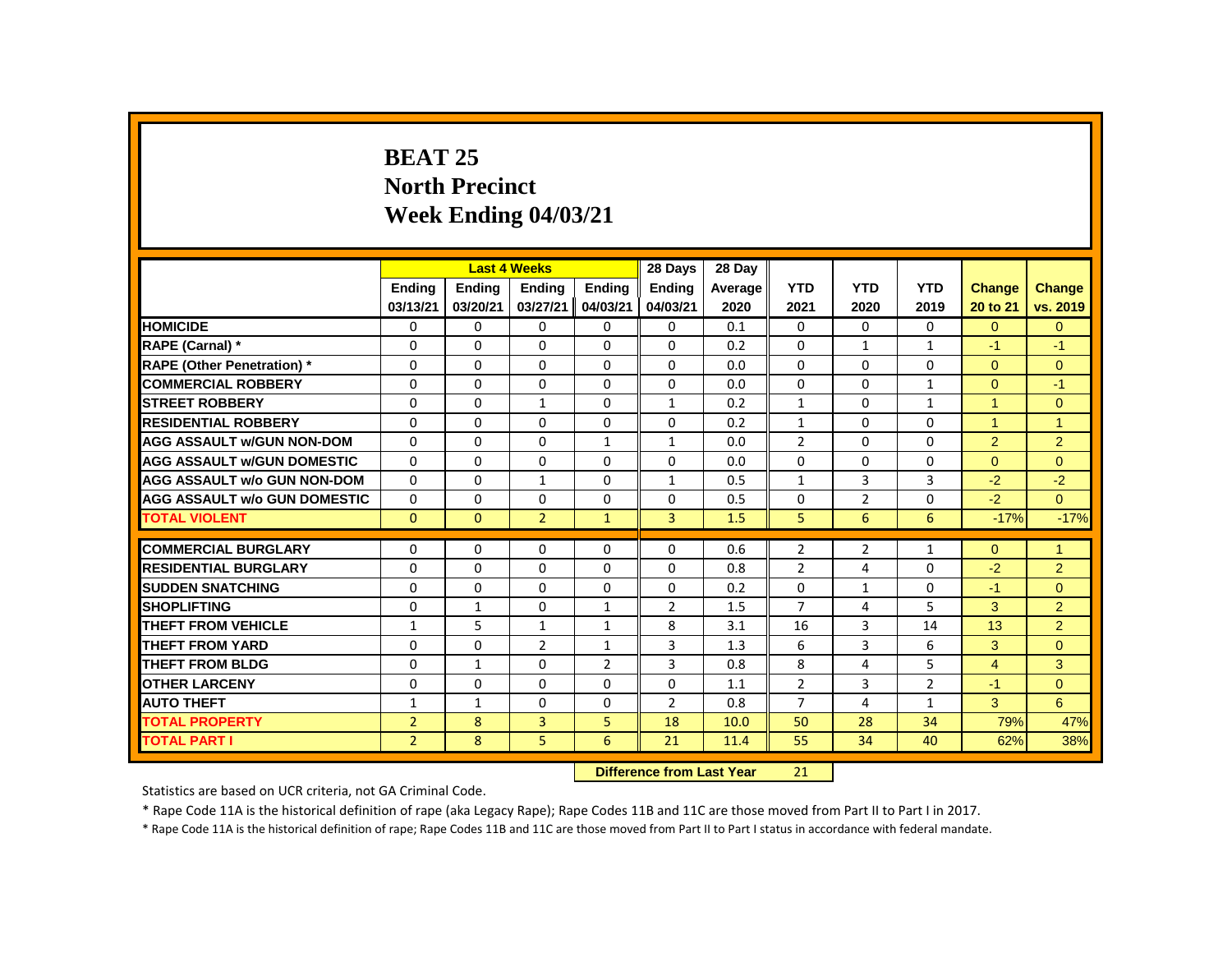# BEAT 25
## North Precinct
## Week Ending 04/03/21

| | Last 4 Weeks | | | | 28 Days | 28 Day | | | | | |
|---|---|---|---|---|---|---|---|---|---|---|---|
| | Ending 03/13/21 | Ending 03/20/21 | Ending 03/27/21 | Ending 04/03/21 | Ending 04/03/21 | Average 2020 | YTD 2021 | YTD 2020 | YTD 2019 | Change 20 to 21 | Change vs. 2019 |
| HOMICIDE | 0 | 0 | 0 | 0 | 0 | 0.1 | 0 | 0 | 0 | 0 | 0 |
| RAPE (Carnal) * | 0 | 0 | 0 | 0 | 0 | 0.2 | 0 | 1 | 1 | -1 | -1 |
| RAPE (Other Penetration) * | 0 | 0 | 0 | 0 | 0 | 0.0 | 0 | 0 | 0 | 0 | 0 |
| COMMERCIAL ROBBERY | 0 | 0 | 0 | 0 | 0 | 0.0 | 0 | 0 | 1 | 0 | -1 |
| STREET ROBBERY | 0 | 0 | 1 | 0 | 1 | 0.2 | 1 | 0 | 1 | 1 | 0 |
| RESIDENTIAL ROBBERY | 0 | 0 | 0 | 0 | 0 | 0.2 | 1 | 0 | 0 | 1 | 1 |
| AGG ASSAULT w/GUN NON-DOM | 0 | 0 | 0 | 1 | 1 | 0.0 | 2 | 0 | 0 | 2 | 2 |
| AGG ASSAULT w/GUN DOMESTIC | 0 | 0 | 0 | 0 | 0 | 0.0 | 0 | 0 | 0 | 0 | 0 |
| AGG ASSAULT w/o GUN NON-DOM | 0 | 0 | 1 | 0 | 1 | 0.5 | 1 | 3 | 3 | -2 | -2 |
| AGG ASSAULT w/o GUN DOMESTIC | 0 | 0 | 0 | 0 | 0 | 0.5 | 0 | 2 | 0 | -2 | 0 |
| TOTAL VIOLENT | 0 | 0 | 2 | 1 | 3 | 1.5 | 5 | 6 | 6 | -17% | -17% |
| COMMERCIAL BURGLARY | 0 | 0 | 0 | 0 | 0 | 0.6 | 2 | 2 | 1 | 0 | 1 |
| RESIDENTIAL BURGLARY | 0 | 0 | 0 | 0 | 0 | 0.8 | 2 | 4 | 0 | -2 | 2 |
| SUDDEN SNATCHING | 0 | 0 | 0 | 0 | 0 | 0.2 | 0 | 1 | 0 | -1 | 0 |
| SHOPLIFTING | 0 | 1 | 0 | 1 | 2 | 1.5 | 7 | 4 | 5 | 3 | 2 |
| THEFT FROM VEHICLE | 1 | 5 | 1 | 1 | 8 | 3.1 | 16 | 3 | 14 | 13 | 2 |
| THEFT FROM YARD | 0 | 0 | 2 | 1 | 3 | 1.3 | 6 | 3 | 6 | 3 | 0 |
| THEFT FROM BLDG | 0 | 1 | 0 | 2 | 3 | 0.8 | 8 | 4 | 5 | 4 | 3 |
| OTHER LARCENY | 0 | 0 | 0 | 0 | 0 | 1.1 | 2 | 3 | 2 | -1 | 0 |
| AUTO THEFT | 1 | 1 | 0 | 0 | 2 | 0.8 | 7 | 4 | 1 | 3 | 6 |
| TOTAL PROPERTY | 2 | 8 | 3 | 5 | 18 | 10.0 | 50 | 28 | 34 | 79% | 47% |
| TOTAL PART I | 2 | 8 | 5 | 6 | 21 | 11.4 | 55 | 34 | 40 | 62% | 38% |

**Difference from Last Year** 21

Statistics are based on UCR criteria, not GA Criminal Code.

* Rape Code 11A is the historical definition of rape (aka Legacy Rape); Rape Codes 11B and 11C are those moved from Part II to Part I in 2017.

* Rape Code 11A is the historical definition of rape; Rape Codes 11B and 11C are those moved from Part II to Part I status in accordance with federal mandate.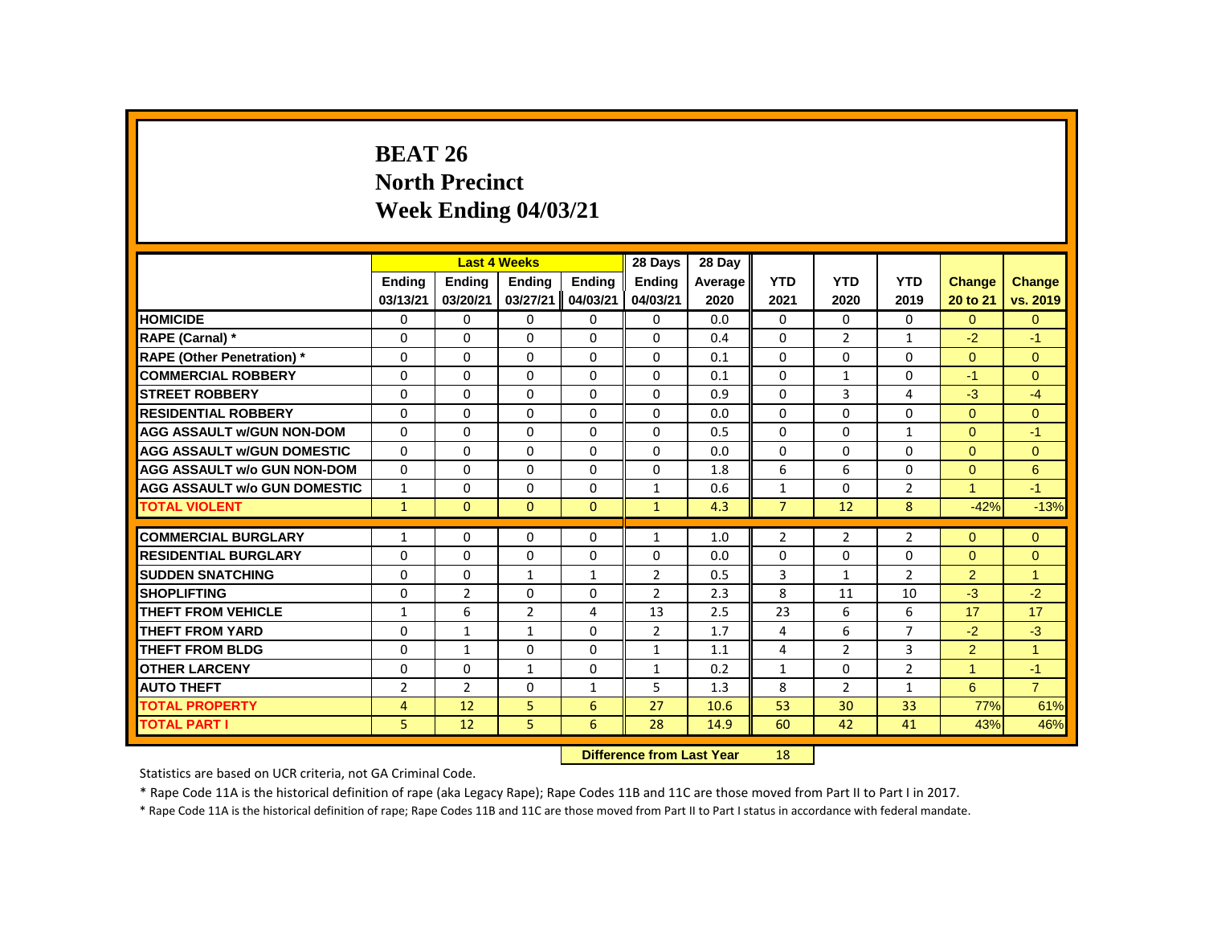# BEAT 26
## North Precinct
## Week Ending 04/03/21

| | Last 4 Weeks | | | | 28 Days | 28 Day | | | | | |
|---|---|---|---|---|---|---|---|---|---|---|---|
| | Ending 03/13/21 | Ending 03/20/21 | Ending 03/27/21 | Ending 04/03/21 | Ending 04/03/21 | Average 2020 | YTD 2021 | YTD 2020 | YTD 2019 | Change 20 to 21 | Change vs. 2019 |
| HOMICIDE | 0 | 0 | 0 | 0 | 0 | 0.0 | 0 | 0 | 0 | 0 | 0 |
| RAPE (Carnal) * | 0 | 0 | 0 | 0 | 0 | 0.4 | 0 | 2 | 1 | -2 | -1 |
| RAPE (Other Penetration) * | 0 | 0 | 0 | 0 | 0 | 0.1 | 0 | 0 | 0 | 0 | 0 |
| COMMERCIAL ROBBERY | 0 | 0 | 0 | 0 | 0 | 0.1 | 0 | 1 | 0 | -1 | 0 |
| STREET ROBBERY | 0 | 0 | 0 | 0 | 0 | 0.9 | 0 | 3 | 4 | -3 | -4 |
| RESIDENTIAL ROBBERY | 0 | 0 | 0 | 0 | 0 | 0.0 | 0 | 0 | 0 | 0 | 0 |
| AGG ASSAULT w/GUN NON-DOM | 0 | 0 | 0 | 0 | 0 | 0.5 | 0 | 0 | 1 | 0 | -1 |
| AGG ASSAULT w/GUN DOMESTIC | 0 | 0 | 0 | 0 | 0 | 0.0 | 0 | 0 | 0 | 0 | 0 |
| AGG ASSAULT w/o GUN NON-DOM | 0 | 0 | 0 | 0 | 0 | 1.8 | 6 | 6 | 0 | 0 | 6 |
| AGG ASSAULT w/o GUN DOMESTIC | 1 | 0 | 0 | 0 | 1 | 0.6 | 1 | 0 | 2 | 1 | -1 |
| TOTAL VIOLENT | 1 | 0 | 0 | 0 | 1 | 4.3 | 7 | 12 | 8 | -42% | -13% |
| COMMERCIAL BURGLARY | 1 | 0 | 0 | 0 | 1 | 1.0 | 2 | 2 | 2 | 0 | 0 |
| RESIDENTIAL BURGLARY | 0 | 0 | 0 | 0 | 0 | 0.0 | 0 | 0 | 0 | 0 | 0 |
| SUDDEN SNATCHING | 0 | 0 | 1 | 1 | 2 | 0.5 | 3 | 1 | 2 | 2 | 1 |
| SHOPLIFTING | 0 | 2 | 0 | 0 | 2 | 2.3 | 8 | 11 | 10 | -3 | -2 |
| THEFT FROM VEHICLE | 1 | 6 | 2 | 4 | 13 | 2.5 | 23 | 6 | 6 | 17 | 17 |
| THEFT FROM YARD | 0 | 1 | 1 | 0 | 2 | 1.7 | 4 | 6 | 7 | -2 | -3 |
| THEFT FROM BLDG | 0 | 1 | 0 | 0 | 1 | 1.1 | 4 | 2 | 3 | 2 | 1 |
| OTHER LARCENY | 0 | 0 | 1 | 0 | 1 | 0.2 | 1 | 0 | 2 | 1 | -1 |
| AUTO THEFT | 2 | 2 | 0 | 1 | 5 | 1.3 | 8 | 2 | 1 | 6 | 7 |
| TOTAL PROPERTY | 4 | 12 | 5 | 6 | 27 | 10.6 | 53 | 30 | 33 | 77% | 61% |
| TOTAL PART I | 5 | 12 | 5 | 6 | 28 | 14.9 | 60 | 42 | 41 | 43% | 46% |

**Difference from Last Year** 18

Statistics are based on UCR criteria, not GA Criminal Code.

* Rape Code 11A is the historical definition of rape (aka Legacy Rape); Rape Codes 11B and 11C are those moved from Part II to Part I in 2017.

* Rape Code 11A is the historical definition of rape; Rape Codes 11B and 11C are those moved from Part II to Part I status in accordance with federal mandate.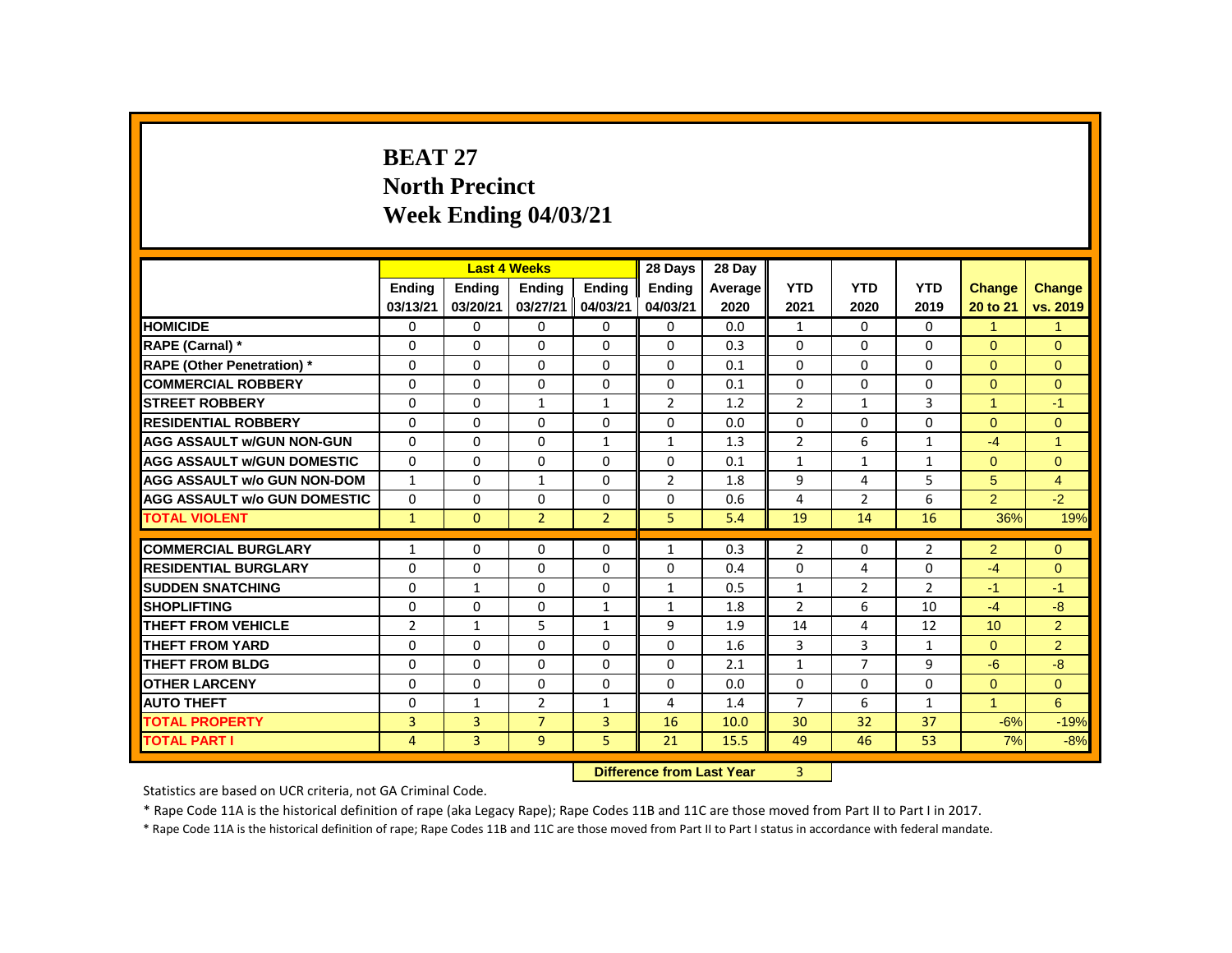# BEAT 27
## North Precinct
## Week Ending 04/03/21

| | Last 4 Weeks | | | | 28 Days | 28 Day | | | | | |
|---|---|---|---|---|---|---|---|---|---|---|---|
| | Ending 03/13/21 | Ending 03/20/21 | Ending 03/27/21 | Ending 04/03/21 | Ending 04/03/21 | Average 2020 | YTD 2021 | YTD 2020 | YTD 2019 | Change 20 to 21 | Change vs. 2019 |
| HOMICIDE | 0 | 0 | 0 | 0 | 0 | 0.0 | 1 | 0 | 0 | 1 | 1 |
| RAPE (Carnal) * | 0 | 0 | 0 | 0 | 0 | 0.3 | 0 | 0 | 0 | 0 | 0 |
| RAPE (Other Penetration) * | 0 | 0 | 0 | 0 | 0 | 0.1 | 0 | 0 | 0 | 0 | 0 |
| COMMERCIAL ROBBERY | 0 | 0 | 0 | 0 | 0 | 0.1 | 0 | 0 | 0 | 0 | 0 |
| STREET ROBBERY | 0 | 0 | 1 | 1 | 2 | 1.2 | 2 | 1 | 3 | 1 | -1 |
| RESIDENTIAL ROBBERY | 0 | 0 | 0 | 0 | 0 | 0.0 | 0 | 0 | 0 | 0 | 0 |
| AGG ASSAULT w/GUN NON-GUN | 0 | 0 | 0 | 1 | 1 | 1.3 | 2 | 6 | 1 | -4 | 1 |
| AGG ASSAULT w/GUN DOMESTIC | 0 | 0 | 0 | 0 | 0 | 0.1 | 1 | 1 | 1 | 0 | 0 |
| AGG ASSAULT w/o GUN NON-DOM | 1 | 0 | 1 | 0 | 2 | 1.8 | 9 | 4 | 5 | 5 | 4 |
| AGG ASSAULT w/o GUN DOMESTIC | 0 | 0 | 0 | 0 | 0 | 0.6 | 4 | 2 | 6 | 2 | -2 |
| TOTAL VIOLENT | 1 | 0 | 2 | 2 | 5 | 5.4 | 19 | 14 | 16 | 36% | 19% |
| COMMERCIAL BURGLARY | 1 | 0 | 0 | 0 | 1 | 0.3 | 2 | 0 | 2 | 2 | 0 |
| RESIDENTIAL BURGLARY | 0 | 0 | 0 | 0 | 0 | 0.4 | 0 | 4 | 0 | -4 | 0 |
| SUDDEN SNATCHING | 0 | 1 | 0 | 0 | 1 | 0.5 | 1 | 2 | 2 | -1 | -1 |
| SHOPLIFTING | 0 | 0 | 0 | 1 | 1 | 1.8 | 2 | 6 | 10 | -4 | -8 |
| THEFT FROM VEHICLE | 2 | 1 | 5 | 1 | 9 | 1.9 | 14 | 4 | 12 | 10 | 2 |
| THEFT FROM YARD | 0 | 0 | 0 | 0 | 0 | 1.6 | 3 | 3 | 1 | 0 | 2 |
| THEFT FROM BLDG | 0 | 0 | 0 | 0 | 0 | 2.1 | 1 | 7 | 9 | -6 | -8 |
| OTHER LARCENY | 0 | 0 | 0 | 0 | 0 | 0.0 | 0 | 0 | 0 | 0 | 0 |
| AUTO THEFT | 0 | 1 | 2 | 1 | 4 | 1.4 | 7 | 6 | 1 | 1 | 6 |
| TOTAL PROPERTY | 3 | 3 | 7 | 3 | 16 | 10.0 | 30 | 32 | 37 | -6% | -19% |
| TOTAL PART I | 4 | 3 | 9 | 5 | 21 | 15.5 | 49 | 46 | 53 | 7% | -8% |

**Difference from Last Year** 3

Statistics are based on UCR criteria, not GA Criminal Code.

* Rape Code 11A is the historical definition of rape (aka Legacy Rape); Rape Codes 11B and 11C are those moved from Part II to Part I in 2017.

* Rape Code 11A is the historical definition of rape; Rape Codes 11B and 11C are those moved from Part II to Part I status in accordance with federal mandate.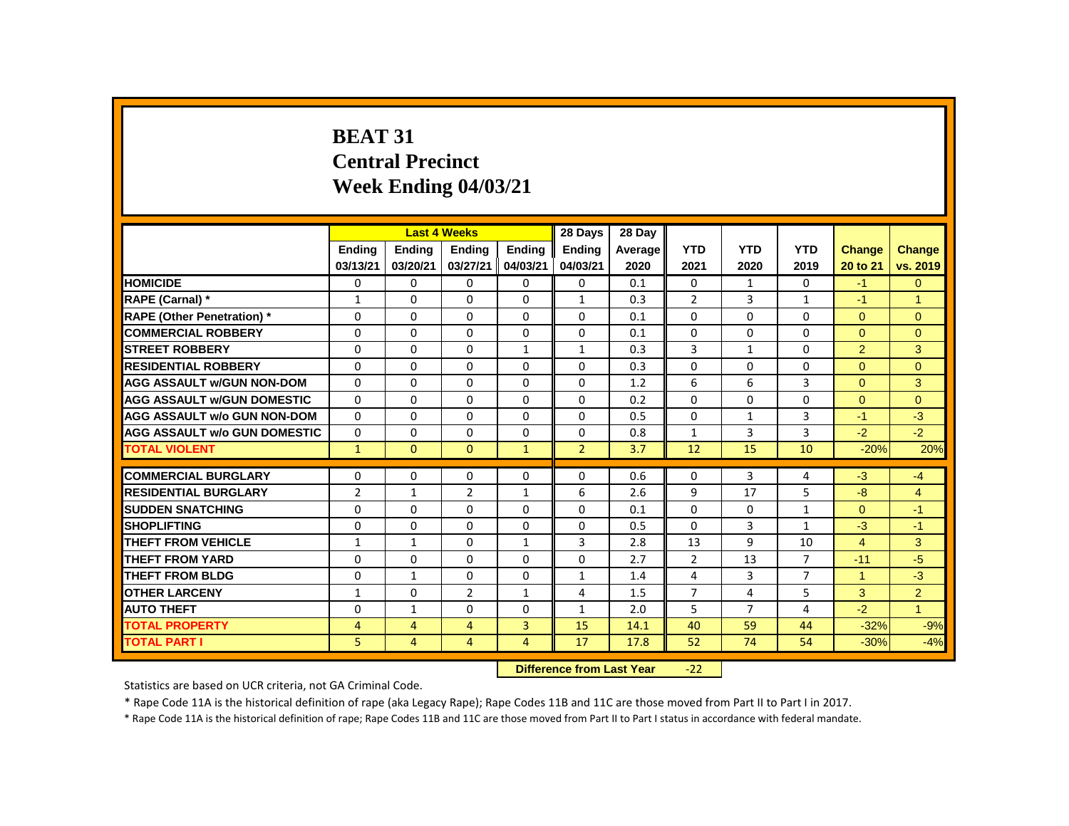# BEAT 31
## Central Precinct
## Week Ending 04/03/21

| | Last 4 Weeks | | | | 28 Days | 28 Day | | | | | |
|---|---|---|---|---|---|---|---|---|---|---|---|
| | Ending 03/13/21 | Ending 03/20/21 | Ending 03/27/21 | Ending 04/03/21 | Ending 04/03/21 | Average 2020 | YTD 2021 | YTD 2020 | YTD 2019 | Change 20 to 21 | Change vs. 2019 |
| **HOMICIDE** | 0 | 0 | 0 | 0 | 0 | 0.1 | 0 | 1 | 0 | -1 | 0 |
| **RAPE (Carnal) *** | 1 | 0 | 0 | 0 | 1 | 0.3 | 2 | 3 | 1 | -1 | 1 |
| **RAPE (Other Penetration) *** | 0 | 0 | 0 | 0 | 0 | 0.1 | 0 | 0 | 0 | 0 | 0 |
| **COMMERCIAL ROBBERY** | 0 | 0 | 0 | 0 | 0 | 0.1 | 0 | 0 | 0 | 0 | 0 |
| **STREET ROBBERY** | 0 | 0 | 0 | 1 | 1 | 0.3 | 3 | 1 | 0 | 2 | 3 |
| **RESIDENTIAL ROBBERY** | 0 | 0 | 0 | 0 | 0 | 0.3 | 0 | 0 | 0 | 0 | 0 |
| **AGG ASSAULT w/GUN NON-DOM** | 0 | 0 | 0 | 0 | 0 | 1.2 | 6 | 6 | 3 | 0 | 3 |
| **AGG ASSAULT w/GUN DOMESTIC** | 0 | 0 | 0 | 0 | 0 | 0.2 | 0 | 0 | 0 | 0 | 0 |
| **AGG ASSAULT w/o GUN NON-DOM** | 0 | 0 | 0 | 0 | 0 | 0.5 | 0 | 1 | 3 | -1 | -3 |
| **AGG ASSAULT w/o GUN DOMESTIC** | 0 | 0 | 0 | 0 | 0 | 0.8 | 1 | 3 | 3 | -2 | -2 |
| **TOTAL VIOLENT** | 1 | 0 | 0 | 1 | 2 | 3.7 | 12 | 15 | 10 | -20% | 20% |
| **COMMERCIAL BURGLARY** | 0 | 0 | 0 | 0 | 0 | 0.6 | 0 | 3 | 4 | -3 | -4 |
| **RESIDENTIAL BURGLARY** | 2 | 1 | 2 | 1 | 6 | 2.6 | 9 | 17 | 5 | -8 | 4 |
| **SUDDEN SNATCHING** | 0 | 0 | 0 | 0 | 0 | 0.1 | 0 | 0 | 1 | 0 | -1 |
| **SHOPLIFTING** | 0 | 0 | 0 | 0 | 0 | 0.5 | 0 | 3 | 1 | -3 | -1 |
| **THEFT FROM VEHICLE** | 1 | 1 | 0 | 1 | 3 | 2.8 | 13 | 9 | 10 | 4 | 3 |
| **THEFT FROM YARD** | 0 | 0 | 0 | 0 | 0 | 2.7 | 2 | 13 | 7 | -11 | -5 |
| **THEFT FROM BLDG** | 0 | 1 | 0 | 0 | 1 | 1.4 | 4 | 3 | 7 | 1 | -3 |
| **OTHER LARCENY** | 1 | 0 | 2 | 1 | 4 | 1.5 | 7 | 4 | 5 | 3 | 2 |
| **AUTO THEFT** | 0 | 1 | 0 | 0 | 1 | 2.0 | 5 | 7 | 4 | -2 | 1 |
| **TOTAL PROPERTY** | 4 | 4 | 4 | 3 | 15 | 14.1 | 40 | 59 | 44 | -32% | -9% |
| **TOTAL PART I** | 5 | 4 | 4 | 4 | 17 | 17.8 | 52 | 74 | 54 | -30% | -4% |

**Difference from Last Year** -22

Statistics are based on UCR criteria, not GA Criminal Code.

* Rape Code 11A is the historical definition of rape (aka Legacy Rape); Rape Codes 11B and 11C are those moved from Part II to Part I in 2017.

* Rape Code 11A is the historical definition of rape; Rape Codes 11B and 11C are those moved from Part II to Part I status in accordance with federal mandate.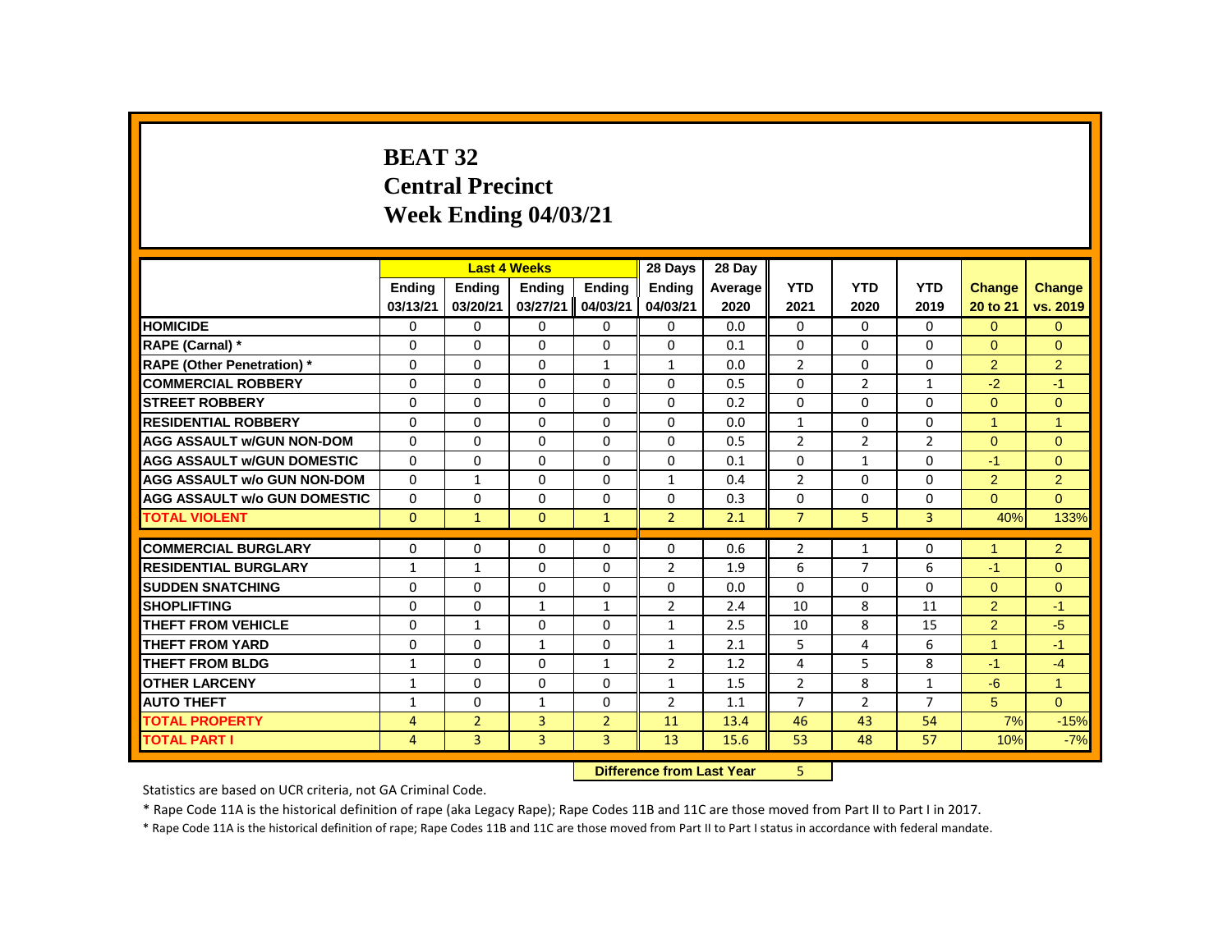# BEAT 32
# Central Precinct
# Week Ending 04/03/21

| | Last 4 Weeks | | | | 28 Days | 28 Day | | | | | |
|---|---|---|---|---|---|---|---|---|---|---|---|
| | Ending 03/13/21 | Ending 03/20/21 | Ending 03/27/21 | Ending 04/03/21 | Ending 04/03/21 | Average 2020 | YTD 2021 | YTD 2020 | YTD 2019 | Change 20 to 21 | Change vs. 2019 |
| HOMICIDE | 0 | 0 | 0 | 0 | 0 | 0.0 | 0 | 0 | 0 | 0 | 0 |
| RAPE (Carnal) * | 0 | 0 | 0 | 0 | 0 | 0.1 | 0 | 0 | 0 | 0 | 0 |
| RAPE (Other Penetration) * | 0 | 0 | 0 | 1 | 1 | 0.0 | 2 | 0 | 0 | 2 | 2 |
| COMMERCIAL ROBBERY | 0 | 0 | 0 | 0 | 0 | 0.5 | 0 | 2 | 1 | -2 | -1 |
| STREET ROBBERY | 0 | 0 | 0 | 0 | 0 | 0.2 | 0 | 0 | 0 | 0 | 0 |
| RESIDENTIAL ROBBERY | 0 | 0 | 0 | 0 | 0 | 0.0 | 1 | 0 | 0 | 1 | 1 |
| AGG ASSAULT w/GUN NON-DOM | 0 | 0 | 0 | 0 | 0 | 0.5 | 2 | 2 | 2 | 0 | 0 |
| AGG ASSAULT w/GUN DOMESTIC | 0 | 0 | 0 | 0 | 0 | 0.1 | 0 | 1 | 0 | -1 | 0 |
| AGG ASSAULT w/o GUN NON-DOM | 0 | 1 | 0 | 0 | 1 | 0.4 | 2 | 0 | 0 | 2 | 2 |
| AGG ASSAULT w/o GUN DOMESTIC | 0 | 0 | 0 | 0 | 0 | 0.3 | 0 | 0 | 0 | 0 | 0 |
| TOTAL VIOLENT | 0 | 1 | 0 | 1 | 2 | 2.1 | 7 | 5 | 3 | 40% | 133% |
| COMMERCIAL BURGLARY | 0 | 0 | 0 | 0 | 0 | 0.6 | 2 | 1 | 0 | 1 | 2 |
| RESIDENTIAL BURGLARY | 1 | 1 | 0 | 0 | 2 | 1.9 | 6 | 7 | 6 | -1 | 0 |
| SUDDEN SNATCHING | 0 | 0 | 0 | 0 | 0 | 0.0 | 0 | 0 | 0 | 0 | 0 |
| SHOPLIFTING | 0 | 0 | 1 | 1 | 2 | 2.4 | 10 | 8 | 11 | 2 | -1 |
| THEFT FROM VEHICLE | 0 | 1 | 0 | 0 | 1 | 2.5 | 10 | 8 | 15 | 2 | -5 |
| THEFT FROM YARD | 0 | 0 | 1 | 0 | 1 | 2.1 | 5 | 4 | 6 | 1 | -1 |
| THEFT FROM BLDG | 1 | 0 | 0 | 1 | 2 | 1.2 | 4 | 5 | 8 | -1 | -4 |
| OTHER LARCENY | 1 | 0 | 0 | 0 | 1 | 1.5 | 2 | 8 | 1 | -6 | 1 |
| AUTO THEFT | 1 | 0 | 1 | 0 | 2 | 1.1 | 7 | 2 | 7 | 5 | 0 |
| TOTAL PROPERTY | 4 | 2 | 3 | 2 | 11 | 13.4 | 46 | 43 | 54 | 7% | -15% |
| TOTAL PART I | 4 | 3 | 3 | 3 | 13 | 15.6 | 53 | 48 | 57 | 10% | -7% |

**Difference from Last Year** 5

Statistics are based on UCR criteria, not GA Criminal Code.

* Rape Code 11A is the historical definition of rape (aka Legacy Rape); Rape Codes 11B and 11C are those moved from Part II to Part I in 2017.

* Rape Code 11A is the historical definition of rape; Rape Codes 11B and 11C are those moved from Part II to Part I status in accordance with federal mandate.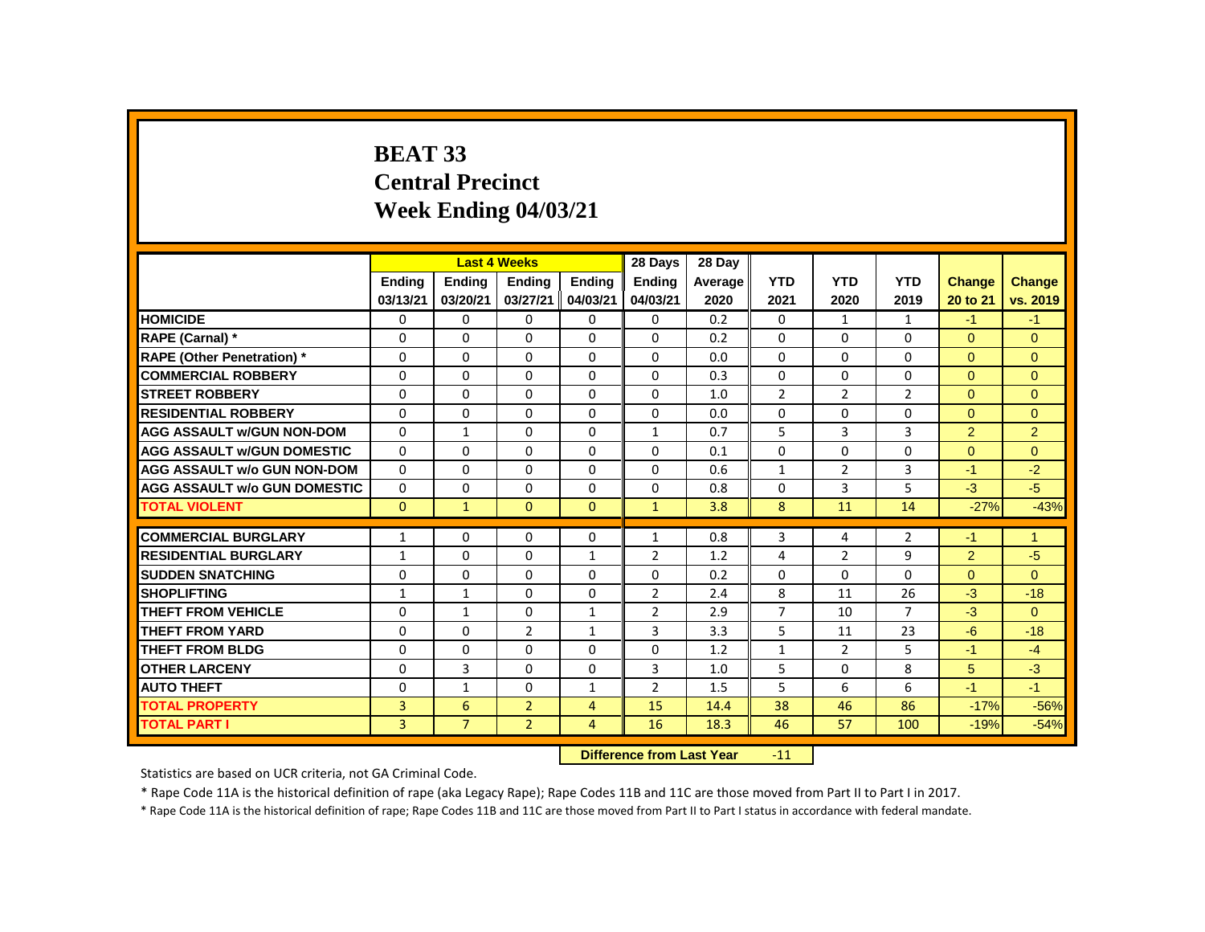# BEAT 33
## Central Precinct
## Week Ending 04/03/21

| | Last 4 Weeks | | | | 28 Days | 28 Day | | | | | |
|---|---|---|---|---|---|---|---|---|---|---|---|
| | Ending 03/13/21 | Ending 03/20/21 | Ending 03/27/21 | Ending 04/03/21 | Ending 04/03/21 | Average 2020 | YTD 2021 | YTD 2020 | YTD 2019 | Change 20 to 21 | Change vs. 2019 |
| HOMICIDE | 0 | 0 | 0 | 0 | 0 | 0.2 | 0 | 1 | 1 | -1 | -1 |
| RAPE (Carnal) * | 0 | 0 | 0 | 0 | 0 | 0.2 | 0 | 0 | 0 | 0 | 0 |
| RAPE (Other Penetration) * | 0 | 0 | 0 | 0 | 0 | 0.0 | 0 | 0 | 0 | 0 | 0 |
| COMMERCIAL ROBBERY | 0 | 0 | 0 | 0 | 0 | 0.3 | 0 | 0 | 0 | 0 | 0 |
| STREET ROBBERY | 0 | 0 | 0 | 0 | 0 | 1.0 | 2 | 2 | 2 | 0 | 0 |
| RESIDENTIAL ROBBERY | 0 | 0 | 0 | 0 | 0 | 0.0 | 0 | 0 | 0 | 0 | 0 |
| AGG ASSAULT w/GUN NON-DOM | 0 | 1 | 0 | 0 | 1 | 0.7 | 5 | 3 | 3 | 2 | 2 |
| AGG ASSAULT w/GUN DOMESTIC | 0 | 0 | 0 | 0 | 0 | 0.1 | 0 | 0 | 0 | 0 | 0 |
| AGG ASSAULT w/o GUN NON-DOM | 0 | 0 | 0 | 0 | 0 | 0.6 | 1 | 2 | 3 | -1 | -2 |
| AGG ASSAULT w/o GUN DOMESTIC | 0 | 0 | 0 | 0 | 0 | 0.8 | 0 | 3 | 5 | -3 | -5 |
| TOTAL VIOLENT | 0 | 1 | 0 | 0 | 1 | 3.8 | 8 | 11 | 14 | -27% | -43% |
| COMMERCIAL BURGLARY | 1 | 0 | 0 | 0 | 1 | 0.8 | 3 | 4 | 2 | -1 | 1 |
| RESIDENTIAL BURGLARY | 1 | 0 | 0 | 1 | 2 | 1.2 | 4 | 2 | 9 | 2 | -5 |
| SUDDEN SNATCHING | 0 | 0 | 0 | 0 | 0 | 0.2 | 0 | 0 | 0 | 0 | 0 |
| SHOPLIFTING | 1 | 1 | 0 | 0 | 2 | 2.4 | 8 | 11 | 26 | -3 | -18 |
| THEFT FROM VEHICLE | 0 | 1 | 0 | 1 | 2 | 2.9 | 7 | 10 | 7 | -3 | 0 |
| THEFT FROM YARD | 0 | 0 | 2 | 1 | 3 | 3.3 | 5 | 11 | 23 | -6 | -18 |
| THEFT FROM BLDG | 0 | 0 | 0 | 0 | 0 | 1.2 | 1 | 2 | 5 | -1 | -4 |
| OTHER LARCENY | 0 | 3 | 0 | 0 | 3 | 1.0 | 5 | 0 | 8 | 5 | -3 |
| AUTO THEFT | 0 | 1 | 0 | 1 | 2 | 1.5 | 5 | 6 | 6 | -1 | -1 |
| TOTAL PROPERTY | 3 | 6 | 2 | 4 | 15 | 14.4 | 38 | 46 | 86 | -17% | -56% |
| TOTAL PART I | 3 | 7 | 2 | 4 | 16 | 18.3 | 46 | 57 | 100 | -19% | -54% |

**Difference from Last Year** -11

Statistics are based on UCR criteria, not GA Criminal Code.

* Rape Code 11A is the historical definition of rape (aka Legacy Rape); Rape Codes 11B and 11C are those moved from Part II to Part I in 2017.

* Rape Code 11A is the historical definition of rape; Rape Codes 11B and 11C are those moved from Part II to Part I status in accordance with federal mandate.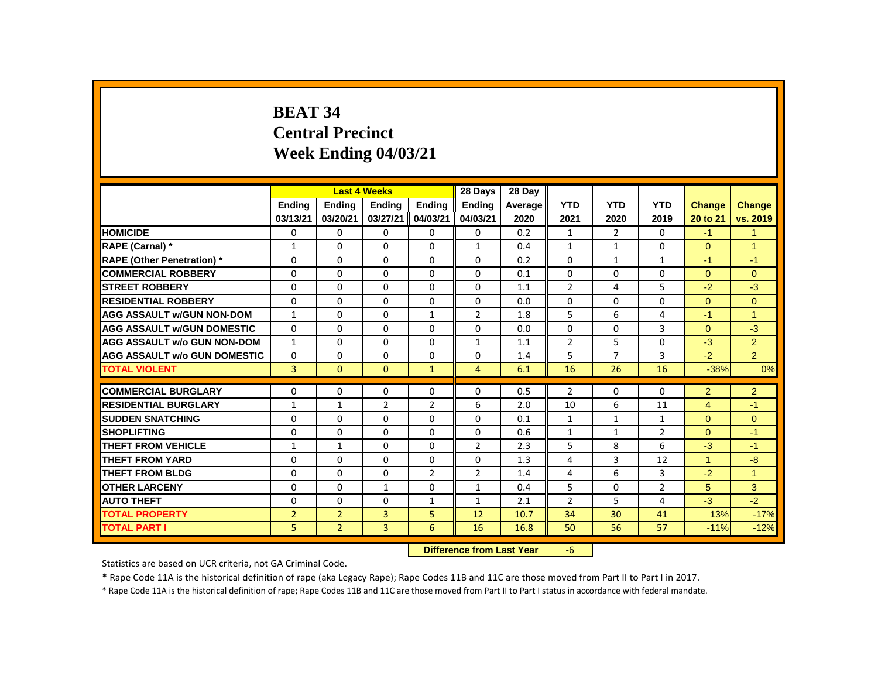# BEAT 34
## Central Precinct
## Week Ending 04/03/21

| | Last 4 Weeks | | | | 28 Days | 28 Day | | | | | |
|---|---|---|---|---|---|---|---|---|---|---|---|
| | Ending 03/13/21 | Ending 03/20/21 | Ending 03/27/21 | Ending 04/03/21 | Ending 04/03/21 | Average 2020 | YTD 2021 | YTD 2020 | YTD 2019 | Change 20 to 21 | Change vs. 2019 |
| HOMICIDE | 0 | 0 | 0 | 0 | 0 | 0.2 | 1 | 2 | 0 | -1 | 1 |
| RAPE (Carnal) * | 1 | 0 | 0 | 0 | 1 | 0.4 | 1 | 1 | 0 | 0 | 1 |
| RAPE (Other Penetration) * | 0 | 0 | 0 | 0 | 0 | 0.2 | 0 | 1 | 1 | -1 | -1 |
| COMMERCIAL ROBBERY | 0 | 0 | 0 | 0 | 0 | 0.1 | 0 | 0 | 0 | 0 | 0 |
| STREET ROBBERY | 0 | 0 | 0 | 0 | 0 | 1.1 | 2 | 4 | 5 | -2 | -3 |
| RESIDENTIAL ROBBERY | 0 | 0 | 0 | 0 | 0 | 0.0 | 0 | 0 | 0 | 0 | 0 |
| AGG ASSAULT w/GUN NON-DOM | 1 | 0 | 0 | 1 | 2 | 1.8 | 5 | 6 | 4 | -1 | 1 |
| AGG ASSAULT w/GUN DOMESTIC | 0 | 0 | 0 | 0 | 0 | 0.0 | 0 | 0 | 3 | 0 | -3 |
| AGG ASSAULT w/o GUN NON-DOM | 1 | 0 | 0 | 0 | 1 | 1.1 | 2 | 5 | 0 | -3 | 2 |
| AGG ASSAULT w/o GUN DOMESTIC | 0 | 0 | 0 | 0 | 0 | 1.4 | 5 | 7 | 3 | -2 | 2 |
| TOTAL VIOLENT | 3 | 0 | 0 | 1 | 4 | 6.1 | 16 | 26 | 16 | -38% | 0% |
| COMMERCIAL BURGLARY | 0 | 0 | 0 | 0 | 0 | 0.5 | 2 | 0 | 0 | 2 | 2 |
| RESIDENTIAL BURGLARY | 1 | 1 | 2 | 2 | 6 | 2.0 | 10 | 6 | 11 | 4 | -1 |
| SUDDEN SNATCHING | 0 | 0 | 0 | 0 | 0 | 0.1 | 1 | 1 | 1 | 0 | 0 |
| SHOPLIFTING | 0 | 0 | 0 | 0 | 0 | 0.6 | 1 | 1 | 2 | 0 | -1 |
| THEFT FROM VEHICLE | 1 | 1 | 0 | 0 | 2 | 2.3 | 5 | 8 | 6 | -3 | -1 |
| THEFT FROM YARD | 0 | 0 | 0 | 0 | 0 | 1.3 | 4 | 3 | 12 | 1 | -8 |
| THEFT FROM BLDG | 0 | 0 | 0 | 2 | 2 | 1.4 | 4 | 6 | 3 | -2 | 1 |
| OTHER LARCENY | 0 | 0 | 1 | 0 | 1 | 0.4 | 5 | 0 | 2 | 5 | 3 |
| AUTO THEFT | 0 | 0 | 0 | 1 | 1 | 2.1 | 2 | 5 | 4 | -3 | -2 |
| TOTAL PROPERTY | 2 | 2 | 3 | 5 | 12 | 10.7 | 34 | 30 | 41 | 13% | -17% |
| TOTAL PART I | 5 | 2 | 3 | 6 | 16 | 16.8 | 50 | 56 | 57 | -11% | -12% |

**Difference from Last Year** -6

Statistics are based on UCR criteria, not GA Criminal Code.

* Rape Code 11A is the historical definition of rape (aka Legacy Rape); Rape Codes 11B and 11C are those moved from Part II to Part I in 2017.

* Rape Code 11A is the historical definition of rape; Rape Codes 11B and 11C are those moved from Part II to Part I status in accordance with federal mandate.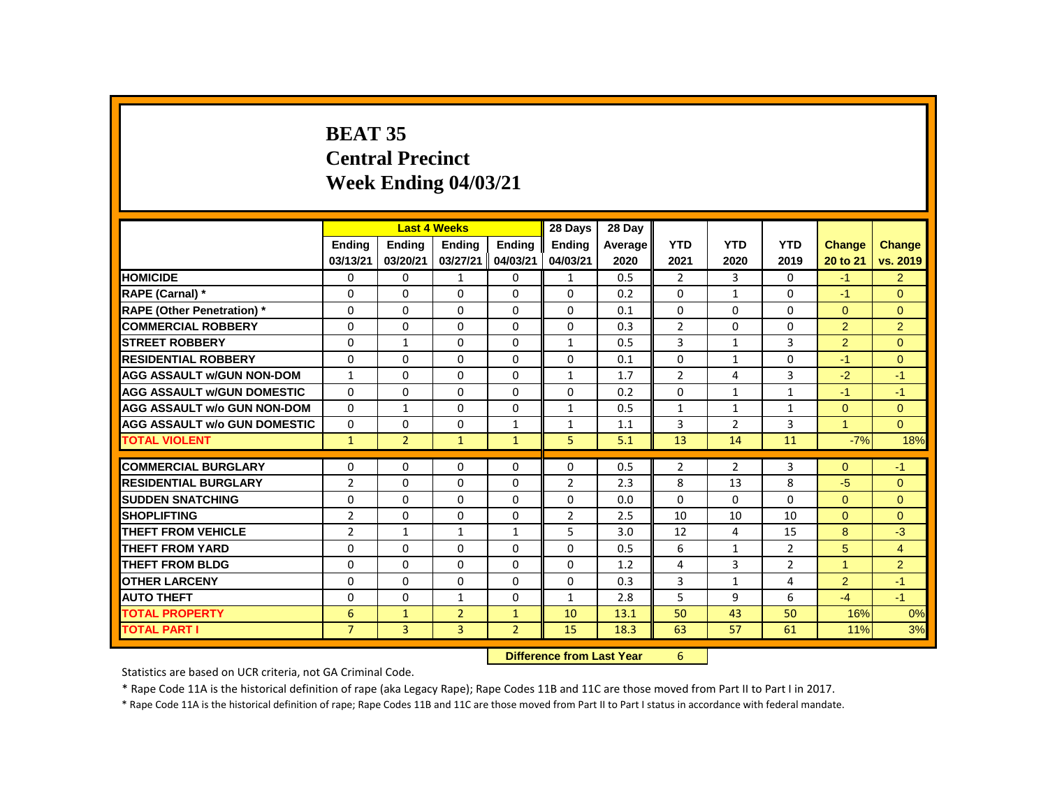# BEAT 35
## Central Precinct
## Week Ending 04/03/21

| | Last 4 Weeks | | | | 28 Days | 28 Day | | | | | |
|---|---|---|---|---|---|---|---|---|---|---|---|
| | Ending 03/13/21 | Ending 03/20/21 | Ending 03/27/21 | Ending 04/03/21 | Ending 04/03/21 | Average 2020 | YTD 2021 | YTD 2020 | YTD 2019 | Change 20 to 21 | Change vs. 2019 |
| HOMICIDE | 0 | 0 | 1 | 0 | 1 | 0.5 | 2 | 3 | 0 | -1 | 2 |
| RAPE (Carnal) * | 0 | 0 | 0 | 0 | 0 | 0.2 | 0 | 1 | 0 | -1 | 0 |
| RAPE (Other Penetration) * | 0 | 0 | 0 | 0 | 0 | 0.1 | 0 | 0 | 0 | 0 | 0 |
| COMMERCIAL ROBBERY | 0 | 0 | 0 | 0 | 0 | 0.3 | 2 | 0 | 0 | 2 | 2 |
| STREET ROBBERY | 0 | 1 | 0 | 0 | 1 | 0.5 | 3 | 1 | 3 | 2 | 0 |
| RESIDENTIAL ROBBERY | 0 | 0 | 0 | 0 | 0 | 0.1 | 0 | 1 | 0 | -1 | 0 |
| AGG ASSAULT w/GUN NON-DOM | 1 | 0 | 0 | 0 | 1 | 1.7 | 2 | 4 | 3 | -2 | -1 |
| AGG ASSAULT w/GUN DOMESTIC | 0 | 0 | 0 | 0 | 0 | 0.2 | 0 | 1 | 1 | -1 | -1 |
| AGG ASSAULT w/o GUN NON-DOM | 0 | 1 | 0 | 0 | 1 | 0.5 | 1 | 1 | 1 | 0 | 0 |
| AGG ASSAULT w/o GUN DOMESTIC | 0 | 0 | 0 | 1 | 1 | 1.1 | 3 | 2 | 3 | 1 | 0 |
| TOTAL VIOLENT | 1 | 2 | 1 | 1 | 5 | 5.1 | 13 | 14 | 11 | -7% | 18% |
| COMMERCIAL BURGLARY | 0 | 0 | 0 | 0 | 0 | 0.5 | 2 | 2 | 3 | 0 | -1 |
| RESIDENTIAL BURGLARY | 2 | 0 | 0 | 0 | 2 | 2.3 | 8 | 13 | 8 | -5 | 0 |
| SUDDEN SNATCHING | 0 | 0 | 0 | 0 | 0 | 0.0 | 0 | 0 | 0 | 0 | 0 |
| SHOPLIFTING | 2 | 0 | 0 | 0 | 2 | 2.5 | 10 | 10 | 10 | 0 | 0 |
| THEFT FROM VEHICLE | 2 | 1 | 1 | 1 | 5 | 3.0 | 12 | 4 | 15 | 8 | -3 |
| THEFT FROM YARD | 0 | 0 | 0 | 0 | 0 | 0.5 | 6 | 1 | 2 | 5 | 4 |
| THEFT FROM BLDG | 0 | 0 | 0 | 0 | 0 | 1.2 | 4 | 3 | 2 | 1 | 2 |
| OTHER LARCENY | 0 | 0 | 0 | 0 | 0 | 0.3 | 3 | 1 | 4 | 2 | -1 |
| AUTO THEFT | 0 | 0 | 1 | 0 | 1 | 2.8 | 5 | 9 | 6 | -4 | -1 |
| TOTAL PROPERTY | 6 | 1 | 2 | 1 | 10 | 13.1 | 50 | 43 | 50 | 16% | 0% |
| TOTAL PART I | 7 | 3 | 3 | 2 | 15 | 18.3 | 63 | 57 | 61 | 11% | 3% |

**Difference from Last Year** 6

Statistics are based on UCR criteria, not GA Criminal Code.

* Rape Code 11A is the historical definition of rape (aka Legacy Rape); Rape Codes 11B and 11C are those moved from Part II to Part I in 2017.

* Rape Code 11A is the historical definition of rape; Rape Codes 11B and 11C are those moved from Part II to Part I status in accordance with federal mandate.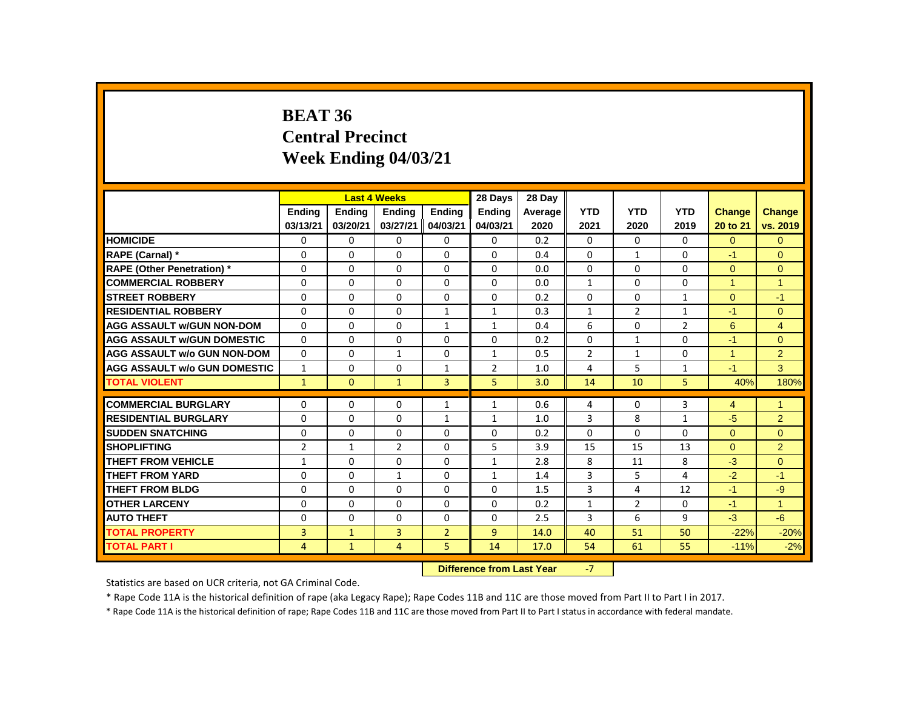# BEAT 36
## Central Precinct
## Week Ending 04/03/21

| | Last 4 Weeks | | | | 28 Days | 28 Day | | | | | |
|---|---|---|---|---|---|---|---|---|---|---|---|
| | Ending 03/13/21 | Ending 03/20/21 | Ending 03/27/21 | Ending 04/03/21 | Ending 04/03/21 | Average 2020 | YTD 2021 | YTD 2020 | YTD 2019 | Change 20 to 21 | Change vs. 2019 |
| HOMICIDE | 0 | 0 | 0 | 0 | 0 | 0.2 | 0 | 0 | 0 | 0 | 0 |
| RAPE (Carnal) * | 0 | 0 | 0 | 0 | 0 | 0.4 | 0 | 1 | 0 | -1 | 0 |
| RAPE (Other Penetration) * | 0 | 0 | 0 | 0 | 0 | 0.0 | 0 | 0 | 0 | 0 | 0 |
| COMMERCIAL ROBBERY | 0 | 0 | 0 | 0 | 0 | 0.0 | 1 | 0 | 0 | 1 | 1 |
| STREET ROBBERY | 0 | 0 | 0 | 0 | 0 | 0.2 | 0 | 0 | 1 | 0 | -1 |
| RESIDENTIAL ROBBERY | 0 | 0 | 0 | 1 | 1 | 0.3 | 1 | 2 | 1 | -1 | 0 |
| AGG ASSAULT w/GUN NON-DOM | 0 | 0 | 0 | 1 | 1 | 0.4 | 6 | 0 | 2 | 6 | 4 |
| AGG ASSAULT w/GUN DOMESTIC | 0 | 0 | 0 | 0 | 0 | 0.2 | 0 | 1 | 0 | -1 | 0 |
| AGG ASSAULT w/o GUN NON-DOM | 0 | 0 | 1 | 0 | 1 | 0.5 | 2 | 1 | 0 | 1 | 2 |
| AGG ASSAULT w/o GUN DOMESTIC | 1 | 0 | 0 | 1 | 2 | 1.0 | 4 | 5 | 1 | -1 | 3 |
| TOTAL VIOLENT | 1 | 0 | 1 | 3 | 5 | 3.0 | 14 | 10 | 5 | 40% | 180% |
| COMMERCIAL BURGLARY | 0 | 0 | 0 | 1 | 1 | 0.6 | 4 | 0 | 3 | 4 | 1 |
| RESIDENTIAL BURGLARY | 0 | 0 | 0 | 1 | 1 | 1.0 | 3 | 8 | 1 | -5 | 2 |
| SUDDEN SNATCHING | 0 | 0 | 0 | 0 | 0 | 0.2 | 0 | 0 | 0 | 0 | 0 |
| SHOPLIFTING | 2 | 1 | 2 | 0 | 5 | 3.9 | 15 | 15 | 13 | 0 | 2 |
| THEFT FROM VEHICLE | 1 | 0 | 0 | 0 | 1 | 2.8 | 8 | 11 | 8 | -3 | 0 |
| THEFT FROM YARD | 0 | 0 | 1 | 0 | 1 | 1.4 | 3 | 5 | 4 | -2 | -1 |
| THEFT FROM BLDG | 0 | 0 | 0 | 0 | 0 | 1.5 | 3 | 4 | 12 | -1 | -9 |
| OTHER LARCENY | 0 | 0 | 0 | 0 | 0 | 0.2 | 1 | 2 | 0 | -1 | 1 |
| AUTO THEFT | 0 | 0 | 0 | 0 | 0 | 2.5 | 3 | 6 | 9 | -3 | -6 |
| TOTAL PROPERTY | 3 | 1 | 3 | 2 | 9 | 14.0 | 40 | 51 | 50 | -22% | -20% |
| TOTAL PART I | 4 | 1 | 4 | 5 | 14 | 17.0 | 54 | 61 | 55 | -11% | -2% |

**Difference from Last Year** -7

Statistics are based on UCR criteria, not GA Criminal Code.

* Rape Code 11A is the historical definition of rape (aka Legacy Rape); Rape Codes 11B and 11C are those moved from Part II to Part I in 2017.

* Rape Code 11A is the historical definition of rape; Rape Codes 11B and 11C are those moved from Part II to Part I status in accordance with federal mandate.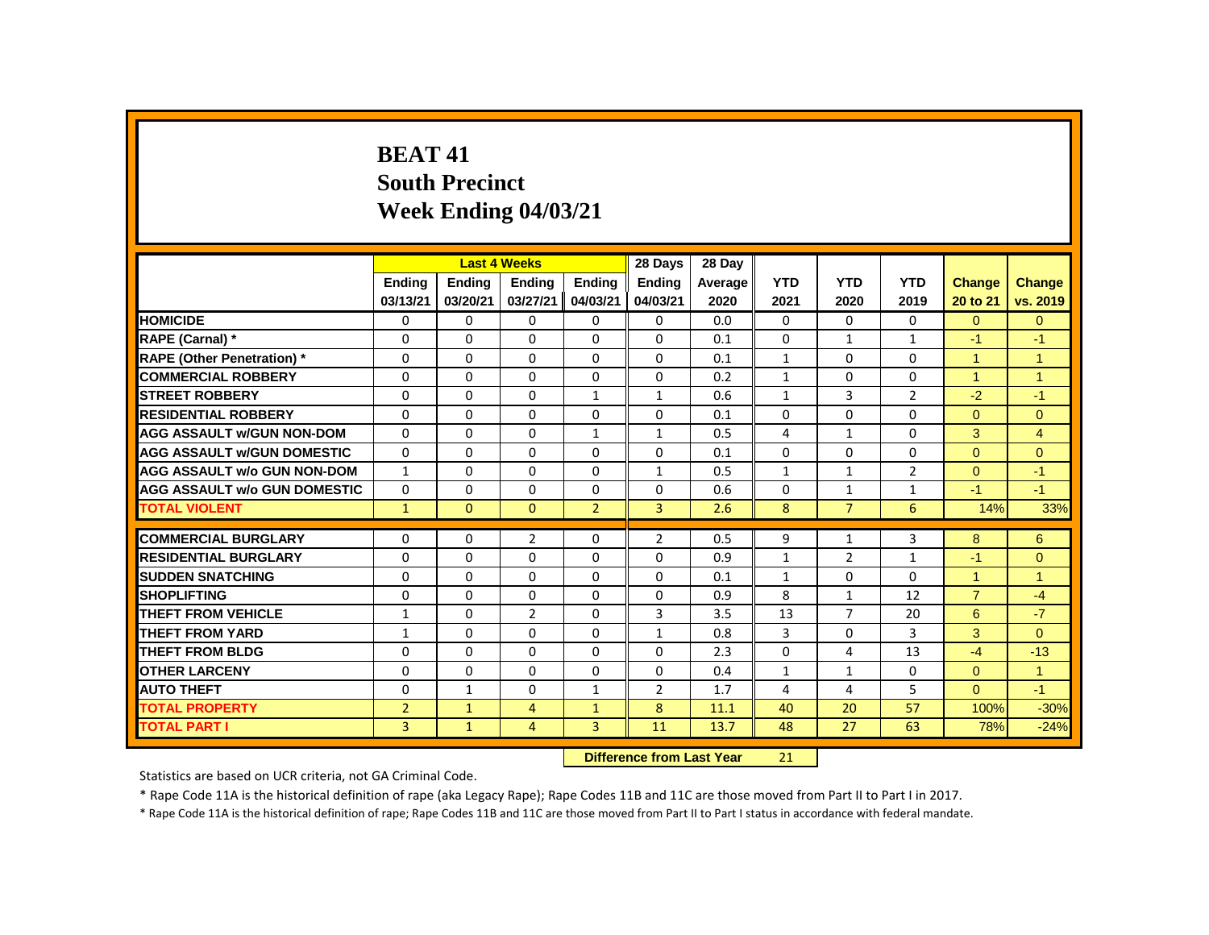# BEAT 41
## South Precinct
## Week Ending 04/03/21

| | Last 4 Weeks | | | | 28 Days | 28 Day | | | | | |
|---|---|---|---|---|---|---|---|---|---|---|---|
| | Ending 03/13/21 | Ending 03/20/21 | Ending 03/27/21 | Ending 04/03/21 | Ending 04/03/21 | Average 2020 | YTD 2021 | YTD 2020 | YTD 2019 | Change 20 to 21 | Change vs. 2019 |
| **HOMICIDE** | 0 | 0 | 0 | 0 | 0 | 0.0 | 0 | 0 | 0 | 0 | 0 |
| **RAPE (Carnal) *** | 0 | 0 | 0 | 0 | 0 | 0.1 | 0 | 1 | 1 | -1 | -1 |
| **RAPE (Other Penetration) *** | 0 | 0 | 0 | 0 | 0 | 0.1 | 1 | 0 | 0 | 1 | 1 |
| **COMMERCIAL ROBBERY** | 0 | 0 | 0 | 0 | 0 | 0.2 | 1 | 0 | 0 | 1 | 1 |
| **STREET ROBBERY** | 0 | 0 | 0 | 1 | 1 | 0.6 | 1 | 3 | 2 | -2 | -1 |
| **RESIDENTIAL ROBBERY** | 0 | 0 | 0 | 0 | 0 | 0.1 | 0 | 0 | 0 | 0 | 0 |
| **AGG ASSAULT w/GUN NON-DOM** | 0 | 0 | 0 | 1 | 1 | 0.5 | 4 | 1 | 0 | 3 | 4 |
| **AGG ASSAULT w/GUN DOMESTIC** | 0 | 0 | 0 | 0 | 0 | 0.1 | 0 | 0 | 0 | 0 | 0 |
| **AGG ASSAULT w/o GUN NON-DOM** | 1 | 0 | 0 | 0 | 1 | 0.5 | 1 | 1 | 2 | 0 | -1 |
| **AGG ASSAULT w/o GUN DOMESTIC** | 0 | 0 | 0 | 0 | 0 | 0.6 | 0 | 1 | 1 | -1 | -1 |
| **TOTAL VIOLENT** | 1 | 0 | 0 | 2 | 3 | 2.6 | 8 | 7 | 6 | 14% | 33% |
| **COMMERCIAL BURGLARY** | 0 | 0 | 2 | 0 | 2 | 0.5 | 9 | 1 | 3 | 8 | 6 |
| **RESIDENTIAL BURGLARY** | 0 | 0 | 0 | 0 | 0 | 0.9 | 1 | 2 | 1 | -1 | 0 |
| **SUDDEN SNATCHING** | 0 | 0 | 0 | 0 | 0 | 0.1 | 1 | 0 | 0 | 1 | 1 |
| **SHOPLIFTING** | 0 | 0 | 0 | 0 | 0 | 0.9 | 8 | 1 | 12 | 7 | -4 |
| **THEFT FROM VEHICLE** | 1 | 0 | 2 | 0 | 3 | 3.5 | 13 | 7 | 20 | 6 | -7 |
| **THEFT FROM YARD** | 1 | 0 | 0 | 0 | 1 | 0.8 | 3 | 0 | 3 | 3 | 0 |
| **THEFT FROM BLDG** | 0 | 0 | 0 | 0 | 0 | 2.3 | 0 | 4 | 13 | -4 | -13 |
| **OTHER LARCENY** | 0 | 0 | 0 | 0 | 0 | 0.4 | 1 | 1 | 0 | 0 | 1 |
| **AUTO THEFT** | 0 | 1 | 0 | 1 | 2 | 1.7 | 4 | 4 | 5 | 0 | -1 |
| **TOTAL PROPERTY** | 2 | 1 | 4 | 1 | 8 | 11.1 | 40 | 20 | 57 | 100% | -30% |
| **TOTAL PART I** | 3 | 1 | 4 | 3 | 11 | 13.7 | 48 | 27 | 63 | 78% | -24% |

**Difference from Last Year** 21

Statistics are based on UCR criteria, not GA Criminal Code.

* Rape Code 11A is the historical definition of rape (aka Legacy Rape); Rape Codes 11B and 11C are those moved from Part II to Part I in 2017.

* Rape Code 11A is the historical definition of rape; Rape Codes 11B and 11C are those moved from Part II to Part I status in accordance with federal mandate.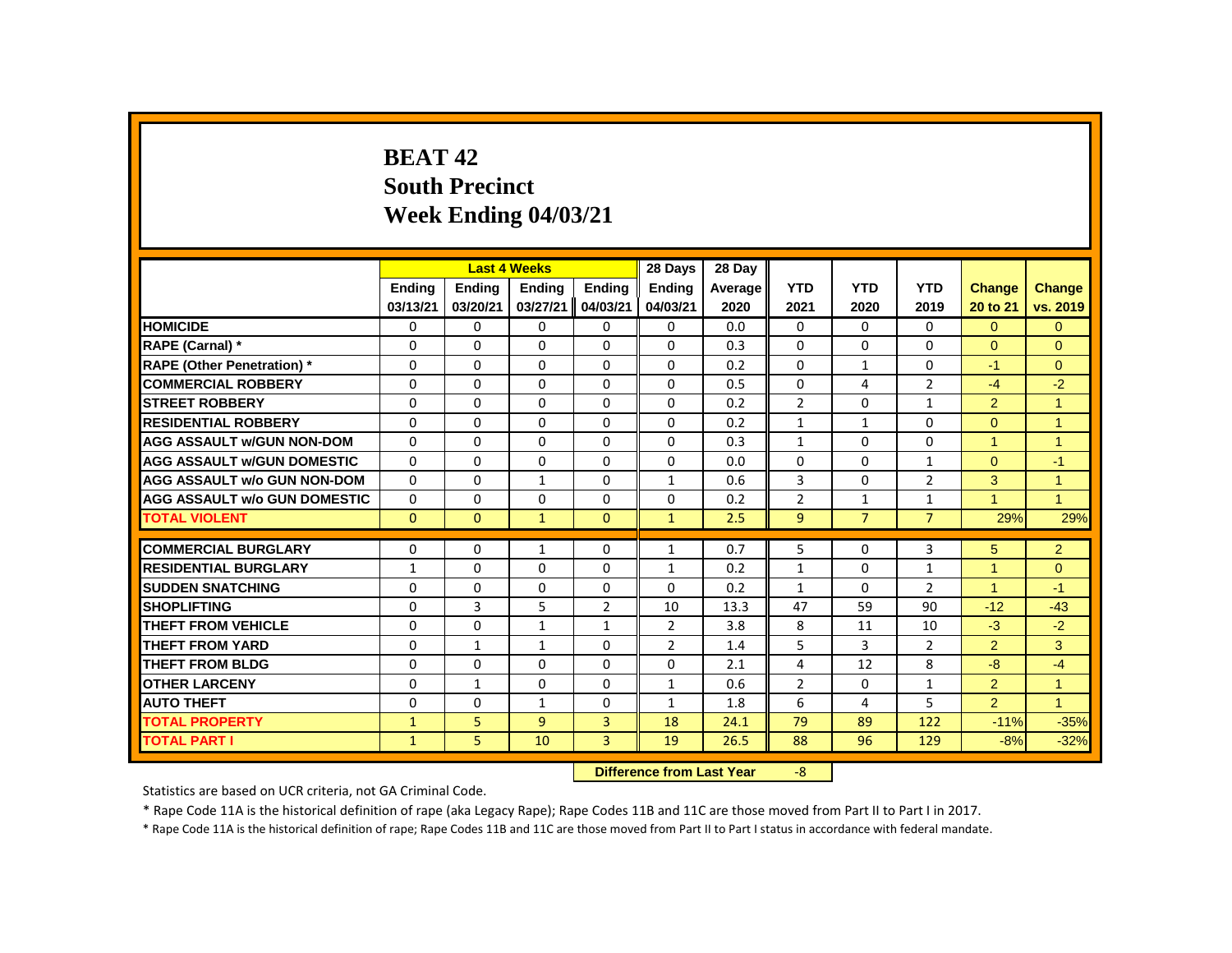# BEAT 42
# South Precinct
# Week Ending 04/03/21

| | Last 4 Weeks | | | | 28 Days | 28 Day | | | | | |
|---|---|---|---|---|---|---|---|---|---|---|---|
| | Ending 03/13/21 | Ending 03/20/21 | Ending 03/27/21 | Ending 04/03/21 | Ending 04/03/21 | Average 2020 | YTD 2021 | YTD 2020 | YTD 2019 | Change 20 to 21 | Change vs. 2019 |
| HOMICIDE | 0 | 0 | 0 | 0 | 0 | 0.0 | 0 | 0 | 0 | 0 | 0 |
| RAPE (Carnal) * | 0 | 0 | 0 | 0 | 0 | 0.3 | 0 | 0 | 0 | 0 | 0 |
| RAPE (Other Penetration) * | 0 | 0 | 0 | 0 | 0 | 0.2 | 0 | 1 | 0 | -1 | 0 |
| COMMERCIAL ROBBERY | 0 | 0 | 0 | 0 | 0 | 0.5 | 0 | 4 | 2 | -4 | -2 |
| STREET ROBBERY | 0 | 0 | 0 | 0 | 0 | 0.2 | 2 | 0 | 1 | 2 | 1 |
| RESIDENTIAL ROBBERY | 0 | 0 | 0 | 0 | 0 | 0.2 | 1 | 1 | 0 | 0 | 1 |
| AGG ASSAULT w/GUN NON-DOM | 0 | 0 | 0 | 0 | 0 | 0.3 | 1 | 0 | 0 | 1 | 1 |
| AGG ASSAULT w/GUN DOMESTIC | 0 | 0 | 0 | 0 | 0 | 0.0 | 0 | 0 | 1 | 0 | -1 |
| AGG ASSAULT w/o GUN NON-DOM | 0 | 0 | 1 | 0 | 1 | 0.6 | 3 | 0 | 2 | 3 | 1 |
| AGG ASSAULT w/o GUN DOMESTIC | 0 | 0 | 0 | 0 | 0 | 0.2 | 2 | 1 | 1 | 1 | 1 |
| TOTAL VIOLENT | 0 | 0 | 1 | 0 | 1 | 2.5 | 9 | 7 | 7 | 29% | 29% |
| COMMERCIAL BURGLARY | 0 | 0 | 1 | 0 | 1 | 0.7 | 5 | 0 | 3 | 5 | 2 |
| RESIDENTIAL BURGLARY | 1 | 0 | 0 | 0 | 1 | 0.2 | 1 | 0 | 1 | 1 | 0 |
| SUDDEN SNATCHING | 0 | 0 | 0 | 0 | 0 | 0.2 | 1 | 0 | 2 | 1 | -1 |
| SHOPLIFTING | 0 | 3 | 5 | 2 | 10 | 13.3 | 47 | 59 | 90 | -12 | -43 |
| THEFT FROM VEHICLE | 0 | 0 | 1 | 1 | 2 | 3.8 | 8 | 11 | 10 | -3 | -2 |
| THEFT FROM YARD | 0 | 1 | 1 | 0 | 2 | 1.4 | 5 | 3 | 2 | 2 | 3 |
| THEFT FROM BLDG | 0 | 0 | 0 | 0 | 0 | 2.1 | 4 | 12 | 8 | -8 | -4 |
| OTHER LARCENY | 0 | 1 | 0 | 0 | 1 | 0.6 | 2 | 0 | 1 | 2 | 1 |
| AUTO THEFT | 0 | 0 | 1 | 0 | 1 | 1.8 | 6 | 4 | 5 | 2 | 1 |
| TOTAL PROPERTY | 1 | 5 | 9 | 3 | 18 | 24.1 | 79 | 89 | 122 | -11% | -35% |
| TOTAL PART I | 1 | 5 | 10 | 3 | 19 | 26.5 | 88 | 96 | 129 | -8% | -32% |

**Difference from Last Year** -8

Statistics are based on UCR criteria, not GA Criminal Code.

* Rape Code 11A is the historical definition of rape (aka Legacy Rape); Rape Codes 11B and 11C are those moved from Part II to Part I in 2017.

* Rape Code 11A is the historical definition of rape; Rape Codes 11B and 11C are those moved from Part II to Part I status in accordance with federal mandate.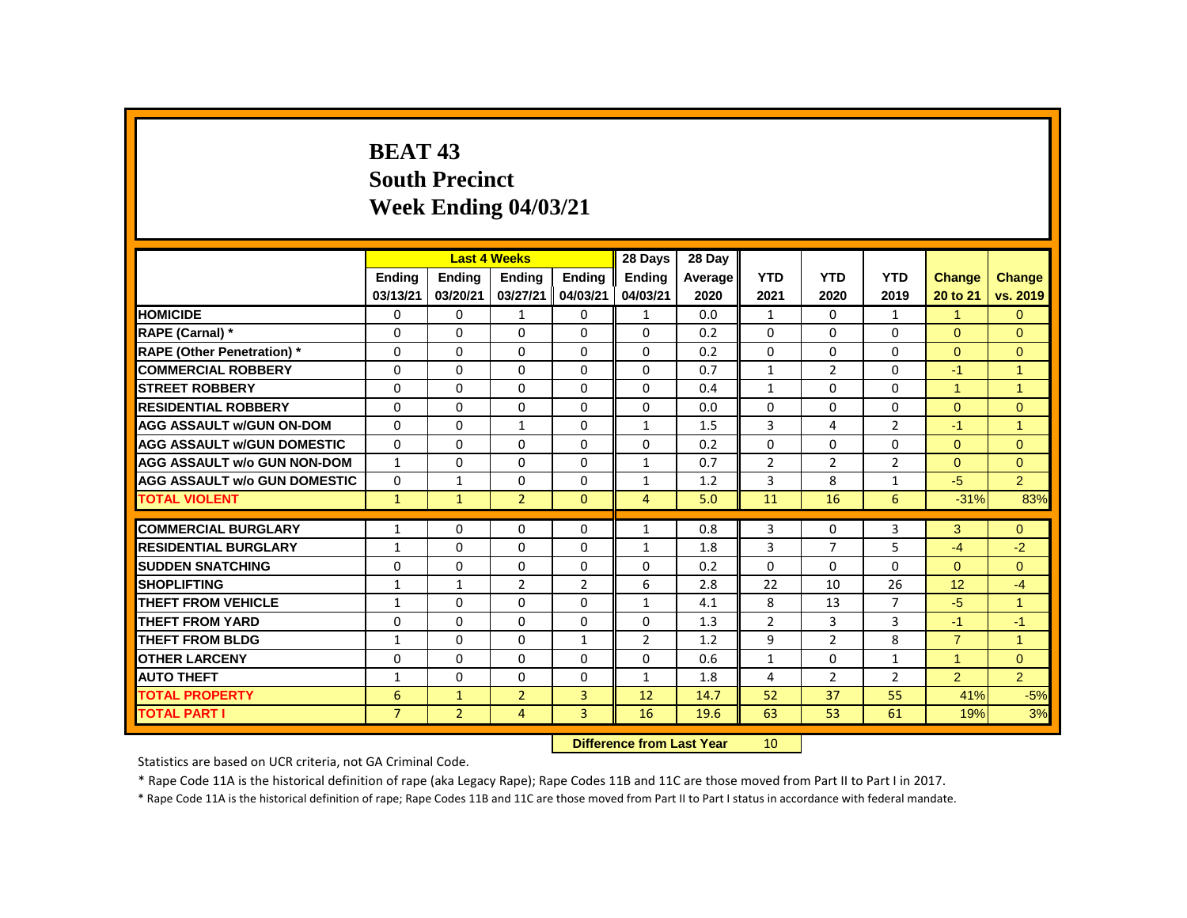# BEAT 43
## South Precinct
## Week Ending 04/03/21

| | Last 4 Weeks | | | | 28 Days | 28 Day | | | | | |
|---|---|---|---|---|---|---|---|---|---|---|---|
| | Ending 03/13/21 | Ending 03/20/21 | Ending 03/27/21 | Ending 04/03/21 | Ending 04/03/21 | Average 2020 | YTD 2021 | YTD 2020 | YTD 2019 | Change 20 to 21 | Change vs. 2019 |
| HOMICIDE | 0 | 0 | 1 | 0 | 1 | 0.0 | 1 | 0 | 1 | 1 | 0 |
| RAPE (Carnal) * | 0 | 0 | 0 | 0 | 0 | 0.2 | 0 | 0 | 0 | 0 | 0 |
| RAPE (Other Penetration) * | 0 | 0 | 0 | 0 | 0 | 0.2 | 0 | 0 | 0 | 0 | 0 |
| COMMERCIAL ROBBERY | 0 | 0 | 0 | 0 | 0 | 0.7 | 1 | 2 | 0 | -1 | 1 |
| STREET ROBBERY | 0 | 0 | 0 | 0 | 0 | 0.4 | 1 | 0 | 0 | 1 | 1 |
| RESIDENTIAL ROBBERY | 0 | 0 | 0 | 0 | 0 | 0.0 | 0 | 0 | 0 | 0 | 0 |
| AGG ASSAULT w/GUN ON-DOM | 0 | 0 | 1 | 0 | 1 | 1.5 | 3 | 4 | 2 | -1 | 1 |
| AGG ASSAULT w/GUN DOMESTIC | 0 | 0 | 0 | 0 | 0 | 0.2 | 0 | 0 | 0 | 0 | 0 |
| AGG ASSAULT w/o GUN NON-DOM | 1 | 0 | 0 | 0 | 1 | 0.7 | 2 | 2 | 2 | 0 | 0 |
| AGG ASSAULT w/o GUN DOMESTIC | 0 | 1 | 0 | 0 | 1 | 1.2 | 3 | 8 | 1 | -5 | 2 |
| TOTAL VIOLENT | 1 | 1 | 2 | 0 | 4 | 5.0 | 11 | 16 | 6 | -31% | 83% |
| COMMERCIAL BURGLARY | 1 | 0 | 0 | 0 | 1 | 0.8 | 3 | 0 | 3 | 3 | 0 |
| RESIDENTIAL BURGLARY | 1 | 0 | 0 | 0 | 1 | 1.8 | 3 | 7 | 5 | -4 | -2 |
| SUDDEN SNATCHING | 0 | 0 | 0 | 0 | 0 | 0.2 | 0 | 0 | 0 | 0 | 0 |
| SHOPLIFTING | 1 | 1 | 2 | 2 | 6 | 2.8 | 22 | 10 | 26 | 12 | -4 |
| THEFT FROM VEHICLE | 1 | 0 | 0 | 0 | 1 | 4.1 | 8 | 13 | 7 | -5 | 1 |
| THEFT FROM YARD | 0 | 0 | 0 | 0 | 0 | 1.3 | 2 | 3 | 3 | -1 | -1 |
| THEFT FROM BLDG | 1 | 0 | 0 | 1 | 2 | 1.2 | 9 | 2 | 8 | 7 | 1 |
| OTHER LARCENY | 0 | 0 | 0 | 0 | 0 | 0.6 | 1 | 0 | 1 | 1 | 0 |
| AUTO THEFT | 1 | 0 | 0 | 0 | 1 | 1.8 | 4 | 2 | 2 | 2 | 2 |
| TOTAL PROPERTY | 6 | 1 | 2 | 3 | 12 | 14.7 | 52 | 37 | 55 | 41% | -5% |
| TOTAL PART I | 7 | 2 | 4 | 3 | 16 | 19.6 | 63 | 53 | 61 | 19% | 3% |

**Difference from Last Year** 10

Statistics are based on UCR criteria, not GA Criminal Code.

* Rape Code 11A is the historical definition of rape (aka Legacy Rape); Rape Codes 11B and 11C are those moved from Part II to Part I in 2017.

* Rape Code 11A is the historical definition of rape; Rape Codes 11B and 11C are those moved from Part II to Part I status in accordance with federal mandate.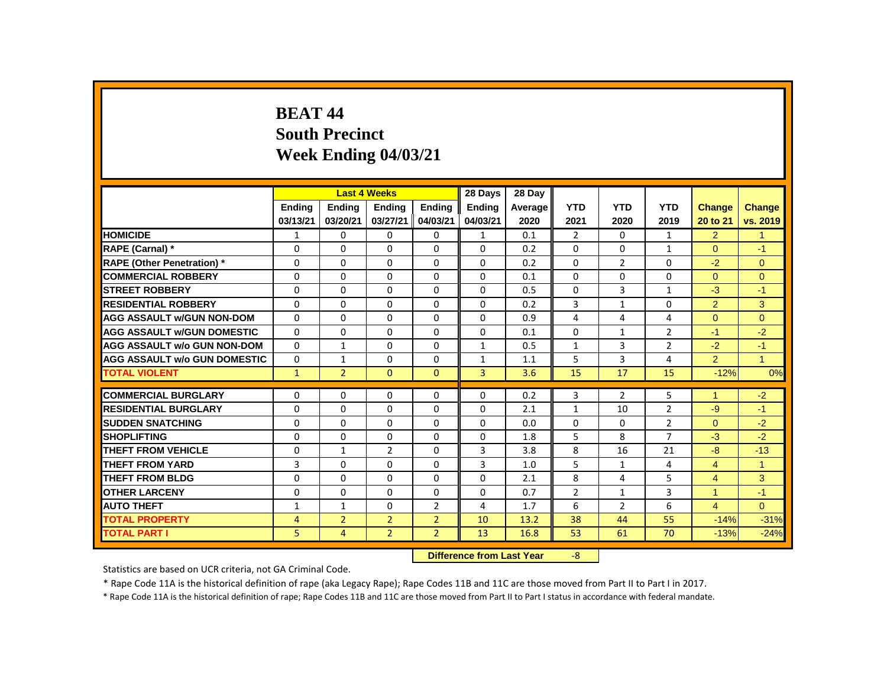# BEAT 44
## South Precinct
## Week Ending 04/03/21

| | Last 4 Weeks | | | | 28 Days | 28 Day | | | | | |
|---|---|---|---|---|---|---|---|---|---|---|---|
| | Ending 03/13/21 | Ending 03/20/21 | Ending 03/27/21 | Ending 04/03/21 | Ending 04/03/21 | Average 2020 | YTD 2021 | YTD 2020 | YTD 2019 | Change 20 to 21 | Change vs. 2019 |
| HOMICIDE | 1 | 0 | 0 | 0 | 1 | 0.1 | 2 | 0 | 1 | 2 | 1 |
| RAPE (Carnal) * | 0 | 0 | 0 | 0 | 0 | 0.2 | 0 | 0 | 1 | 0 | -1 |
| RAPE (Other Penetration) * | 0 | 0 | 0 | 0 | 0 | 0.2 | 0 | 2 | 0 | -2 | 0 |
| COMMERCIAL ROBBERY | 0 | 0 | 0 | 0 | 0 | 0.1 | 0 | 0 | 0 | 0 | 0 |
| STREET ROBBERY | 0 | 0 | 0 | 0 | 0 | 0.5 | 0 | 3 | 1 | -3 | -1 |
| RESIDENTIAL ROBBERY | 0 | 0 | 0 | 0 | 0 | 0.2 | 3 | 1 | 0 | 2 | 3 |
| AGG ASSAULT w/GUN NON-DOM | 0 | 0 | 0 | 0 | 0 | 0.9 | 4 | 4 | 4 | 0 | 0 |
| AGG ASSAULT w/GUN DOMESTIC | 0 | 0 | 0 | 0 | 0 | 0.1 | 0 | 1 | 2 | -1 | -2 |
| AGG ASSAULT w/o GUN NON-DOM | 0 | 1 | 0 | 0 | 1 | 0.5 | 1 | 3 | 2 | -2 | -1 |
| AGG ASSAULT w/o GUN DOMESTIC | 0 | 1 | 0 | 0 | 1 | 1.1 | 5 | 3 | 4 | 2 | 1 |
| TOTAL VIOLENT | 1 | 2 | 0 | 0 | 3 | 3.6 | 15 | 17 | 15 | -12% | 0% |
| COMMERCIAL BURGLARY | 0 | 0 | 0 | 0 | 0 | 0.2 | 3 | 2 | 5 | 1 | -2 |
| RESIDENTIAL BURGLARY | 0 | 0 | 0 | 0 | 0 | 2.1 | 1 | 10 | 2 | -9 | -1 |
| SUDDEN SNATCHING | 0 | 0 | 0 | 0 | 0 | 0.0 | 0 | 0 | 2 | 0 | -2 |
| SHOPLIFTING | 0 | 0 | 0 | 0 | 0 | 1.8 | 5 | 8 | 7 | -3 | -2 |
| THEFT FROM VEHICLE | 0 | 1 | 2 | 0 | 3 | 3.8 | 8 | 16 | 21 | -8 | -13 |
| THEFT FROM YARD | 3 | 0 | 0 | 0 | 3 | 1.0 | 5 | 1 | 4 | 4 | 1 |
| THEFT FROM BLDG | 0 | 0 | 0 | 0 | 0 | 2.1 | 8 | 4 | 5 | 4 | 3 |
| OTHER LARCENY | 0 | 0 | 0 | 0 | 0 | 0.7 | 2 | 1 | 3 | 1 | -1 |
| AUTO THEFT | 1 | 1 | 0 | 2 | 4 | 1.7 | 6 | 2 | 6 | 4 | 0 |
| TOTAL PROPERTY | 4 | 2 | 2 | 2 | 10 | 13.2 | 38 | 44 | 55 | -14% | -31% |
| TOTAL PART I | 5 | 4 | 2 | 2 | 13 | 16.8 | 53 | 61 | 70 | -13% | -24% |

**Difference from Last Year** -8

Statistics are based on UCR criteria, not GA Criminal Code.

* Rape Code 11A is the historical definition of rape (aka Legacy Rape); Rape Codes 11B and 11C are those moved from Part II to Part I in 2017.

* Rape Code 11A is the historical definition of rape; Rape Codes 11B and 11C are those moved from Part II to Part I status in accordance with federal mandate.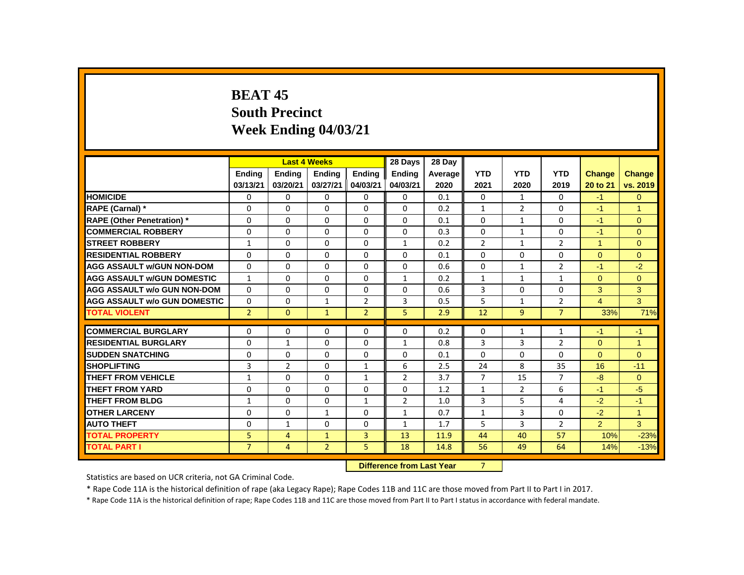# BEAT 45
## South Precinct
## Week Ending 04/03/21

| | Last 4 Weeks | | | | 28 Days | 28 Day | | | | | |
|---|---|---|---|---|---|---|---|---|---|---|---|
| | Ending 03/13/21 | Ending 03/20/21 | Ending 03/27/21 | Ending 04/03/21 | Ending 04/03/21 | Average 2020 | YTD 2021 | YTD 2020 | YTD 2019 | Change 20 to 21 | Change vs. 2019 |
| HOMICIDE | 0 | 0 | 0 | 0 | 0 | 0.1 | 0 | 1 | 0 | -1 | 0 |
| RAPE (Carnal) * | 0 | 0 | 0 | 0 | 0 | 0.2 | 1 | 2 | 0 | -1 | 1 |
| RAPE (Other Penetration) * | 0 | 0 | 0 | 0 | 0 | 0.1 | 0 | 1 | 0 | -1 | 0 |
| COMMERCIAL ROBBERY | 0 | 0 | 0 | 0 | 0 | 0.3 | 0 | 1 | 0 | -1 | 0 |
| STREET ROBBERY | 1 | 0 | 0 | 0 | 1 | 0.2 | 2 | 1 | 2 | 1 | 0 |
| RESIDENTIAL ROBBERY | 0 | 0 | 0 | 0 | 0 | 0.1 | 0 | 0 | 0 | 0 | 0 |
| AGG ASSAULT w/GUN NON-DOM | 0 | 0 | 0 | 0 | 0 | 0.6 | 0 | 1 | 2 | -1 | -2 |
| AGG ASSAULT w/GUN DOMESTIC | 1 | 0 | 0 | 0 | 1 | 0.2 | 1 | 1 | 1 | 0 | 0 |
| AGG ASSAULT w/o GUN NON-DOM | 0 | 0 | 0 | 0 | 0 | 0.6 | 3 | 0 | 0 | 3 | 3 |
| AGG ASSAULT w/o GUN DOMESTIC | 0 | 0 | 1 | 2 | 3 | 0.5 | 5 | 1 | 2 | 4 | 3 |
| TOTAL VIOLENT | 2 | 0 | 1 | 2 | 5 | 2.9 | 12 | 9 | 7 | 33% | 71% |
| COMMERCIAL BURGLARY | 0 | 0 | 0 | 0 | 0 | 0.2 | 0 | 1 | 1 | -1 | -1 |
| RESIDENTIAL BURGLARY | 0 | 1 | 0 | 0 | 1 | 0.8 | 3 | 3 | 2 | 0 | 1 |
| SUDDEN SNATCHING | 0 | 0 | 0 | 0 | 0 | 0.1 | 0 | 0 | 0 | 0 | 0 |
| SHOPLIFTING | 3 | 2 | 0 | 1 | 6 | 2.5 | 24 | 8 | 35 | 16 | -11 |
| THEFT FROM VEHICLE | 1 | 0 | 0 | 1 | 2 | 3.7 | 7 | 15 | 7 | -8 | 0 |
| THEFT FROM YARD | 0 | 0 | 0 | 0 | 0 | 1.2 | 1 | 2 | 6 | -1 | -5 |
| THEFT FROM BLDG | 1 | 0 | 0 | 1 | 2 | 1.0 | 3 | 5 | 4 | -2 | -1 |
| OTHER LARCENY | 0 | 0 | 1 | 0 | 1 | 0.7 | 1 | 3 | 0 | -2 | 1 |
| AUTO THEFT | 0 | 1 | 0 | 0 | 1 | 1.7 | 5 | 3 | 2 | 2 | 3 |
| TOTAL PROPERTY | 5 | 4 | 1 | 3 | 13 | 11.9 | 44 | 40 | 57 | 10% | -23% |
| TOTAL PART I | 7 | 4 | 2 | 5 | 18 | 14.8 | 56 | 49 | 64 | 14% | -13% |

**Difference from Last Year** 7

Statistics are based on UCR criteria, not GA Criminal Code.

* Rape Code 11A is the historical definition of rape (aka Legacy Rape); Rape Codes 11B and 11C are those moved from Part II to Part I in 2017.

* Rape Code 11A is the historical definition of rape; Rape Codes 11B and 11C are those moved from Part II to Part I status in accordance with federal mandate.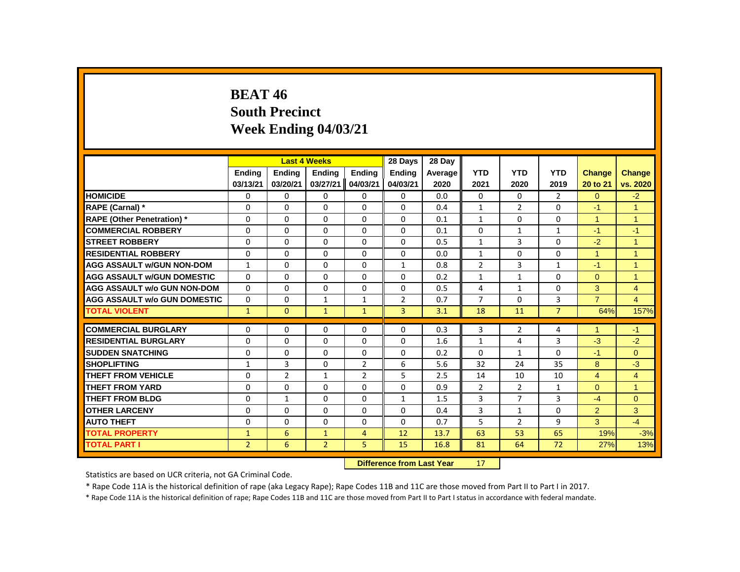# BEAT 46
## South Precinct
## Week Ending 04/03/21

| | Last 4 Weeks | | | | 28 Days | 28 Day | | | | | |
|---|---|---|---|---|---|---|---|---|---|---|---|
| | Ending 03/13/21 | Ending 03/20/21 | Ending 03/27/21 | Ending 04/03/21 | Ending 04/03/21 | Average 2020 | YTD 2021 | YTD 2020 | YTD 2019 | Change 20 to 21 | Change vs. 2020 |
| HOMICIDE | 0 | 0 | 0 | 0 | 0 | 0.0 | 0 | 0 | 2 | 0 | -2 |
| RAPE (Carnal) * | 0 | 0 | 0 | 0 | 0 | 0.4 | 1 | 2 | 0 | -1 | 1 |
| RAPE (Other Penetration) * | 0 | 0 | 0 | 0 | 0 | 0.1 | 1 | 0 | 0 | 1 | 1 |
| COMMERCIAL ROBBERY | 0 | 0 | 0 | 0 | 0 | 0.1 | 0 | 1 | 1 | -1 | -1 |
| STREET ROBBERY | 0 | 0 | 0 | 0 | 0 | 0.5 | 1 | 3 | 0 | -2 | 1 |
| RESIDENTIAL ROBBERY | 0 | 0 | 0 | 0 | 0 | 0.0 | 1 | 0 | 0 | 1 | 1 |
| AGG ASSAULT w/GUN NON-DOM | 1 | 0 | 0 | 0 | 1 | 0.8 | 2 | 3 | 1 | -1 | 1 |
| AGG ASSAULT w/GUN DOMESTIC | 0 | 0 | 0 | 0 | 0 | 0.2 | 1 | 1 | 0 | 0 | 1 |
| AGG ASSAULT w/o GUN NON-DOM | 0 | 0 | 0 | 0 | 0 | 0.5 | 4 | 1 | 0 | 3 | 4 |
| AGG ASSAULT w/o GUN DOMESTIC | 0 | 0 | 1 | 1 | 2 | 0.7 | 7 | 0 | 3 | 7 | 4 |
| TOTAL VIOLENT | 1 | 0 | 1 | 1 | 3 | 3.1 | 18 | 11 | 7 | 64% | 157% |
| COMMERCIAL BURGLARY | 0 | 0 | 0 | 0 | 0 | 0.3 | 3 | 2 | 4 | 1 | -1 |
| RESIDENTIAL BURGLARY | 0 | 0 | 0 | 0 | 0 | 1.6 | 1 | 4 | 3 | -3 | -2 |
| SUDDEN SNATCHING | 0 | 0 | 0 | 0 | 0 | 0.2 | 0 | 1 | 0 | -1 | 0 |
| SHOPLIFTING | 1 | 3 | 0 | 2 | 6 | 5.6 | 32 | 24 | 35 | 8 | -3 |
| THEFT FROM VEHICLE | 0 | 2 | 1 | 2 | 5 | 2.5 | 14 | 10 | 10 | 4 | 4 |
| THEFT FROM YARD | 0 | 0 | 0 | 0 | 0 | 0.9 | 2 | 2 | 1 | 0 | 1 |
| THEFT FROM BLDG | 0 | 1 | 0 | 0 | 1 | 1.5 | 3 | 7 | 3 | -4 | 0 |
| OTHER LARCENY | 0 | 0 | 0 | 0 | 0 | 0.4 | 3 | 1 | 0 | 2 | 3 |
| AUTO THEFT | 0 | 0 | 0 | 0 | 0 | 0.7 | 5 | 2 | 9 | 3 | -4 |
| TOTAL PROPERTY | 1 | 6 | 1 | 4 | 12 | 13.7 | 63 | 53 | 65 | 19% | -3% |
| TOTAL PART I | 2 | 6 | 2 | 5 | 15 | 16.8 | 81 | 64 | 72 | 27% | 13% |

**Difference from Last Year** 17

Statistics are based on UCR criteria, not GA Criminal Code.

* Rape Code 11A is the historical definition of rape (aka Legacy Rape); Rape Codes 11B and 11C are those moved from Part II to Part I in 2017.

* Rape Code 11A is the historical definition of rape; Rape Codes 11B and 11C are those moved from Part II to Part I status in accordance with federal mandate.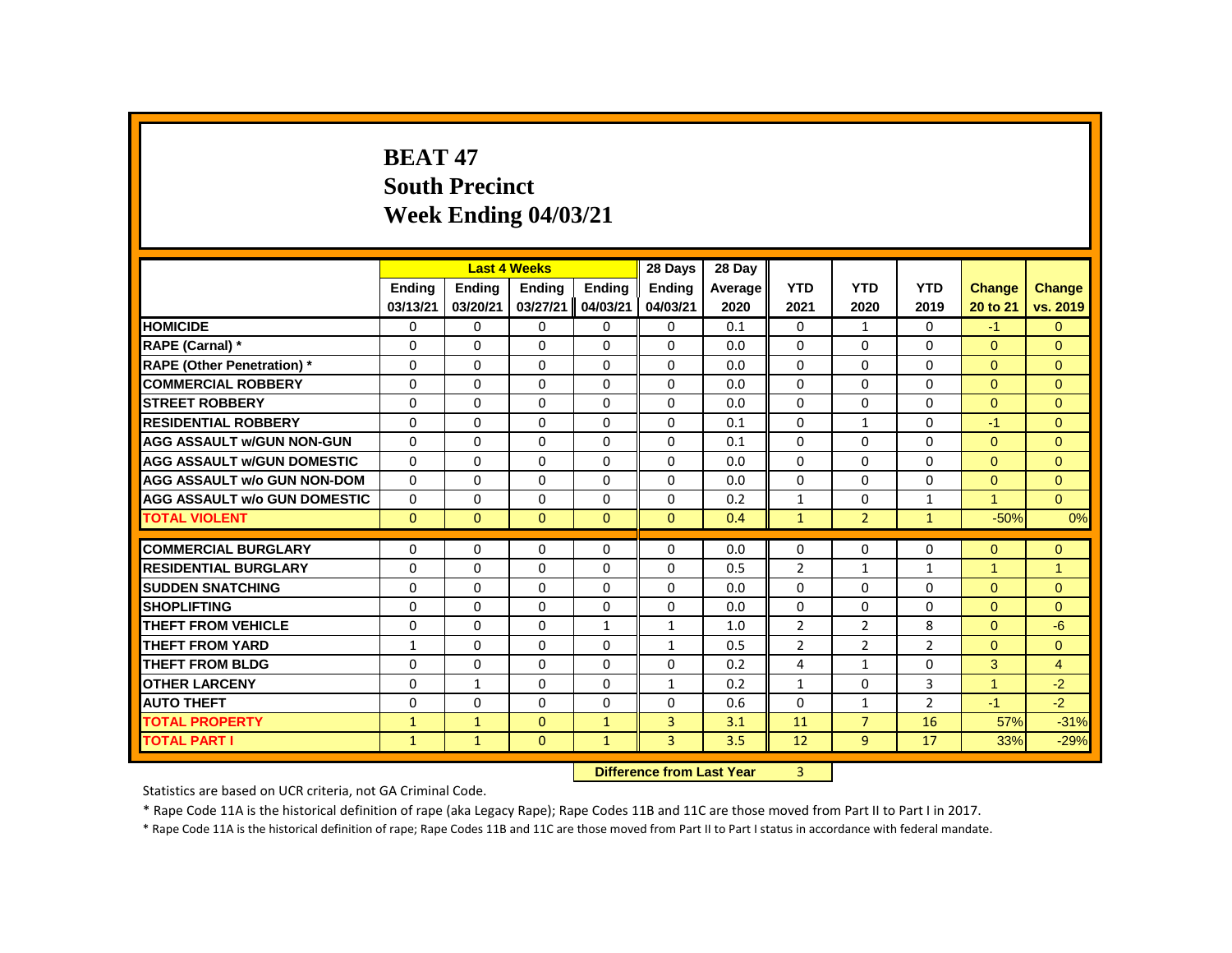# BEAT 47
## South Precinct
## Week Ending 04/03/21

| | Last 4 Weeks | | | | 28 Days | 28 Day | | | | | |
|---|---|---|---|---|---|---|---|---|---|---|---|
| | Ending 03/13/21 | Ending 03/20/21 | Ending 03/27/21 | Ending 04/03/21 | Ending 04/03/21 | Average 2020 | YTD 2021 | YTD 2020 | YTD 2019 | Change 20 to 21 | Change vs. 2019 |
| HOMICIDE | 0 | 0 | 0 | 0 | 0 | 0.1 | 0 | 1 | 0 | -1 | 0 |
| RAPE (Carnal) * | 0 | 0 | 0 | 0 | 0 | 0.0 | 0 | 0 | 0 | 0 | 0 |
| RAPE (Other Penetration) * | 0 | 0 | 0 | 0 | 0 | 0.0 | 0 | 0 | 0 | 0 | 0 |
| COMMERCIAL ROBBERY | 0 | 0 | 0 | 0 | 0 | 0.0 | 0 | 0 | 0 | 0 | 0 |
| STREET ROBBERY | 0 | 0 | 0 | 0 | 0 | 0.0 | 0 | 0 | 0 | 0 | 0 |
| RESIDENTIAL ROBBERY | 0 | 0 | 0 | 0 | 0 | 0.1 | 0 | 1 | 0 | -1 | 0 |
| AGG ASSAULT w/GUN NON-GUN | 0 | 0 | 0 | 0 | 0 | 0.1 | 0 | 0 | 0 | 0 | 0 |
| AGG ASSAULT w/GUN DOMESTIC | 0 | 0 | 0 | 0 | 0 | 0.0 | 0 | 0 | 0 | 0 | 0 |
| AGG ASSAULT w/o GUN NON-DOM | 0 | 0 | 0 | 0 | 0 | 0.0 | 0 | 0 | 0 | 0 | 0 |
| AGG ASSAULT w/o GUN DOMESTIC | 0 | 0 | 0 | 0 | 0 | 0.2 | 1 | 0 | 1 | 1 | 0 |
| TOTAL VIOLENT | 0 | 0 | 0 | 0 | 0 | 0.4 | 1 | 2 | 1 | -50% | 0% |
| COMMERCIAL BURGLARY | 0 | 0 | 0 | 0 | 0 | 0.0 | 0 | 0 | 0 | 0 | 0 |
| RESIDENTIAL BURGLARY | 0 | 0 | 0 | 0 | 0 | 0.5 | 2 | 1 | 1 | 1 | 1 |
| SUDDEN SNATCHING | 0 | 0 | 0 | 0 | 0 | 0.0 | 0 | 0 | 0 | 0 | 0 |
| SHOPLIFTING | 0 | 0 | 0 | 0 | 0 | 0.0 | 0 | 0 | 0 | 0 | 0 |
| THEFT FROM VEHICLE | 0 | 0 | 0 | 1 | 1 | 1.0 | 2 | 2 | 8 | 0 | -6 |
| THEFT FROM YARD | 1 | 0 | 0 | 0 | 1 | 0.5 | 2 | 2 | 2 | 0 | 0 |
| THEFT FROM BLDG | 0 | 0 | 0 | 0 | 0 | 0.2 | 4 | 1 | 0 | 3 | 4 |
| OTHER LARCENY | 0 | 1 | 0 | 0 | 1 | 0.2 | 1 | 0 | 3 | 1 | -2 |
| AUTO THEFT | 0 | 0 | 0 | 0 | 0 | 0.6 | 0 | 1 | 2 | -1 | -2 |
| TOTAL PROPERTY | 1 | 1 | 0 | 1 | 3 | 3.1 | 11 | 7 | 16 | 57% | -31% |
| TOTAL PART I | 1 | 1 | 0 | 1 | 3 | 3.5 | 12 | 9 | 17 | 33% | -29% |

**Difference from Last Year** 3

Statistics are based on UCR criteria, not GA Criminal Code.

* Rape Code 11A is the historical definition of rape (aka Legacy Rape); Rape Codes 11B and 11C are those moved from Part II to Part I in 2017.

* Rape Code 11A is the historical definition of rape; Rape Codes 11B and 11C are those moved from Part II to Part I status in accordance with federal mandate.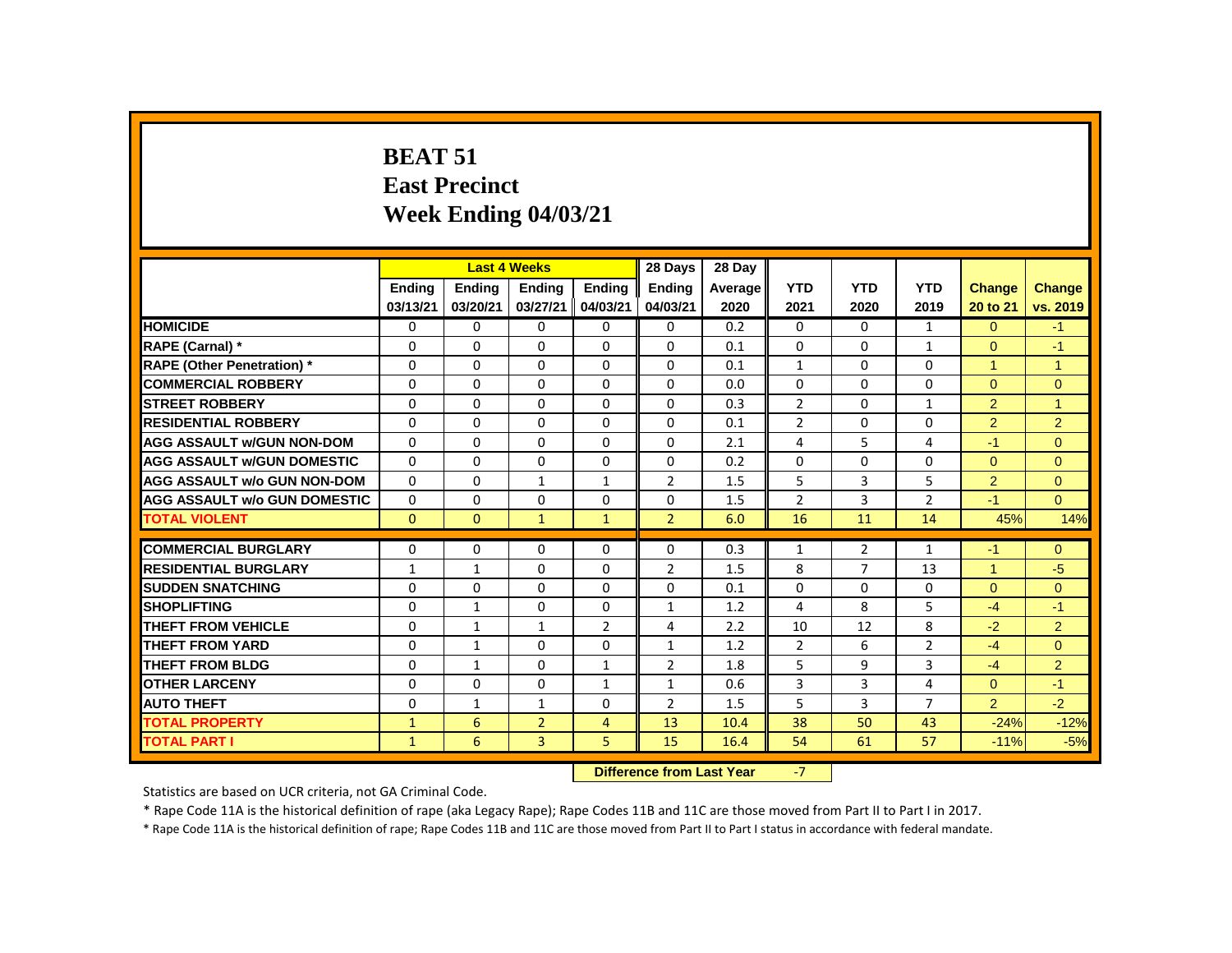# BEAT 51
## East Precinct
## Week Ending 04/03/21

| | Last 4 Weeks | | | | 28 Days | 28 Day | | | | | |
|---|---|---|---|---|---|---|---|---|---|---|---|
| | Ending 03/13/21 | Ending 03/20/21 | Ending 03/27/21 | Ending 04/03/21 | Ending 04/03/21 | Average 2020 | YTD 2021 | YTD 2020 | YTD 2019 | Change 20 to 21 | Change vs. 2019 |
| **HOMICIDE** | 0 | 0 | 0 | 0 | 0 | 0.2 | 0 | 0 | 1 | 0 | -1 |
| **RAPE (Carnal) *** | 0 | 0 | 0 | 0 | 0 | 0.1 | 0 | 0 | 1 | 0 | -1 |
| **RAPE (Other Penetration) *** | 0 | 0 | 0 | 0 | 0 | 0.1 | 1 | 0 | 0 | 1 | 1 |
| **COMMERCIAL ROBBERY** | 0 | 0 | 0 | 0 | 0 | 0.0 | 0 | 0 | 0 | 0 | 0 |
| **STREET ROBBERY** | 0 | 0 | 0 | 0 | 0 | 0.3 | 2 | 0 | 1 | 2 | 1 |
| **RESIDENTIAL ROBBERY** | 0 | 0 | 0 | 0 | 0 | 0.1 | 2 | 0 | 0 | 2 | 2 |
| **AGG ASSAULT w/GUN NON-DOM** | 0 | 0 | 0 | 0 | 0 | 2.1 | 4 | 5 | 4 | -1 | 0 |
| **AGG ASSAULT w/GUN DOMESTIC** | 0 | 0 | 0 | 0 | 0 | 0.2 | 0 | 0 | 0 | 0 | 0 |
| **AGG ASSAULT w/o GUN NON-DOM** | 0 | 0 | 1 | 1 | 2 | 1.5 | 5 | 3 | 5 | 2 | 0 |
| **AGG ASSAULT w/o GUN DOMESTIC** | 0 | 0 | 0 | 0 | 0 | 1.5 | 2 | 3 | 2 | -1 | 0 |
| **TOTAL VIOLENT** | 0 | 0 | 1 | 1 | 2 | 6.0 | 16 | 11 | 14 | 45% | 14% |
| **COMMERCIAL BURGLARY** | 0 | 0 | 0 | 0 | 0 | 0.3 | 1 | 2 | 1 | -1 | 0 |
| **RESIDENTIAL BURGLARY** | 1 | 1 | 0 | 0 | 2 | 1.5 | 8 | 7 | 13 | 1 | -5 |
| **SUDDEN SNATCHING** | 0 | 0 | 0 | 0 | 0 | 0.1 | 0 | 0 | 0 | 0 | 0 |
| **SHOPLIFTING** | 0 | 1 | 0 | 0 | 1 | 1.2 | 4 | 8 | 5 | -4 | -1 |
| **THEFT FROM VEHICLE** | 0 | 1 | 1 | 2 | 4 | 2.2 | 10 | 12 | 8 | -2 | 2 |
| **THEFT FROM YARD** | 0 | 1 | 0 | 0 | 1 | 1.2 | 2 | 6 | 2 | -4 | 0 |
| **THEFT FROM BLDG** | 0 | 1 | 0 | 1 | 2 | 1.8 | 5 | 9 | 3 | -4 | 2 |
| **OTHER LARCENY** | 0 | 0 | 0 | 1 | 1 | 0.6 | 3 | 3 | 4 | 0 | -1 |
| **AUTO THEFT** | 0 | 1 | 1 | 0 | 2 | 1.5 | 5 | 3 | 7 | 2 | -2 |
| **TOTAL PROPERTY** | 1 | 6 | 2 | 4 | 13 | 10.4 | 38 | 50 | 43 | -24% | -12% |
| **TOTAL PART I** | 1 | 6 | 3 | 5 | 15 | 16.4 | 54 | 61 | 57 | -11% | -5% |

**Difference from Last Year** -7

Statistics are based on UCR criteria, not GA Criminal Code.

* Rape Code 11A is the historical definition of rape (aka Legacy Rape); Rape Codes 11B and 11C are those moved from Part II to Part I in 2017.

* Rape Code 11A is the historical definition of rape; Rape Codes 11B and 11C are those moved from Part II to Part I status in accordance with federal mandate.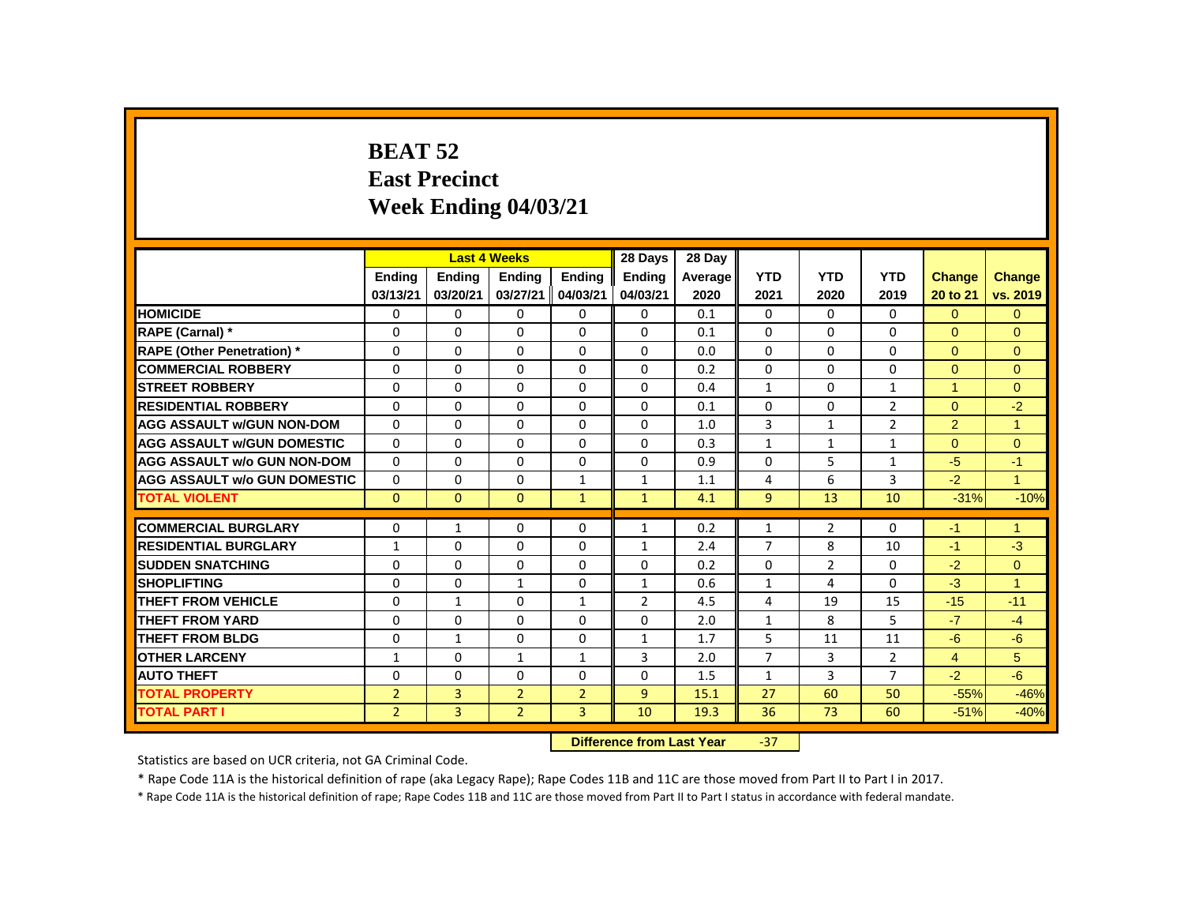# BEAT 52
## East Precinct
## Week Ending 04/03/21

| | Last 4 Weeks | | | | 28 Days | 28 Day | | | | | |
|---|---|---|---|---|---|---|---|---|---|---|---|
| | Ending 03/13/21 | Ending 03/20/21 | Ending 03/27/21 | Ending 04/03/21 | Ending 04/03/21 | Average 2020 | YTD 2021 | YTD 2020 | YTD 2019 | Change 20 to 21 | Change vs. 2019 |
| HOMICIDE | 0 | 0 | 0 | 0 | 0 | 0.1 | 0 | 0 | 0 | 0 | 0 |
| RAPE (Carnal) * | 0 | 0 | 0 | 0 | 0 | 0.1 | 0 | 0 | 0 | 0 | 0 |
| RAPE (Other Penetration) * | 0 | 0 | 0 | 0 | 0 | 0.0 | 0 | 0 | 0 | 0 | 0 |
| COMMERCIAL ROBBERY | 0 | 0 | 0 | 0 | 0 | 0.2 | 0 | 0 | 0 | 0 | 0 |
| STREET ROBBERY | 0 | 0 | 0 | 0 | 0 | 0.4 | 1 | 0 | 1 | 1 | 0 |
| RESIDENTIAL ROBBERY | 0 | 0 | 0 | 0 | 0 | 0.1 | 0 | 0 | 2 | 0 | -2 |
| AGG ASSAULT w/GUN NON-DOM | 0 | 0 | 0 | 0 | 0 | 1.0 | 3 | 1 | 2 | 2 | 1 |
| AGG ASSAULT w/GUN DOMESTIC | 0 | 0 | 0 | 0 | 0 | 0.3 | 1 | 1 | 1 | 0 | 0 |
| AGG ASSAULT w/o GUN NON-DOM | 0 | 0 | 0 | 0 | 0 | 0.9 | 0 | 5 | 1 | -5 | -1 |
| AGG ASSAULT w/o GUN DOMESTIC | 0 | 0 | 0 | 1 | 1 | 1.1 | 4 | 6 | 3 | -2 | 1 |
| TOTAL VIOLENT | 0 | 0 | 0 | 1 | 1 | 4.1 | 9 | 13 | 10 | -31% | -10% |
| COMMERCIAL BURGLARY | 0 | 1 | 0 | 0 | 1 | 0.2 | 1 | 2 | 0 | -1 | 1 |
| RESIDENTIAL BURGLARY | 1 | 0 | 0 | 0 | 1 | 2.4 | 7 | 8 | 10 | -1 | -3 |
| SUDDEN SNATCHING | 0 | 0 | 0 | 0 | 0 | 0.2 | 0 | 2 | 0 | -2 | 0 |
| SHOPLIFTING | 0 | 0 | 1 | 0 | 1 | 0.6 | 1 | 4 | 0 | -3 | 1 |
| THEFT FROM VEHICLE | 0 | 1 | 0 | 1 | 2 | 4.5 | 4 | 19 | 15 | -15 | -11 |
| THEFT FROM YARD | 0 | 0 | 0 | 0 | 0 | 2.0 | 1 | 8 | 5 | -7 | -4 |
| THEFT FROM BLDG | 0 | 1 | 0 | 0 | 1 | 1.7 | 5 | 11 | 11 | -6 | -6 |
| OTHER LARCENY | 1 | 0 | 1 | 1 | 3 | 2.0 | 7 | 3 | 2 | 4 | 5 |
| AUTO THEFT | 0 | 0 | 0 | 0 | 0 | 1.5 | 1 | 3 | 7 | -2 | -6 |
| TOTAL PROPERTY | 2 | 3 | 2 | 2 | 9 | 15.1 | 27 | 60 | 50 | -55% | -46% |
| TOTAL PART I | 2 | 3 | 2 | 3 | 10 | 19.3 | 36 | 73 | 60 | -51% | -40% |

**Difference from Last Year** -37

Statistics are based on UCR criteria, not GA Criminal Code.

* Rape Code 11A is the historical definition of rape (aka Legacy Rape); Rape Codes 11B and 11C are those moved from Part II to Part I in 2017.

* Rape Code 11A is the historical definition of rape; Rape Codes 11B and 11C are those moved from Part II to Part I status in accordance with federal mandate.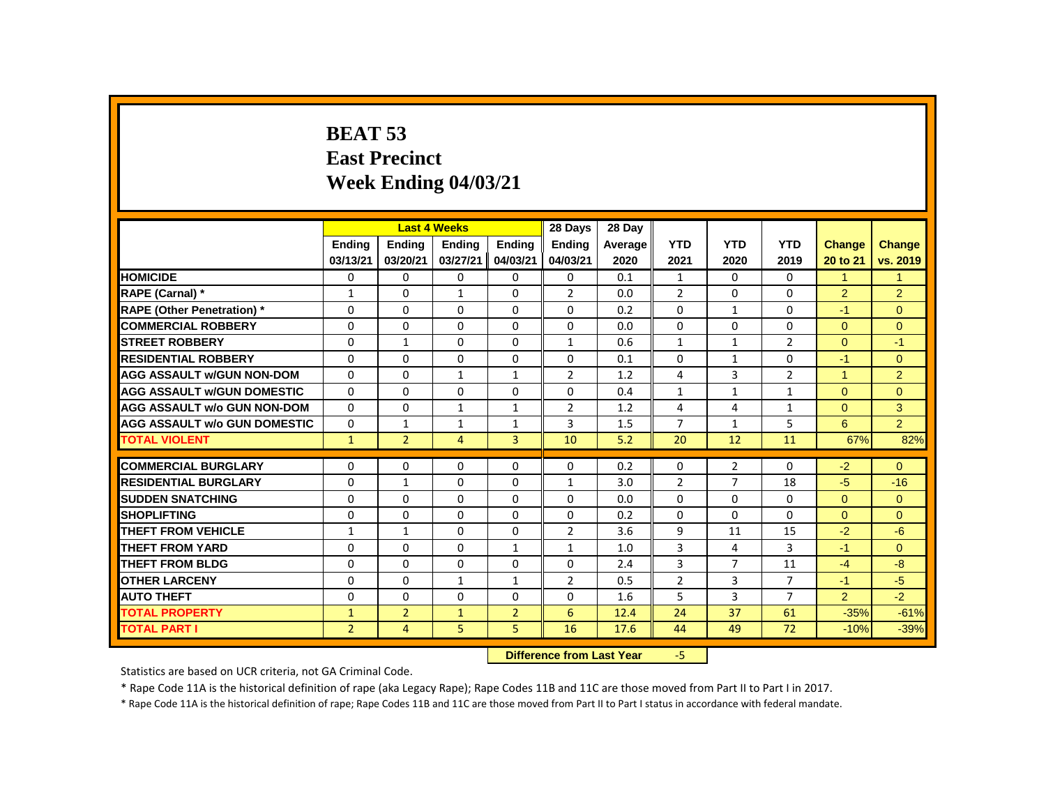# BEAT 53
## East Precinct
## Week Ending 04/03/21

| | Last 4 Weeks | | | | 28 Days | 28 Day | | | | | |
|---|---|---|---|---|---|---|---|---|---|---|---|
| | Ending 03/13/21 | Ending 03/20/21 | Ending 03/27/21 | Ending 04/03/21 | Ending 04/03/21 | Average 2020 | YTD 2021 | YTD 2020 | YTD 2019 | Change 20 to 21 | Change vs. 2019 |
| HOMICIDE | 0 | 0 | 0 | 0 | 0 | 0.1 | 1 | 0 | 0 | 1 | 1 |
| RAPE (Carnal) * | 1 | 0 | 1 | 0 | 2 | 0.0 | 2 | 0 | 0 | 2 | 2 |
| RAPE (Other Penetration) * | 0 | 0 | 0 | 0 | 0 | 0.2 | 0 | 1 | 0 | -1 | 0 |
| COMMERCIAL ROBBERY | 0 | 0 | 0 | 0 | 0 | 0.0 | 0 | 0 | 0 | 0 | 0 |
| STREET ROBBERY | 0 | 1 | 0 | 0 | 1 | 0.6 | 1 | 1 | 2 | 0 | -1 |
| RESIDENTIAL ROBBERY | 0 | 0 | 0 | 0 | 0 | 0.1 | 0 | 1 | 0 | -1 | 0 |
| AGG ASSAULT w/GUN NON-DOM | 0 | 0 | 1 | 1 | 2 | 1.2 | 4 | 3 | 2 | 1 | 2 |
| AGG ASSAULT w/GUN DOMESTIC | 0 | 0 | 0 | 0 | 0 | 0.4 | 1 | 1 | 1 | 0 | 0 |
| AGG ASSAULT w/o GUN NON-DOM | 0 | 0 | 1 | 1 | 2 | 1.2 | 4 | 4 | 1 | 0 | 3 |
| AGG ASSAULT w/o GUN DOMESTIC | 0 | 1 | 1 | 1 | 3 | 1.5 | 7 | 1 | 5 | 6 | 2 |
| TOTAL VIOLENT | 1 | 2 | 4 | 3 | 10 | 5.2 | 20 | 12 | 11 | 67% | 82% |
| COMMERCIAL BURGLARY | 0 | 0 | 0 | 0 | 0 | 0.2 | 0 | 2 | 0 | -2 | 0 |
| RESIDENTIAL BURGLARY | 0 | 1 | 0 | 0 | 1 | 3.0 | 2 | 7 | 18 | -5 | -16 |
| SUDDEN SNATCHING | 0 | 0 | 0 | 0 | 0 | 0.0 | 0 | 0 | 0 | 0 | 0 |
| SHOPLIFTING | 0 | 0 | 0 | 0 | 0 | 0.2 | 0 | 0 | 0 | 0 | 0 |
| THEFT FROM VEHICLE | 1 | 1 | 0 | 0 | 2 | 3.6 | 9 | 11 | 15 | -2 | -6 |
| THEFT FROM YARD | 0 | 0 | 0 | 1 | 1 | 1.0 | 3 | 4 | 3 | -1 | 0 |
| THEFT FROM BLDG | 0 | 0 | 0 | 0 | 0 | 2.4 | 3 | 7 | 11 | -4 | -8 |
| OTHER LARCENY | 0 | 0 | 1 | 1 | 2 | 0.5 | 2 | 3 | 7 | -1 | -5 |
| AUTO THEFT | 0 | 0 | 0 | 0 | 0 | 1.6 | 5 | 3 | 7 | 2 | -2 |
| TOTAL PROPERTY | 1 | 2 | 1 | 2 | 6 | 12.4 | 24 | 37 | 61 | -35% | -61% |
| TOTAL PART I | 2 | 4 | 5 | 5 | 16 | 17.6 | 44 | 49 | 72 | -10% | -39% |

**Difference from Last Year** -5

Statistics are based on UCR criteria, not GA Criminal Code.

* Rape Code 11A is the historical definition of rape (aka Legacy Rape); Rape Codes 11B and 11C are those moved from Part II to Part I in 2017.

* Rape Code 11A is the historical definition of rape; Rape Codes 11B and 11C are those moved from Part II to Part I status in accordance with federal mandate.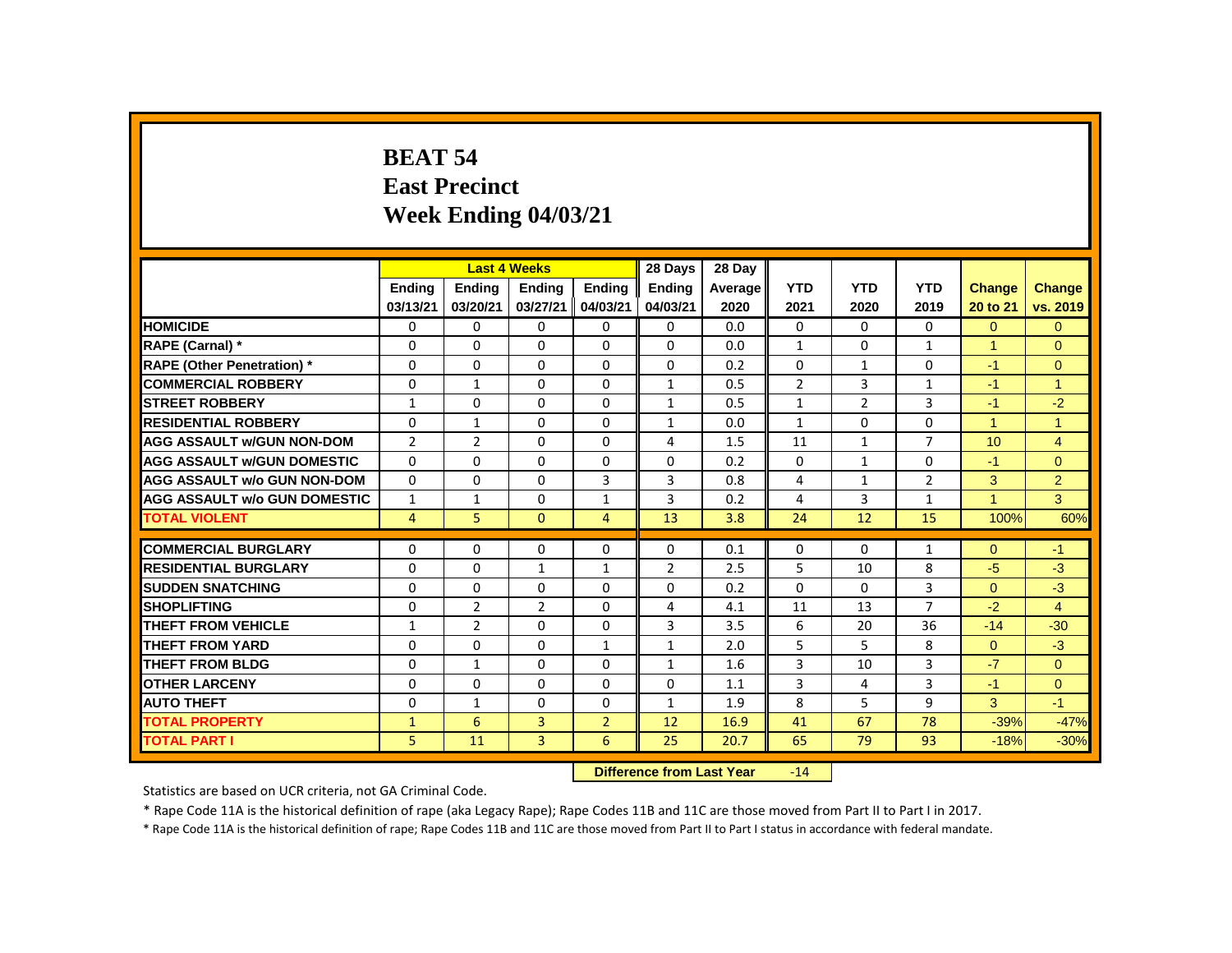# BEAT 54
## East Precinct
## Week Ending 04/03/21

| | Last 4 Weeks | | | | 28 Days | 28 Day | | | | | |
|---|---|---|---|---|---|---|---|---|---|---|---|
| | Ending 03/13/21 | Ending 03/20/21 | Ending 03/27/21 | Ending 04/03/21 | Ending 04/03/21 | Average 2020 | YTD 2021 | YTD 2020 | YTD 2019 | Change 20 to 21 | Change vs. 2019 |
| HOMICIDE | 0 | 0 | 0 | 0 | 0 | 0.0 | 0 | 0 | 0 | 0 | 0 |
| RAPE (Carnal) * | 0 | 0 | 0 | 0 | 0 | 0.0 | 1 | 0 | 1 | 1 | 0 |
| RAPE (Other Penetration) * | 0 | 0 | 0 | 0 | 0 | 0.2 | 0 | 1 | 0 | -1 | 0 |
| COMMERCIAL ROBBERY | 0 | 1 | 0 | 0 | 1 | 0.5 | 2 | 3 | 1 | -1 | 1 |
| STREET ROBBERY | 1 | 0 | 0 | 0 | 1 | 0.5 | 1 | 2 | 3 | -1 | -2 |
| RESIDENTIAL ROBBERY | 0 | 1 | 0 | 0 | 1 | 0.0 | 1 | 0 | 0 | 1 | 1 |
| AGG ASSAULT w/GUN NON-DOM | 2 | 2 | 0 | 0 | 4 | 1.5 | 11 | 1 | 7 | 10 | 4 |
| AGG ASSAULT w/GUN DOMESTIC | 0 | 0 | 0 | 0 | 0 | 0.2 | 0 | 1 | 0 | -1 | 0 |
| AGG ASSAULT w/o GUN NON-DOM | 0 | 0 | 0 | 3 | 3 | 0.8 | 4 | 1 | 2 | 3 | 2 |
| AGG ASSAULT w/o GUN DOMESTIC | 1 | 1 | 0 | 1 | 3 | 0.2 | 4 | 3 | 1 | 1 | 3 |
| TOTAL VIOLENT | 4 | 5 | 0 | 4 | 13 | 3.8 | 24 | 12 | 15 | 100% | 60% |
| COMMERCIAL BURGLARY | 0 | 0 | 0 | 0 | 0 | 0.1 | 0 | 0 | 1 | 0 | -1 |
| RESIDENTIAL BURGLARY | 0 | 0 | 1 | 1 | 2 | 2.5 | 5 | 10 | 8 | -5 | -3 |
| SUDDEN SNATCHING | 0 | 0 | 0 | 0 | 0 | 0.2 | 0 | 0 | 3 | 0 | -3 |
| SHOPLIFTING | 0 | 2 | 2 | 0 | 4 | 4.1 | 11 | 13 | 7 | -2 | 4 |
| THEFT FROM VEHICLE | 1 | 2 | 0 | 0 | 3 | 3.5 | 6 | 20 | 36 | -14 | -30 |
| THEFT FROM YARD | 0 | 0 | 0 | 1 | 1 | 2.0 | 5 | 5 | 8 | 0 | -3 |
| THEFT FROM BLDG | 0 | 1 | 0 | 0 | 1 | 1.6 | 3 | 10 | 3 | -7 | 0 |
| OTHER LARCENY | 0 | 0 | 0 | 0 | 0 | 1.1 | 3 | 4 | 3 | -1 | 0 |
| AUTO THEFT | 0 | 1 | 0 | 0 | 1 | 1.9 | 8 | 5 | 9 | 3 | -1 |
| TOTAL PROPERTY | 1 | 6 | 3 | 2 | 12 | 16.9 | 41 | 67 | 78 | -39% | -47% |
| TOTAL PART I | 5 | 11 | 3 | 6 | 25 | 20.7 | 65 | 79 | 93 | -18% | -30% |

**Difference from Last Year** -14

Statistics are based on UCR criteria, not GA Criminal Code.

* Rape Code 11A is the historical definition of rape (aka Legacy Rape); Rape Codes 11B and 11C are those moved from Part II to Part I in 2017.

* Rape Code 11A is the historical definition of rape; Rape Codes 11B and 11C are those moved from Part II to Part I status in accordance with federal mandate.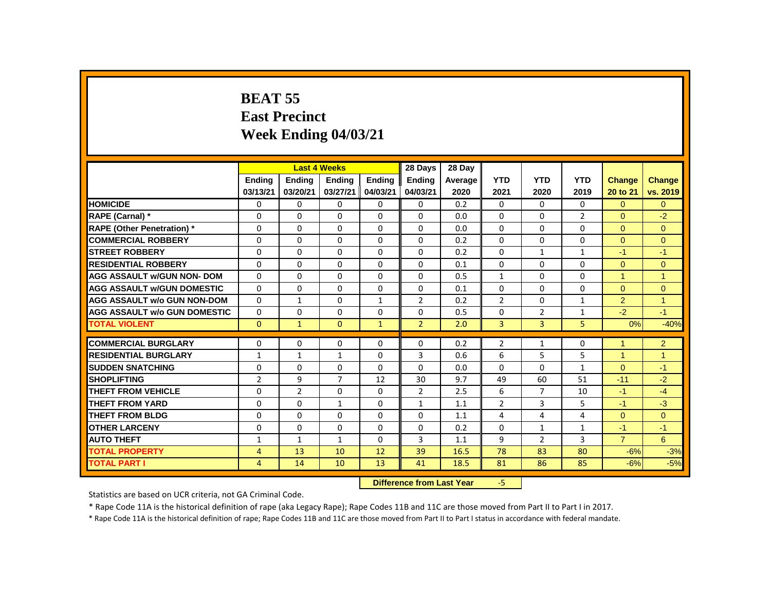# BEAT 55
## East Precinct
## Week Ending 04/03/21

| | Last 4 Weeks | | | | 28 Days | 28 Day | | | | | |
|---|---|---|---|---|---|---|---|---|---|---|---|
| | Ending 03/13/21 | Ending 03/20/21 | Ending 03/27/21 | Ending 04/03/21 | Ending 04/03/21 | Average 2020 | YTD 2021 | YTD 2020 | YTD 2019 | Change 20 to 21 | Change vs. 2019 |
| HOMICIDE | 0 | 0 | 0 | 0 | 0 | 0.2 | 0 | 0 | 0 | 0 | 0 |
| RAPE (Carnal) * | 0 | 0 | 0 | 0 | 0 | 0.0 | 0 | 0 | 2 | 0 | -2 |
| RAPE (Other Penetration) * | 0 | 0 | 0 | 0 | 0 | 0.0 | 0 | 0 | 0 | 0 | 0 |
| COMMERCIAL ROBBERY | 0 | 0 | 0 | 0 | 0 | 0.2 | 0 | 0 | 0 | 0 | 0 |
| STREET ROBBERY | 0 | 0 | 0 | 0 | 0 | 0.2 | 0 | 1 | 1 | -1 | -1 |
| RESIDENTIAL ROBBERY | 0 | 0 | 0 | 0 | 0 | 0.1 | 0 | 0 | 0 | 0 | 0 |
| AGG ASSAULT w/GUN NON- DOM | 0 | 0 | 0 | 0 | 0 | 0.5 | 1 | 0 | 0 | 1 | 1 |
| AGG ASSAULT w/GUN DOMESTIC | 0 | 0 | 0 | 0 | 0 | 0.1 | 0 | 0 | 0 | 0 | 0 |
| AGG ASSAULT w/o GUN NON-DOM | 0 | 1 | 0 | 1 | 2 | 0.2 | 2 | 0 | 1 | 2 | 1 |
| AGG ASSAULT w/o GUN DOMESTIC | 0 | 0 | 0 | 0 | 0 | 0.5 | 0 | 2 | 1 | -2 | -1 |
| TOTAL VIOLENT | 0 | 1 | 0 | 1 | 2 | 2.0 | 3 | 3 | 5 | 0% | -40% |
| COMMERCIAL BURGLARY | 0 | 0 | 0 | 0 | 0 | 0.2 | 2 | 1 | 0 | 1 | 2 |
| RESIDENTIAL BURGLARY | 1 | 1 | 1 | 0 | 3 | 0.6 | 6 | 5 | 5 | 1 | 1 |
| SUDDEN SNATCHING | 0 | 0 | 0 | 0 | 0 | 0.0 | 0 | 0 | 1 | 0 | -1 |
| SHOPLIFTING | 2 | 9 | 7 | 12 | 30 | 9.7 | 49 | 60 | 51 | -11 | -2 |
| THEFT FROM VEHICLE | 0 | 2 | 0 | 0 | 2 | 2.5 | 6 | 7 | 10 | -1 | -4 |
| THEFT FROM YARD | 0 | 0 | 1 | 0 | 1 | 1.1 | 2 | 3 | 5 | -1 | -3 |
| THEFT FROM BLDG | 0 | 0 | 0 | 0 | 0 | 1.1 | 4 | 4 | 4 | 0 | 0 |
| OTHER LARCENY | 0 | 0 | 0 | 0 | 0 | 0.2 | 0 | 1 | 1 | -1 | -1 |
| AUTO THEFT | 1 | 1 | 1 | 0 | 3 | 1.1 | 9 | 2 | 3 | 7 | 6 |
| TOTAL PROPERTY | 4 | 13 | 10 | 12 | 39 | 16.5 | 78 | 83 | 80 | -6% | -3% |
| TOTAL PART I | 4 | 14 | 10 | 13 | 41 | 18.5 | 81 | 86 | 85 | -6% | -5% |

**Difference from Last Year** -5

Statistics are based on UCR criteria, not GA Criminal Code.

* Rape Code 11A is the historical definition of rape (aka Legacy Rape); Rape Codes 11B and 11C are those moved from Part II to Part I in 2017.

* Rape Code 11A is the historical definition of rape; Rape Codes 11B and 11C are those moved from Part II to Part I status in accordance with federal mandate.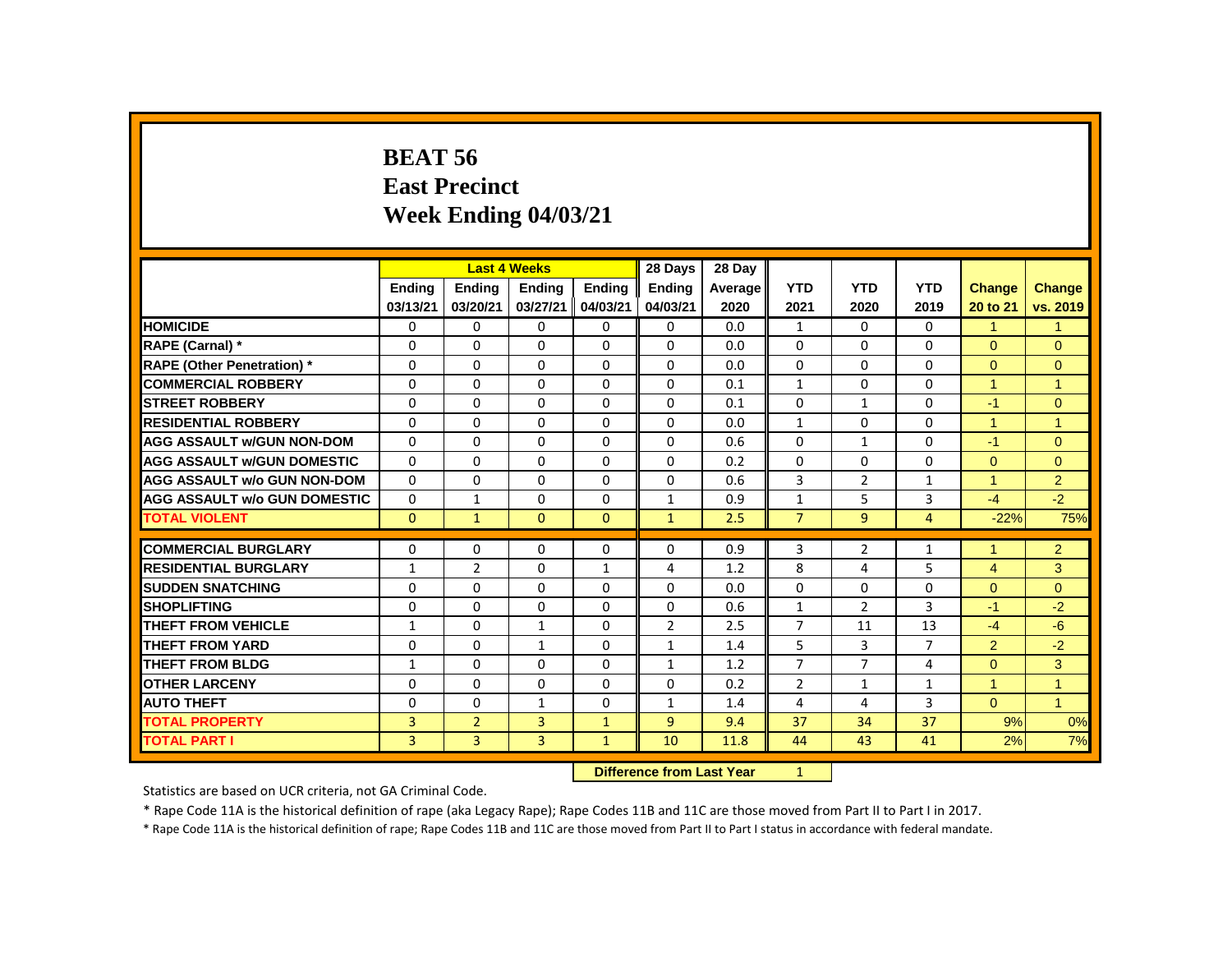# BEAT 56
## East Precinct
## Week Ending 04/03/21

| | Last 4 Weeks | | | | 28 Days | 28 Day | | | | | |
|---|---|---|---|---|---|---|---|---|---|---|---|
| | Ending 03/13/21 | Ending 03/20/21 | Ending 03/27/21 | Ending 04/03/21 | Ending 04/03/21 | Average 2020 | YTD 2021 | YTD 2020 | YTD 2019 | Change 20 to 21 | Change vs. 2019 |
| **HOMICIDE** | 0 | 0 | 0 | 0 | 0 | 0.0 | 1 | 0 | 0 | 1 | 1 |
| **RAPE (Carnal) *** | 0 | 0 | 0 | 0 | 0 | 0.0 | 0 | 0 | 0 | 0 | 0 |
| **RAPE (Other Penetration) *** | 0 | 0 | 0 | 0 | 0 | 0.0 | 0 | 0 | 0 | 0 | 0 |
| **COMMERCIAL ROBBERY** | 0 | 0 | 0 | 0 | 0 | 0.1 | 1 | 0 | 0 | 1 | 1 |
| **STREET ROBBERY** | 0 | 0 | 0 | 0 | 0 | 0.1 | 0 | 1 | 0 | -1 | 0 |
| **RESIDENTIAL ROBBERY** | 0 | 0 | 0 | 0 | 0 | 0.0 | 1 | 0 | 0 | 1 | 1 |
| **AGG ASSAULT w/GUN NON-DOM** | 0 | 0 | 0 | 0 | 0 | 0.6 | 0 | 1 | 0 | -1 | 0 |
| **AGG ASSAULT w/GUN DOMESTIC** | 0 | 0 | 0 | 0 | 0 | 0.2 | 0 | 0 | 0 | 0 | 0 |
| **AGG ASSAULT w/o GUN NON-DOM** | 0 | 0 | 0 | 0 | 0 | 0.6 | 3 | 2 | 1 | 1 | 2 |
| **AGG ASSAULT w/o GUN DOMESTIC** | 0 | 1 | 0 | 0 | 1 | 0.9 | 1 | 5 | 3 | -4 | -2 |
| **TOTAL VIOLENT** | 0 | 1 | 0 | 0 | 1 | 2.5 | 7 | 9 | 4 | -22% | 75% |
| **COMMERCIAL BURGLARY** | 0 | 0 | 0 | 0 | 0 | 0.9 | 3 | 2 | 1 | 1 | 2 |
| **RESIDENTIAL BURGLARY** | 1 | 2 | 0 | 1 | 4 | 1.2 | 8 | 4 | 5 | 4 | 3 |
| **SUDDEN SNATCHING** | 0 | 0 | 0 | 0 | 0 | 0.0 | 0 | 0 | 0 | 0 | 0 |
| **SHOPLIFTING** | 0 | 0 | 0 | 0 | 0 | 0.6 | 1 | 2 | 3 | -1 | -2 |
| **THEFT FROM VEHICLE** | 1 | 0 | 1 | 0 | 2 | 2.5 | 7 | 11 | 13 | -4 | -6 |
| **THEFT FROM YARD** | 0 | 0 | 1 | 0 | 1 | 1.4 | 5 | 3 | 7 | 2 | -2 |
| **THEFT FROM BLDG** | 1 | 0 | 0 | 0 | 1 | 1.2 | 7 | 7 | 4 | 0 | 3 |
| **OTHER LARCENY** | 0 | 0 | 0 | 0 | 0 | 0.2 | 2 | 1 | 1 | 1 | 1 |
| **AUTO THEFT** | 0 | 0 | 1 | 0 | 1 | 1.4 | 4 | 4 | 3 | 0 | 1 |
| **TOTAL PROPERTY** | 3 | 2 | 3 | 1 | 9 | 9.4 | 37 | 34 | 37 | 9% | 0% |
| **TOTAL PART I** | 3 | 3 | 3 | 1 | 10 | 11.8 | 44 | 43 | 41 | 2% | 7% |

**Difference from Last Year** 1

Statistics are based on UCR criteria, not GA Criminal Code.

* Rape Code 11A is the historical definition of rape (aka Legacy Rape); Rape Codes 11B and 11C are those moved from Part II to Part I in 2017.

* Rape Code 11A is the historical definition of rape; Rape Codes 11B and 11C are those moved from Part II to Part I status in accordance with federal mandate.